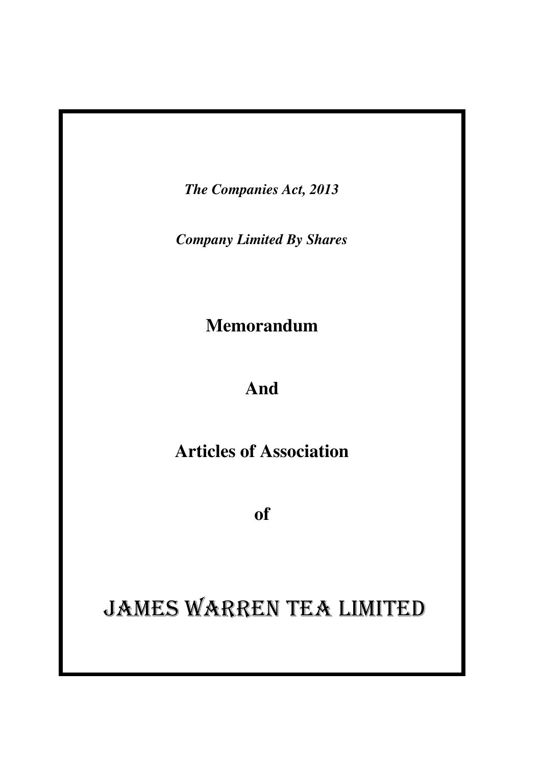*The Companies Act, 2013*

*Company Limited By Shares*

# Memorandum

# And

# Articles of Association

# of

# JAMES WARREN TEA LIMITED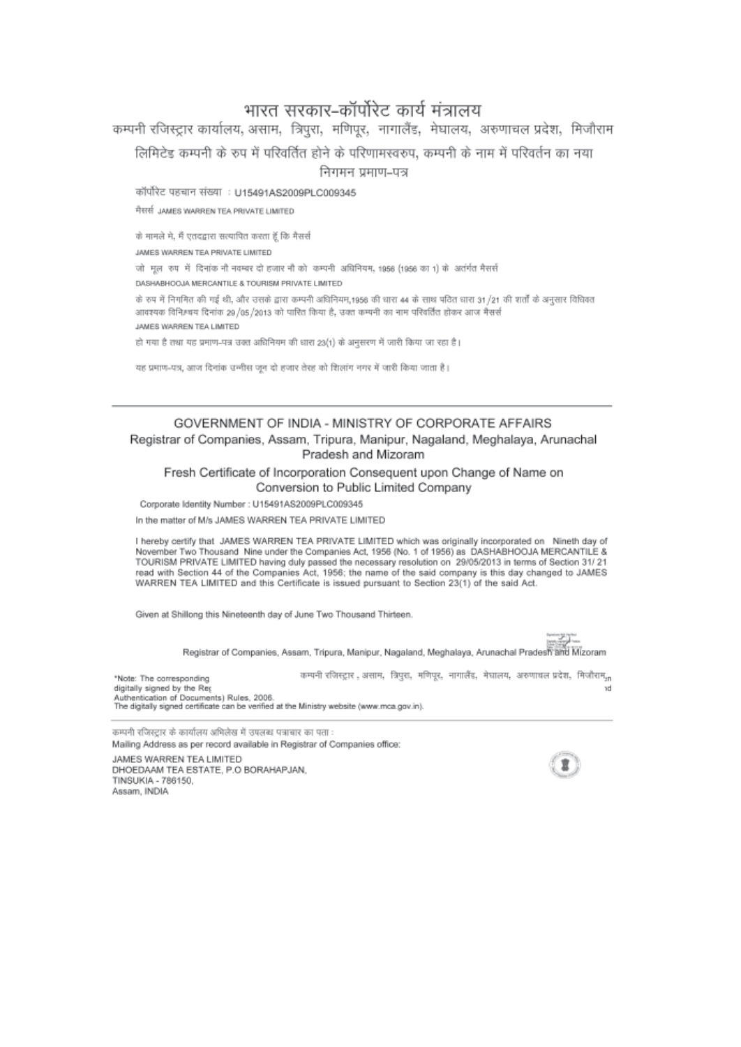# भारत सरकार-कॉर्पोरेट कार्य मंत्रालय

कम्पनी रजिस्ट्रार कार्यालय, असाम, त्रिपुरा, मणिपूर, नागालैंड, मेघालय, अरुणाचल प्रदेश, मिजौराम

लिमिटेड कम्पनी के रुप में परिवर्तित होने के परिणामस्वरुप, कम्पनी के नाम में परिवर्तन का नया निगमन प्रमाण-पत्र

कॉर्पोरेट पहचान संख्या : U15491AS2009PLC009345

मैसर्स JAMES WARREN TEA PRIVATE LIMITED

के मामले मे, मैं एतदद्वारा सत्यापित करता हूँ कि मैसर्स

JAMES WARREN TEA PRIVATE LIMITED

जो मूल रुप में दिनांक नौ नवम्बर दो हजार नौ को कम्पनी अधिनियम, 1956 (1956 का 1) के अंतर्गत मैसर्स

DASHABHOOJA MERCANTILE & TOURISM PRIVATE LIMITED

के रुप में निगमित की गई थी, और उसके द्वारा कम्पनी अधिनियम,1956 की धारा 44 के साथ पठित धारा 31/21 की शर्तों के अनुसार विधिवत आवश्यक विनिश्चय दिनांक 29/05/2013 को पारित किया है, उक्त कम्पनी का नाम परिवर्तित होकर आज मैसर्स

JAMES WARREN TEA LIMITED

हो गया है तथा यह प्रमाण-पत्र उक्त अधिनियम की धारा 23(1) के अनुसरण में जारी किया जा रहा है।

यह प्रमाण-पत्र, आज दिनांक उन्नीस जून दो हजार तेरह को शिलांग नगर में जारी किया जाता है।

---

# GOVERNMENT OF INDIA - MINISTRY OF CORPORATE AFFAIRS

Registrar of Companies, Assam, Tripura, Manipur, Nagaland, Meghalaya, Arunachal Pradesh and Mizoram

Fresh Certificate of Incorporation Consequent upon Change of Name on Conversion to Public Limited Company

Corporate Identity Number : U15491AS2009PLC009345

In the matter of M/s JAMES WARREN TEA PRIVATE LIMITED

I hereby certify that JAMES WARREN TEA PRIVATE LIMITED which was originally incorporated on Nineth day of November Two Thousand Nine under the Companies Act, 1956 (No. 1 of 1956) as DASHABHOOJA MERCANTILE & TOURISM PRIVATE LIMITED having duly passed the necessary resolution on 29/05/2013 in terms of Section 31/ 21 read with Section 44 of the Companies Act, 1956; the name of the said company is this day changed to JAMES WARREN TEA LIMITED and this Certificate is issued pursuant to Section 23(1) of the said Act.

Given at Shillong this Nineteenth day of June Two Thousand Thirteen.

Registrar of Companies, Assam, Tripura, Manipur, Nagaland, Meghalaya, Arunachal Pradesh and Mizoram

कम्पनी रजिस्ट्रार , असाम, त्रिपूर, मणिपूर, नागालैंड, मेघालय, अरुणाचल प्रदेश, मिजौराम

*Note: The corresponding digitally signed by the Reg Authentication of Documents) Rules, 2006. The digitally signed certificate can be verified at the Ministry website (www.mca.gov.in).

---

कम्पनी रजिस्ट्रार के कार्यालय अभिलेख में उपलब्ध पत्राचार का पता :

Mailing Address as per record available in Registrar of Companies office:

JAMES WARREN TEA LIMITED
DHOEDAAM TEA ESTATE, P.O BORAHAPJAN,
TINSUKIA - 786150,
Assam, INDIA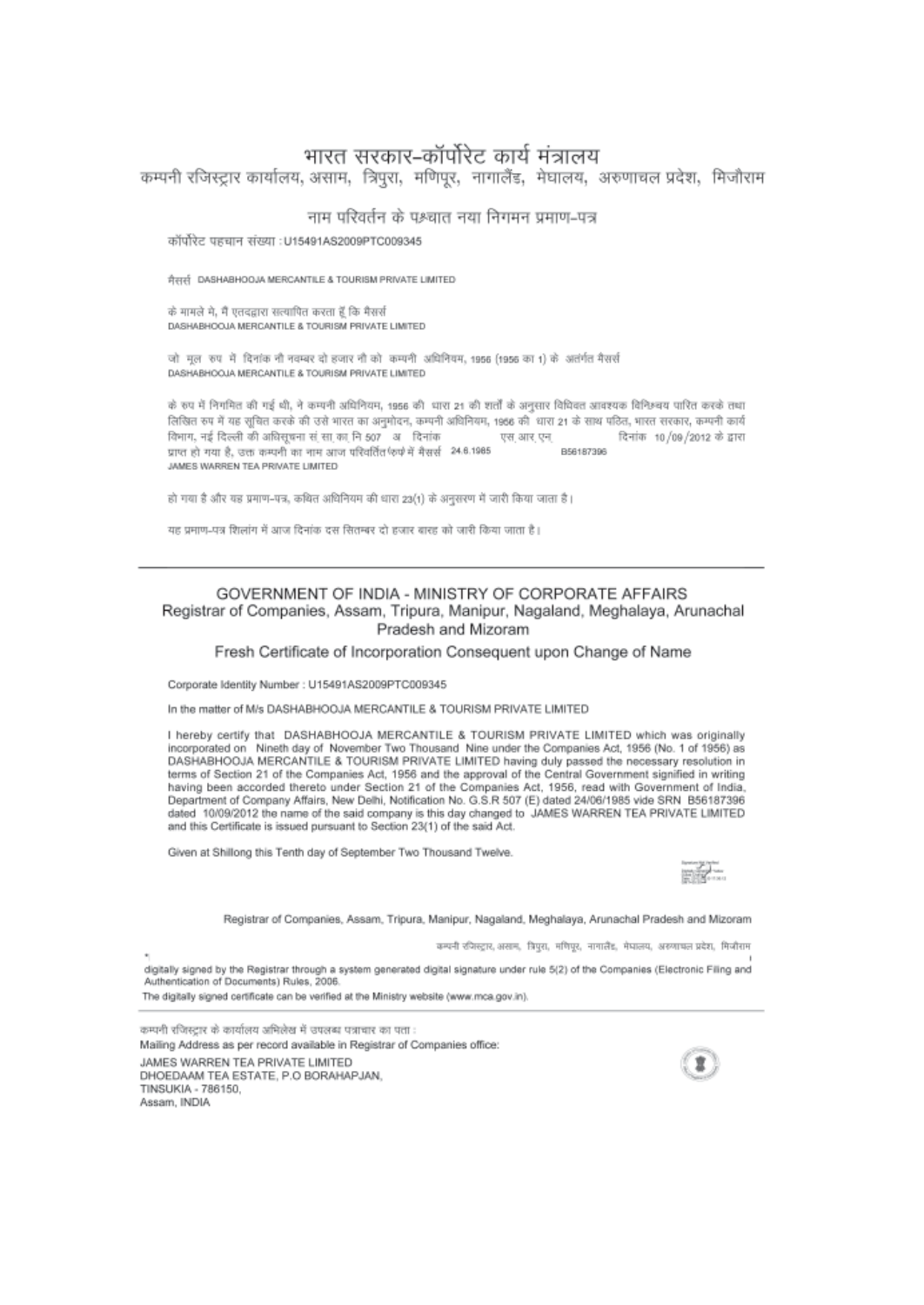# भारत सरकार-कॉर्पोरेट कार्य मंत्रालय

कम्पनी रजिस्ट्रार कार्यालय, असाम, त्रिपुरा, मणिपूर, नागालैंड, मेघालय, अरुणाचल प्रदेश, मिज़ौराम

## नाम परिवर्तन के पश्चात नया निगमन प्रमाण-पत्र

कॉर्पोरेट पहचान संख्या : U15491AS2009PTC009345

मैसर्स DASHABHOOJA MERCANTILE & TOURISM PRIVATE LIMITED

के मामले मे, मैं एतदद्वारा सत्यापित करता हूँ कि मैसर्स DASHABHOOJA MERCANTILE & TOURISM PRIVATE LIMITED

जो मूल रुप में दिनांक नौ नवम्बर दो हजार नौ को कम्पनी अधिनियम, 1956 (1956 का 1) के अंतर्गत मैसर्स DASHABHOOJA MERCANTILE & TOURISM PRIVATE LIMITED

के रुप में निगमित की गई थी, ने कम्पनी अधिनियम, 1956 की धारा 21 की शर्तों के अनुसार विधिवत आवश्यक विनिश्चय पारित करके तथा लिखित रुप में यह सूचित करके की उसे भारत का अनुमोदन, कम्पनी अधिनियम, 1956 की धारा 21 के साथ पठित, भारत सरकार, कम्पनी कार्य विभाग, नई दिल्ली की अधिसूचना सं सा का नि 507 अ दिनांक 24.6.1985 एस आर एन B56187396 दिनांक 10/09/2012 के द्वारा प्राप्त हो गया है, उक्त कम्पनी का नाम आज परिवर्तित रुप में मैसर्स JAMES WARREN TEA PRIVATE LIMITED

हो गया है और यह प्रमाण-पत्र, कथित अधिनियम की धारा 23(1) के अनुसरण में जारी किया जाता है।

यह प्रमाण-पत्र शिलांग में आज दिनांक दस सितम्बर दो हजार बारह को जारी किया जाता है।

---

# GOVERNMENT OF INDIA - MINISTRY OF CORPORATE AFFAIRS

Registrar of Companies, Assam, Tripura, Manipur, Nagaland, Meghalaya, Arunachal Pradesh and Mizoram

## Fresh Certificate of Incorporation Consequent upon Change of Name

Corporate Identity Number : U15491AS2009PTC009345

In the matter of M/s DASHABHOOJA MERCANTILE & TOURISM PRIVATE LIMITED

I hereby certify that DASHABHOOJA MERCANTILE & TOURISM PRIVATE LIMITED which was originally incorporated on Nineth day of November Two Thousand Nine under the Companies Act, 1956 (No. 1 of 1956) as DASHABHOOJA MERCANTILE & TOURISM PRIVATE LIMITED having duly passed the necessary resolution in terms of Section 21 of the Companies Act, 1956 and the approval of the Central Government signified in writing having been accorded thereto under Section 21 of the Companies Act, 1956, read with Government of India, Department of Company Affairs, New Delhi, Notification No. G.S.R 507 (E) dated 24/06/1985 vide SRN B56187396 dated 10/09/2012 the name of the said company is this day changed to JAMES WARREN TEA PRIVATE LIMITED and this Certificate is issued pursuant to Section 23(1) of the said Act.

Given at Shillong this Tenth day of September Two Thousand Twelve.

Registrar of Companies, Assam, Tripura, Manipur, Nagaland, Meghalaya, Arunachal Pradesh and Mizoram

कम्पनी रजिस्ट्रार, असाम, त्रिपुरा, मणिपूर, नागालैंड, मेघालय, अरुणाचल प्रदेश, मिज़ौराम

*digitally signed by the Registrar through a system generated digital signature under rule 5(2) of the Companies (Electronic Filing and Authentication of Documents) Rules, 2006.

The digitally signed certificate can be verified at the Ministry website (www.mca.gov.in).

---

कम्पनी रजिस्ट्रार के कार्यालय अभिलेख में उपलब्ध पत्राचार का पता :

Mailing Address as per record available in Registrar of Companies office:

JAMES WARREN TEA PRIVATE LIMITED
DHOEDAAM TEA ESTATE, P.O BORAHAPJAN,
TINSUKIA - 786150,
Assam, INDIA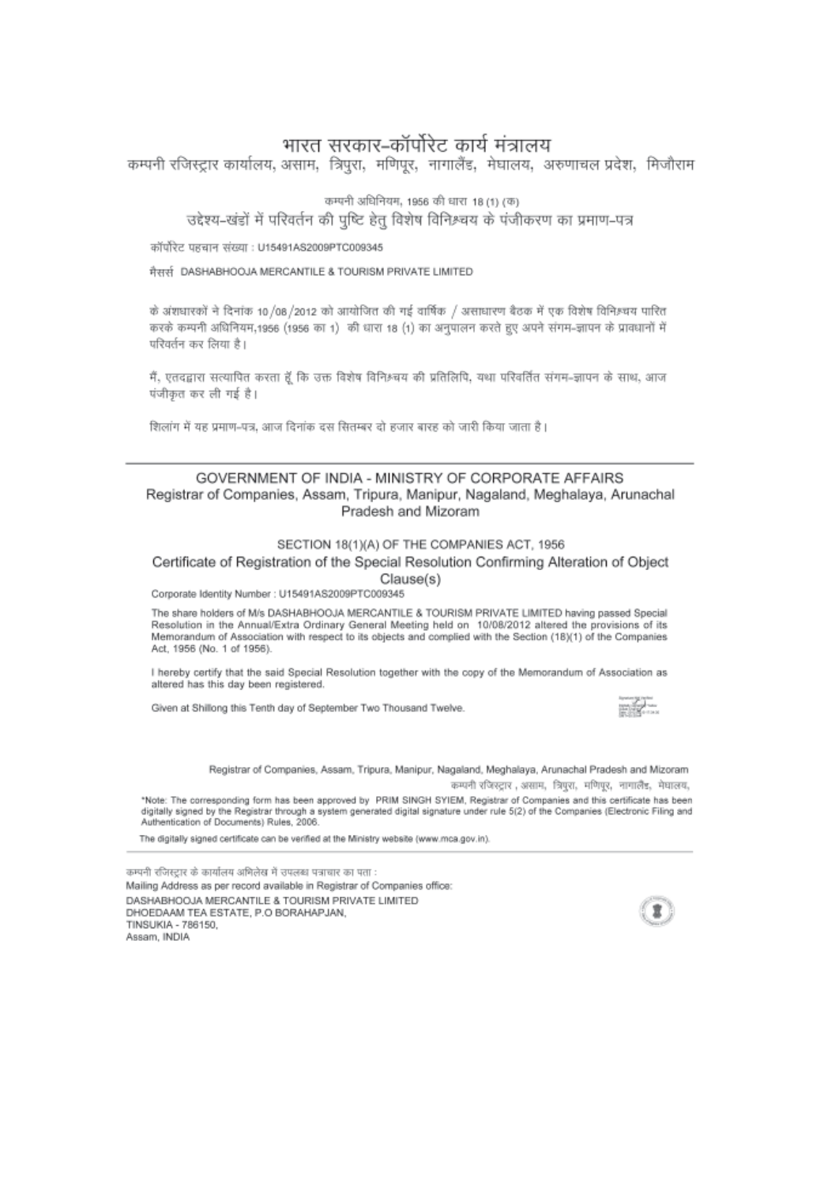# भारत सरकार-कॉर्पोरेट कार्य मंत्रालय

कम्पनी रजिस्ट्रार कार्यालय, असाम, त्रिपुरा, मणिपूर, नागालैंड, मेघालय, अरुणाचल प्रदेश, मिजौराम

कम्पनी अधिनियम, 1956 की धारा 18 (1) (क)

## उद्देश्य-खंडों में परिवर्तन की पुष्टि हेतु विशेष विनिश्चय के पंजीकरण का प्रमाण-पत्र

कॉर्पोरेट पहचान संख्या : U15491AS2009PTC009345

मैसर्स DASHABHOOJA MERCANTILE & TOURISM PRIVATE LIMITED

के अंशधारकों ने दिनांक 10/08/2012 को आयोजित की गई वार्षिक / असाधारण बैठक में एक विशेष विनिश्चय पारित करके कम्पनी अधिनियम,1956 (1956 का 1) की धारा 18 (1) का अनुपालन करते हुए अपने संगम-ज्ञापन के प्रावधानों में परिवर्तन कर लिया है।

मैं, एतदद्वारा सत्यापित करता हूँ कि उक्त विशेष विनिश्चय की प्रतिलिपि, यथा परिवर्तित संगम-ज्ञापन के साथ, आज पंजीकृत कर ली गई है।

शिलांग में यह प्रमाण-पत्र, आज दिनांक दस सितम्बर दो हजार बारह को जारी किया जाता है।

---

# GOVERNMENT OF INDIA - MINISTRY OF CORPORATE AFFAIRS

Registrar of Companies, Assam, Tripura, Manipur, Nagaland, Meghalaya, Arunachal Pradesh and Mizoram

SECTION 18(1)(A) OF THE COMPANIES ACT, 1956

## Certificate of Registration of the Special Resolution Confirming Alteration of Object Clause(s)

Corporate Identity Number : U15491AS2009PTC009345

The share holders of M/s DASHABHOOJA MERCANTILE & TOURISM PRIVATE LIMITED having passed Special Resolution in the Annual/Extra Ordinary General Meeting held on 10/08/2012 altered the provisions of its Memorandum of Association with respect to its objects and complied with the Section (18)(1) of the Companies Act, 1956 (No. 1 of 1956).

I hereby certify that the said Special Resolution together with the copy of the Memorandum of Association as altered has this day been registered.

Given at Shillong this Tenth day of September Two Thousand Twelve.

Registrar of Companies, Assam, Tripura, Manipur, Nagaland, Meghalaya, Arunachal Pradesh and Mizoram

कम्पनी रजिस्ट्रार , असाम, त्रिपुरा, मणिपूर, नागालैंड, मेघालय,

*Note: The corresponding form has been approved by PRIM SINGH SYIEM, Registrar of Companies and this certificate has been digitally signed by the Registrar through a system generated digital signature under rule 5(2) of the Companies (Electronic Filing and Authentication of Documents) Rules, 2006.

The digitally signed certificate can be verified at the Ministry website (www.mca.gov.in).

---

कम्पनी रजिस्ट्रार के कार्यालय अभिलेख में उपलब्ध पत्राचार का पता :

Mailing Address as per record available in Registrar of Companies office:

DASHABHOOJA MERCANTILE & TOURISM PRIVATE LIMITED
DHOEDAAM TEA ESTATE, P.O BORAHAPJAN,
TINSUKIA - 786150,
Assam, INDIA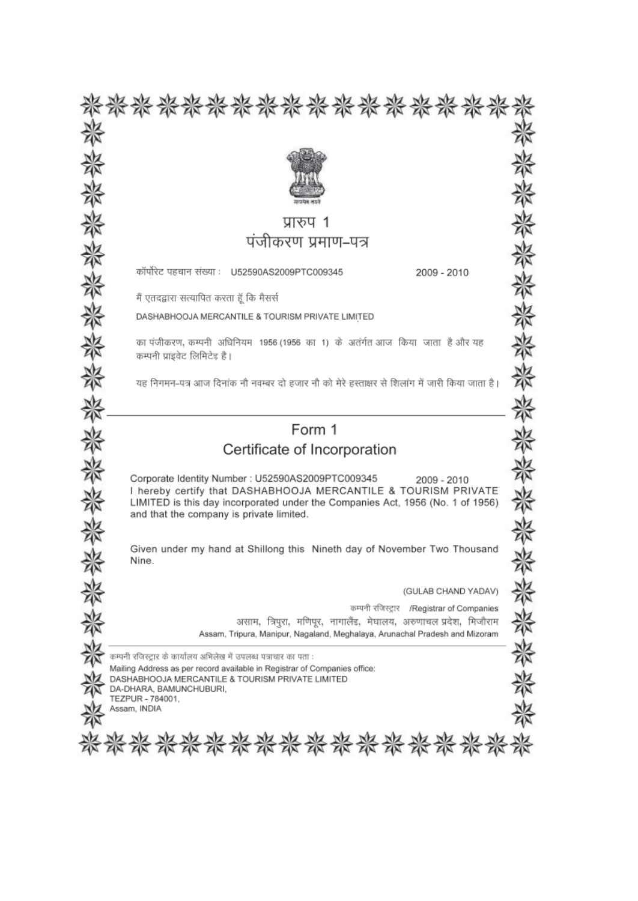सत्यमेव जयते

# प्रारुप 1

## पंजीकरण प्रमाण–पत्र

कॉर्पोरेट पहचान संख्या : U52590AS2009PTC009345 2009 - 2010

मैं एतदद्वारा सत्यापित करता हूँ कि मैसर्स

DASHABHOOJA MERCANTILE & TOURISM PRIVATE LIMITED

का पंजीकरण, कम्पनी अधिनियम 1956 (1956 का 1) के अतंर्गत आज किया जाता है और यह कम्पनी प्राइवेट लिमिटेड है।

यह निगमन–पत्र आज दिनांक नौ नवम्बर दो हजार नौ को मेरे हस्ताक्षर से शिलांग में जारी किया जाता है।

---

# Form 1

## Certificate of Incorporation

Corporate Identity Number : U52590AS2009PTC009345 2009 - 2010

I hereby certify that DASHABHOOJA MERCANTILE & TOURISM PRIVATE LIMITED is this day incorporated under the Companies Act, 1956 (No. 1 of 1956) and that the company is private limited.

Given under my hand at Shillong this Nineth day of November Two Thousand Nine.

(GULAB CHAND YADAV)

कम्पनी रजिस्ट्रार /Registrar of Companies

असाम, त्रिपुरा, मणिपूर, नागालैंड, मेघालय, अरुणाचल प्रदेश, मिजौराम

Assam, Tripura, Manipur, Nagaland, Meghalaya, Arunachal Pradesh and Mizoram

---

कम्पनी रजिस्ट्रार के कार्यालय अभिलेख में उपलब्ध पत्राचार का पता :

Mailing Address as per record available in Registrar of Companies office:

DASHABHOOJA MERCANTILE & TOURISM PRIVATE LIMITED
DA-DHARA, BAMUNCHUBURI,
TEZPUR - 784001,
Assam, INDIA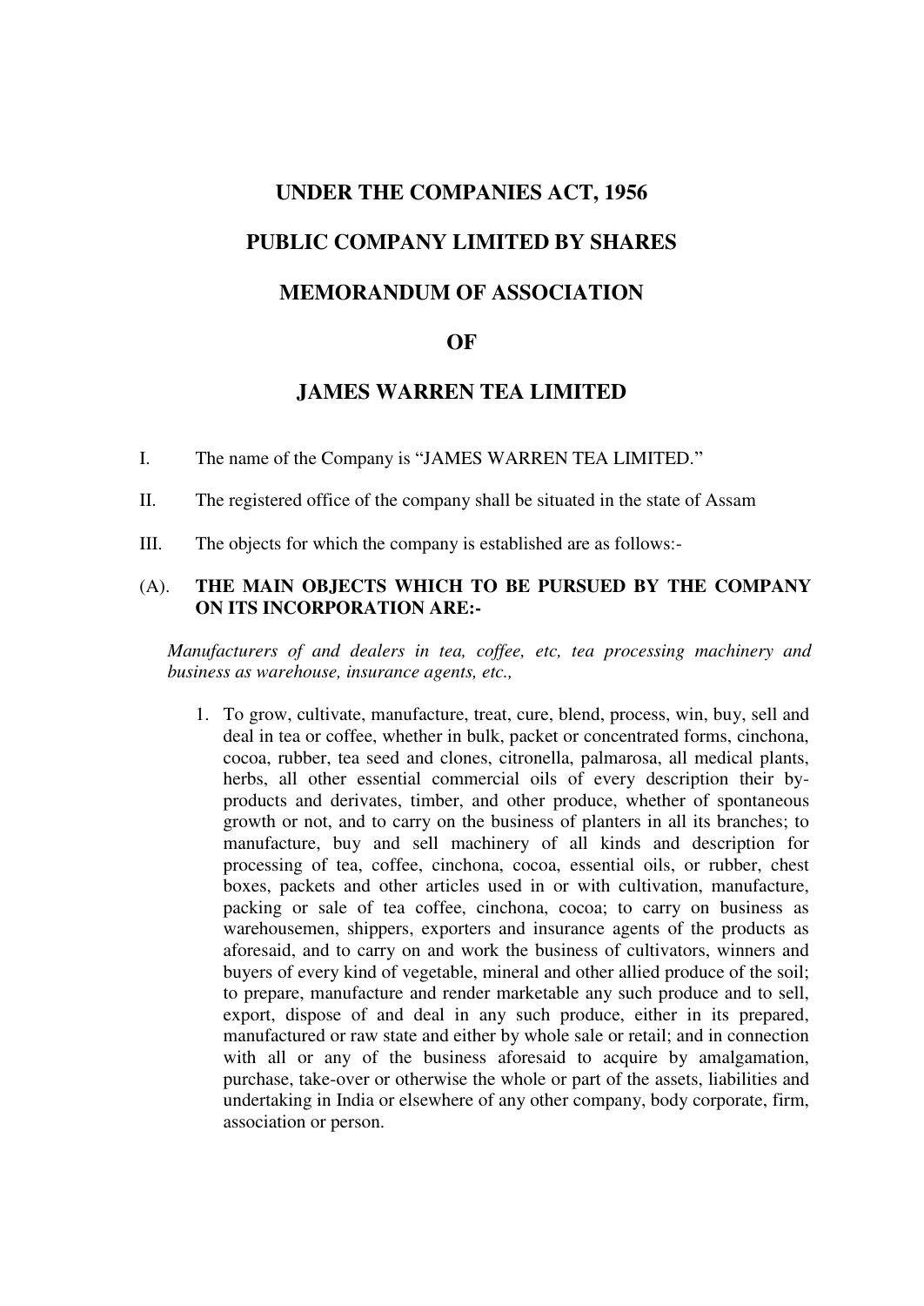# UNDER THE COMPANIES ACT, 1956

# PUBLIC COMPANY LIMITED BY SHARES

# MEMORANDUM OF ASSOCIATION

# OF

# JAMES WARREN TEA LIMITED

I. The name of the Company is "JAMES WARREN TEA LIMITED."

II. The registered office of the company shall be situated in the state of Assam

III. The objects for which the company is established are as follows:-

(A). **THE MAIN OBJECTS WHICH TO BE PURSUED BY THE COMPANY ON ITS INCORPORATION ARE:-**

*Manufacturers of and dealers in tea, coffee, etc, tea processing machinery and business as warehouse, insurance agents, etc.,*

1. To grow, cultivate, manufacture, treat, cure, blend, process, win, buy, sell and deal in tea or coffee, whether in bulk, packet or concentrated forms, cinchona, cocoa, rubber, tea seed and clones, citronella, palmarosa, all medical plants, herbs, all other essential commercial oils of every description their by-products and derivates, timber, and other produce, whether of spontaneous growth or not, and to carry on the business of planters in all its branches; to manufacture, buy and sell machinery of all kinds and description for processing of tea, coffee, cinchona, cocoa, essential oils, or rubber, chest boxes, packets and other articles used in or with cultivation, manufacture, packing or sale of tea coffee, cinchona, cocoa; to carry on business as warehousemen, shippers, exporters and insurance agents of the products as aforesaid, and to carry on and work the business of cultivators, winners and buyers of every kind of vegetable, mineral and other allied produce of the soil; to prepare, manufacture and render marketable any such produce and to sell, export, dispose of and deal in any such produce, either in its prepared, manufactured or raw state and either by whole sale or retail; and in connection with all or any of the business aforesaid to acquire by amalgamation, purchase, take-over or otherwise the whole or part of the assets, liabilities and undertaking in India or elsewhere of any other company, body corporate, firm, association or person.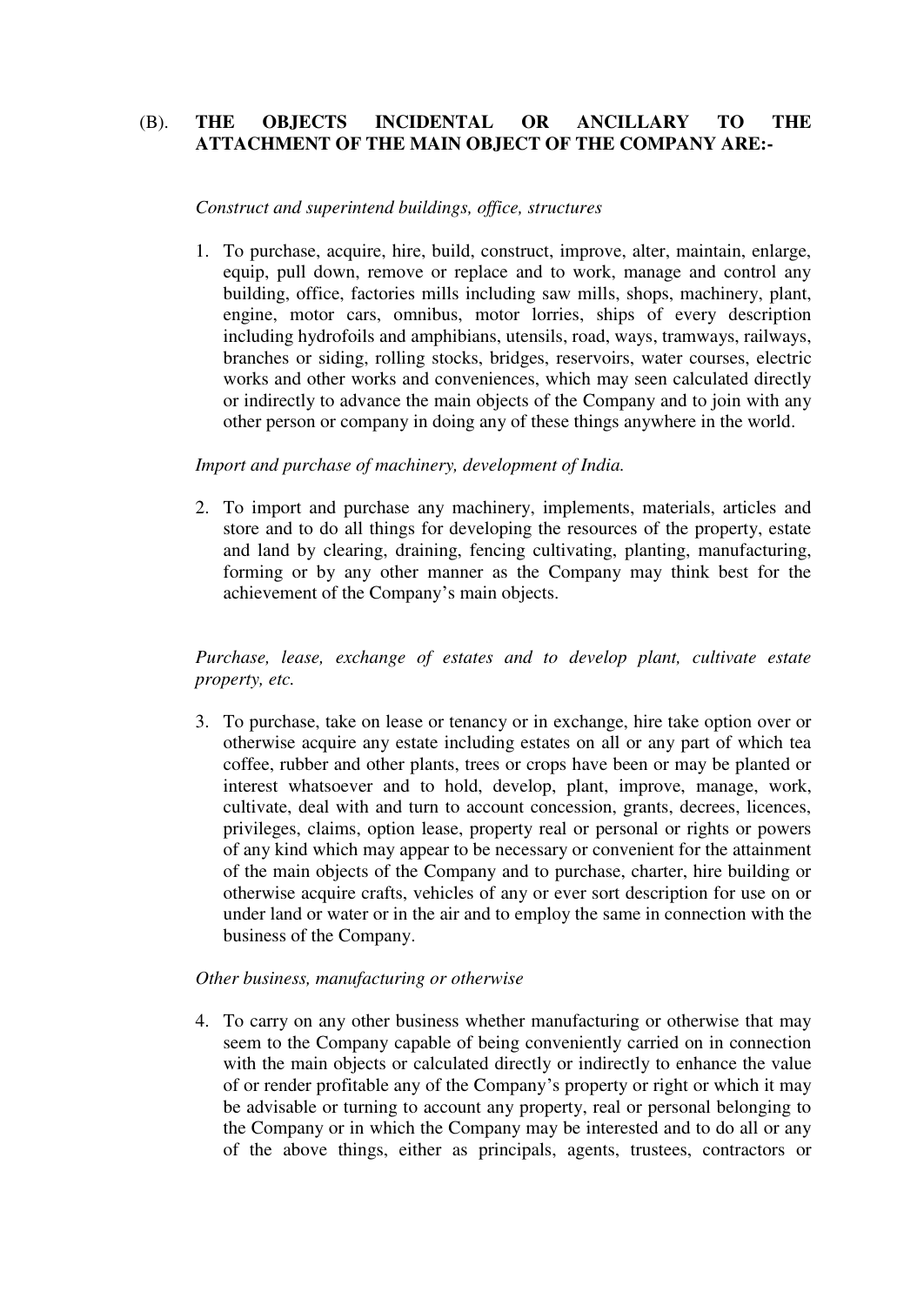## (B). THE OBJECTS INCIDENTAL OR ANCILLARY TO THE ATTACHMENT OF THE MAIN OBJECT OF THE COMPANY ARE:-

*Construct and superintend buildings, office, structures*

1. To purchase, acquire, hire, build, construct, improve, alter, maintain, enlarge, equip, pull down, remove or replace and to work, manage and control any building, office, factories mills including saw mills, shops, machinery, plant, engine, motor cars, omnibus, motor lorries, ships of every description including hydrofoils and amphibians, utensils, road, ways, tramways, railways, branches or siding, rolling stocks, bridges, reservoirs, water courses, electric works and other works and conveniences, which may seen calculated directly or indirectly to advance the main objects of the Company and to join with any other person or company in doing any of these things anywhere in the world.

*Import and purchase of machinery, development of India.*

2. To import and purchase any machinery, implements, materials, articles and store and to do all things for developing the resources of the property, estate and land by clearing, draining, fencing cultivating, planting, manufacturing, forming or by any other manner as the Company may think best for the achievement of the Company's main objects.

*Purchase, lease, exchange of estates and to develop plant, cultivate estate property, etc.*

3. To purchase, take on lease or tenancy or in exchange, hire take option over or otherwise acquire any estate including estates on all or any part of which tea coffee, rubber and other plants, trees or crops have been or may be planted or interest whatsoever and to hold, develop, plant, improve, manage, work, cultivate, deal with and turn to account concession, grants, decrees, licences, privileges, claims, option lease, property real or personal or rights or powers of any kind which may appear to be necessary or convenient for the attainment of the main objects of the Company and to purchase, charter, hire building or otherwise acquire crafts, vehicles of any or ever sort description for use on or under land or water or in the air and to employ the same in connection with the business of the Company.

*Other business, manufacturing or otherwise*

4. To carry on any other business whether manufacturing or otherwise that may seem to the Company capable of being conveniently carried on in connection with the main objects or calculated directly or indirectly to enhance the value of or render profitable any of the Company's property or right or which it may be advisable or turning to account any property, real or personal belonging to the Company or in which the Company may be interested and to do all or any of the above things, either as principals, agents, trustees, contractors or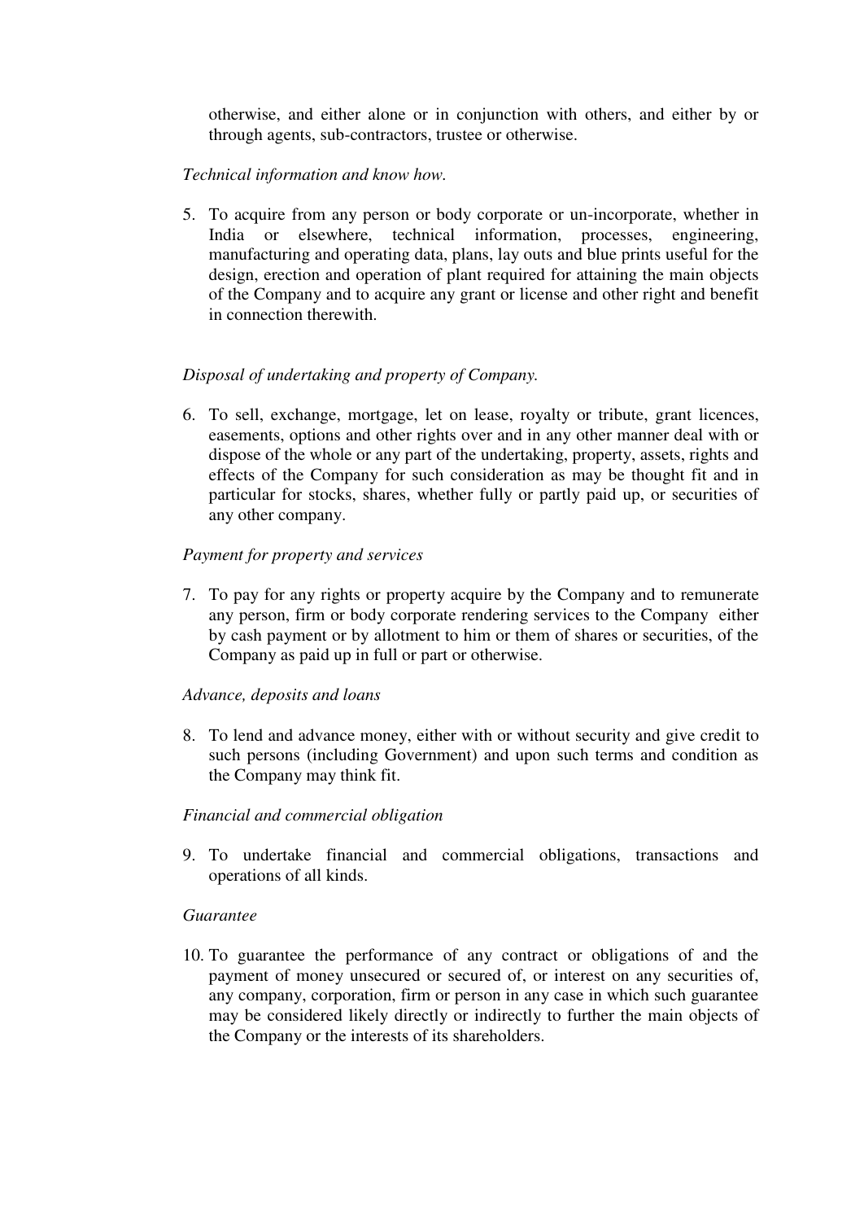otherwise, and either alone or in conjunction with others, and either by or through agents, sub-contractors, trustee or otherwise.

*Technical information and know how.*

5. To acquire from any person or body corporate or un-incorporate, whether in India or elsewhere, technical information, processes, engineering, manufacturing and operating data, plans, lay outs and blue prints useful for the design, erection and operation of plant required for attaining the main objects of the Company and to acquire any grant or license and other right and benefit in connection therewith.

*Disposal of undertaking and property of Company.*

6. To sell, exchange, mortgage, let on lease, royalty or tribute, grant licences, easements, options and other rights over and in any other manner deal with or dispose of the whole or any part of the undertaking, property, assets, rights and effects of the Company for such consideration as may be thought fit and in particular for stocks, shares, whether fully or partly paid up, or securities of any other company.

*Payment for property and services*

7. To pay for any rights or property acquire by the Company and to remunerate any person, firm or body corporate rendering services to the Company either by cash payment or by allotment to him or them of shares or securities, of the Company as paid up in full or part or otherwise.

*Advance, deposits and loans*

8. To lend and advance money, either with or without security and give credit to such persons (including Government) and upon such terms and condition as the Company may think fit.

*Financial and commercial obligation*

9. To undertake financial and commercial obligations, transactions and operations of all kinds.

*Guarantee*

10. To guarantee the performance of any contract or obligations of and the payment of money unsecured or secured of, or interest on any securities of, any company, corporation, firm or person in any case in which such guarantee may be considered likely directly or indirectly to further the main objects of the Company or the interests of its shareholders.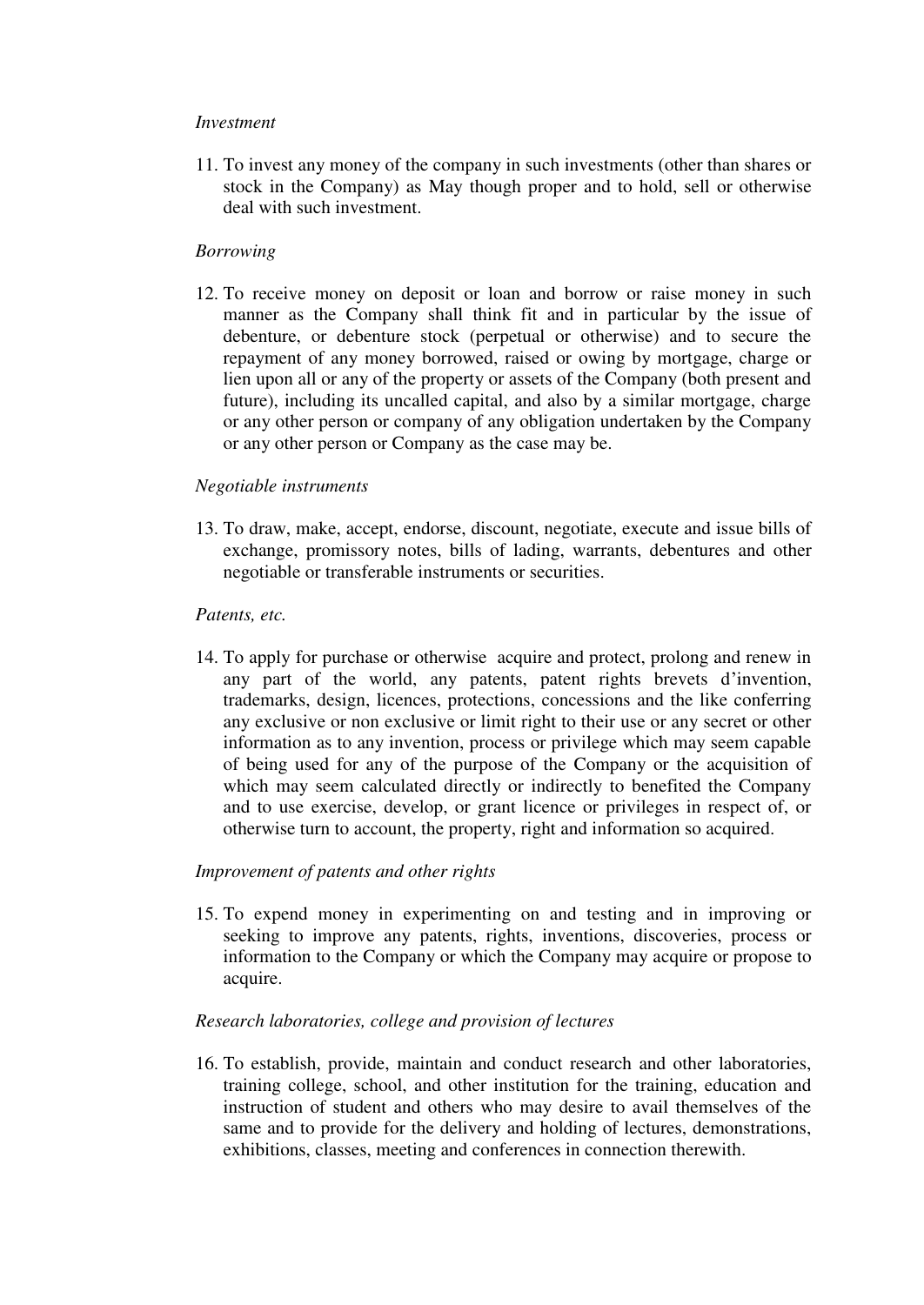*Investment*

11. To invest any money of the company in such investments (other than shares or stock in the Company) as May though proper and to hold, sell or otherwise deal with such investment.

*Borrowing*

12. To receive money on deposit or loan and borrow or raise money in such manner as the Company shall think fit and in particular by the issue of debenture, or debenture stock (perpetual or otherwise) and to secure the repayment of any money borrowed, raised or owing by mortgage, charge or lien upon all or any of the property or assets of the Company (both present and future), including its uncalled capital, and also by a similar mortgage, charge or any other person or company of any obligation undertaken by the Company or any other person or Company as the case may be.

*Negotiable instruments*

13. To draw, make, accept, endorse, discount, negotiate, execute and issue bills of exchange, promissory notes, bills of lading, warrants, debentures and other negotiable or transferable instruments or securities.

*Patents, etc.*

14. To apply for purchase or otherwise acquire and protect, prolong and renew in any part of the world, any patents, patent rights brevets d'invention, trademarks, design, licences, protections, concessions and the like conferring any exclusive or non exclusive or limit right to their use or any secret or other information as to any invention, process or privilege which may seem capable of being used for any of the purpose of the Company or the acquisition of which may seem calculated directly or indirectly to benefited the Company and to use exercise, develop, or grant licence or privileges in respect of, or otherwise turn to account, the property, right and information so acquired.

*Improvement of patents and other rights*

15. To expend money in experimenting on and testing and in improving or seeking to improve any patents, rights, inventions, discoveries, process or information to the Company or which the Company may acquire or propose to acquire.

*Research laboratories, college and provision of lectures*

16. To establish, provide, maintain and conduct research and other laboratories, training college, school, and other institution for the training, education and instruction of student and others who may desire to avail themselves of the same and to provide for the delivery and holding of lectures, demonstrations, exhibitions, classes, meeting and conferences in connection therewith.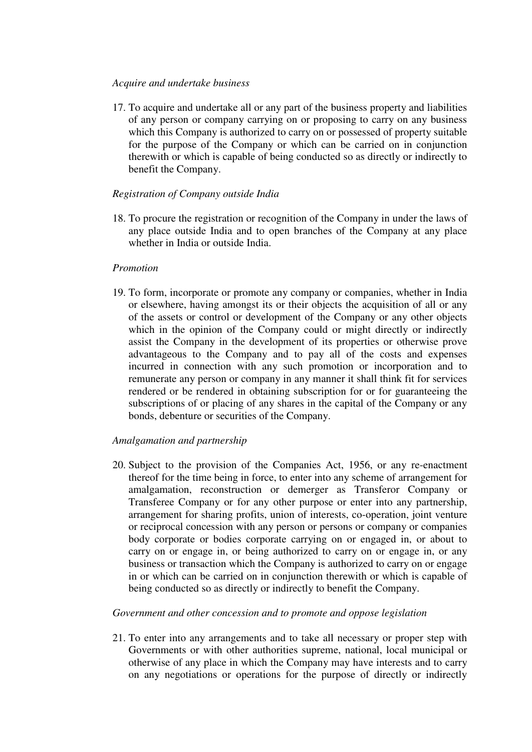*Acquire and undertake business*

17. To acquire and undertake all or any part of the business property and liabilities of any person or company carrying on or proposing to carry on any business which this Company is authorized to carry on or possessed of property suitable for the purpose of the Company or which can be carried on in conjunction therewith or which is capable of being conducted so as directly or indirectly to benefit the Company.

*Registration of Company outside India*

18. To procure the registration or recognition of the Company in under the laws of any place outside India and to open branches of the Company at any place whether in India or outside India.

*Promotion*

19. To form, incorporate or promote any company or companies, whether in India or elsewhere, having amongst its or their objects the acquisition of all or any of the assets or control or development of the Company or any other objects which in the opinion of the Company could or might directly or indirectly assist the Company in the development of its properties or otherwise prove advantageous to the Company and to pay all of the costs and expenses incurred in connection with any such promotion or incorporation and to remunerate any person or company in any manner it shall think fit for services rendered or be rendered in obtaining subscription for or for guaranteeing the subscriptions of or placing of any shares in the capital of the Company or any bonds, debenture or securities of the Company.

*Amalgamation and partnership*

20. Subject to the provision of the Companies Act, 1956, or any re-enactment thereof for the time being in force, to enter into any scheme of arrangement for amalgamation, reconstruction or demerger as Transferor Company or Transferee Company or for any other purpose or enter into any partnership, arrangement for sharing profits, union of interests, co-operation, joint venture or reciprocal concession with any person or persons or company or companies body corporate or bodies corporate carrying on or engaged in, or about to carry on or engage in, or being authorized to carry on or engage in, or any business or transaction which the Company is authorized to carry on or engage in or which can be carried on in conjunction therewith or which is capable of being conducted so as directly or indirectly to benefit the Company.

*Government and other concession and to promote and oppose legislation*

21. To enter into any arrangements and to take all necessary or proper step with Governments or with other authorities supreme, national, local municipal or otherwise of any place in which the Company may have interests and to carry on any negotiations or operations for the purpose of directly or indirectly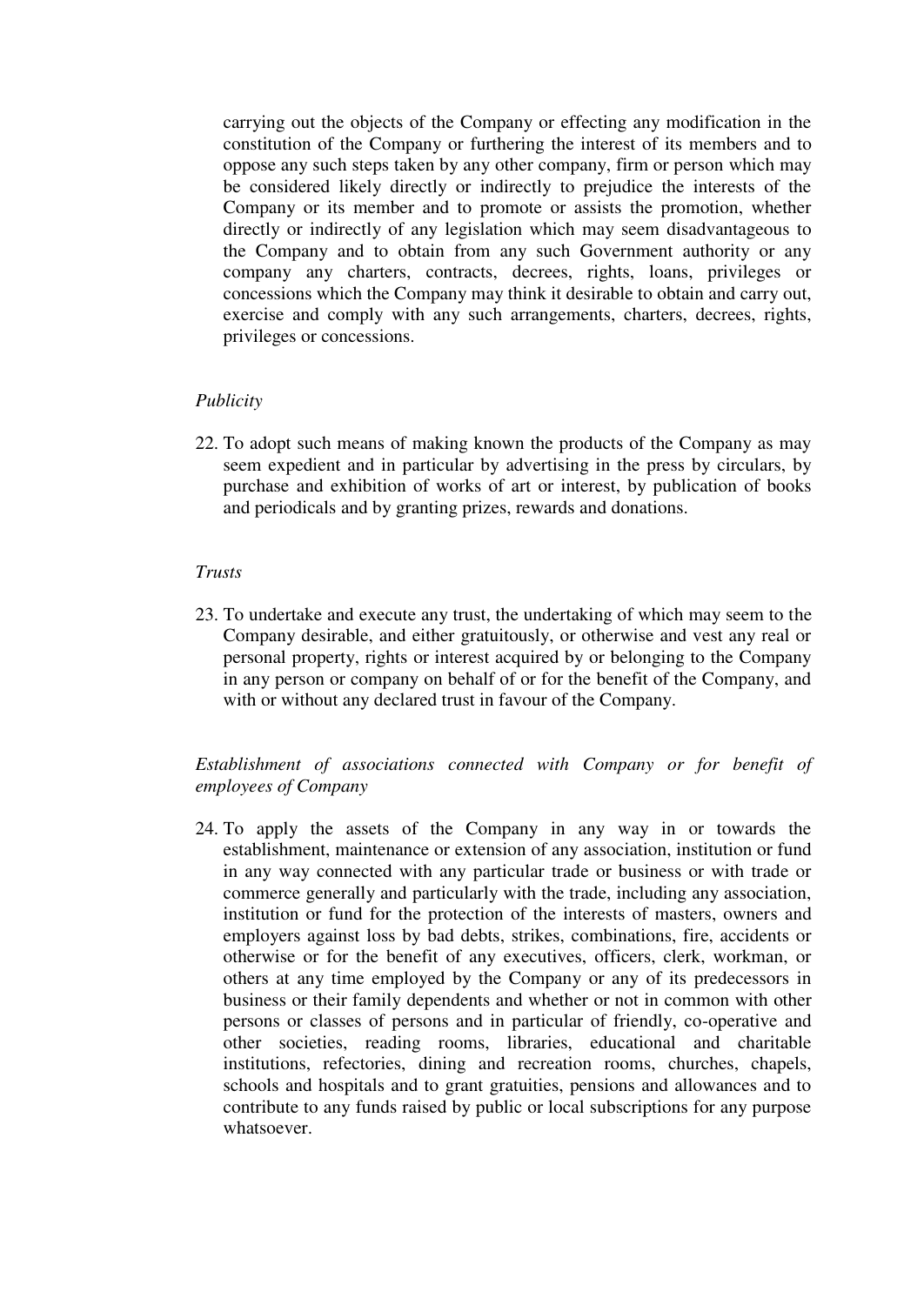carrying out the objects of the Company or effecting any modification in the constitution of the Company or furthering the interest of its members and to oppose any such steps taken by any other company, firm or person which may be considered likely directly or indirectly to prejudice the interests of the Company or its member and to promote or assists the promotion, whether directly or indirectly of any legislation which may seem disadvantageous to the Company and to obtain from any such Government authority or any company any charters, contracts, decrees, rights, loans, privileges or concessions which the Company may think it desirable to obtain and carry out, exercise and comply with any such arrangements, charters, decrees, rights, privileges or concessions.

*Publicity*

22. To adopt such means of making known the products of the Company as may seem expedient and in particular by advertising in the press by circulars, by purchase and exhibition of works of art or interest, by publication of books and periodicals and by granting prizes, rewards and donations.

*Trusts*

23. To undertake and execute any trust, the undertaking of which may seem to the Company desirable, and either gratuitously, or otherwise and vest any real or personal property, rights or interest acquired by or belonging to the Company in any person or company on behalf of or for the benefit of the Company, and with or without any declared trust in favour of the Company.

*Establishment of associations connected with Company or for benefit of employees of Company*

24. To apply the assets of the Company in any way in or towards the establishment, maintenance or extension of any association, institution or fund in any way connected with any particular trade or business or with trade or commerce generally and particularly with the trade, including any association, institution or fund for the protection of the interests of masters, owners and employers against loss by bad debts, strikes, combinations, fire, accidents or otherwise or for the benefit of any executives, officers, clerk, workman, or others at any time employed by the Company or any of its predecessors in business or their family dependents and whether or not in common with other persons or classes of persons and in particular of friendly, co-operative and other societies, reading rooms, libraries, educational and charitable institutions, refectories, dining and recreation rooms, churches, chapels, schools and hospitals and to grant gratuities, pensions and allowances and to contribute to any funds raised by public or local subscriptions for any purpose whatsoever.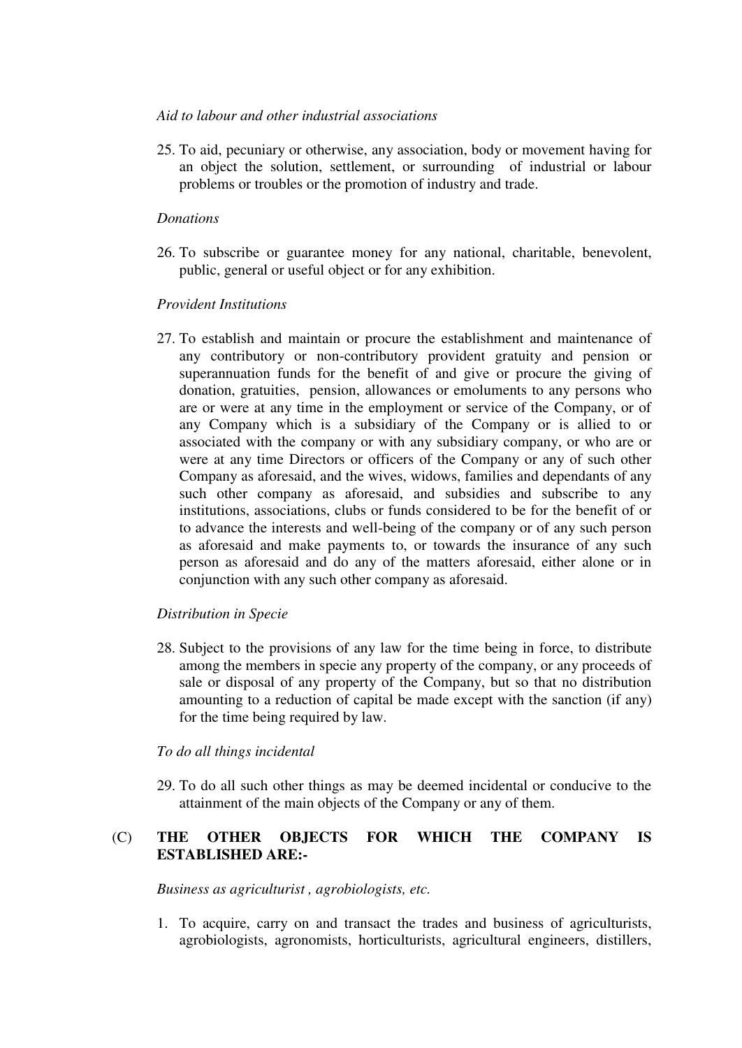*Aid to labour and other industrial associations*

25. To aid, pecuniary or otherwise, any association, body or movement having for an object the solution, settlement, or surrounding of industrial or labour problems or troubles or the promotion of industry and trade.

*Donations*

26. To subscribe or guarantee money for any national, charitable, benevolent, public, general or useful object or for any exhibition.

*Provident Institutions*

27. To establish and maintain or procure the establishment and maintenance of any contributory or non-contributory provident gratuity and pension or superannuation funds for the benefit of and give or procure the giving of donation, gratuities, pension, allowances or emoluments to any persons who are or were at any time in the employment or service of the Company, or of any Company which is a subsidiary of the Company or is allied to or associated with the company or with any subsidiary company, or who are or were at any time Directors or officers of the Company or any of such other Company as aforesaid, and the wives, widows, families and dependants of any such other company as aforesaid, and subsidies and subscribe to any institutions, associations, clubs or funds considered to be for the benefit of or to advance the interests and well-being of the company or of any such person as aforesaid and make payments to, or towards the insurance of any such person as aforesaid and do any of the matters aforesaid, either alone or in conjunction with any such other company as aforesaid.

*Distribution in Specie*

28. Subject to the provisions of any law for the time being in force, to distribute among the members in specie any property of the company, or any proceeds of sale or disposal of any property of the Company, but so that no distribution amounting to a reduction of capital be made except with the sanction (if any) for the time being required by law.

*To do all things incidental*

29. To do all such other things as may be deemed incidental or conducive to the attainment of the main objects of the Company or any of them.

(C) **THE OTHER OBJECTS FOR WHICH THE COMPANY IS ESTABLISHED ARE:-**

*Business as agriculturist , agrobiologists, etc.*

1. To acquire, carry on and transact the trades and business of agriculturists, agrobiologists, agronomists, horticulturists, agricultural engineers, distillers,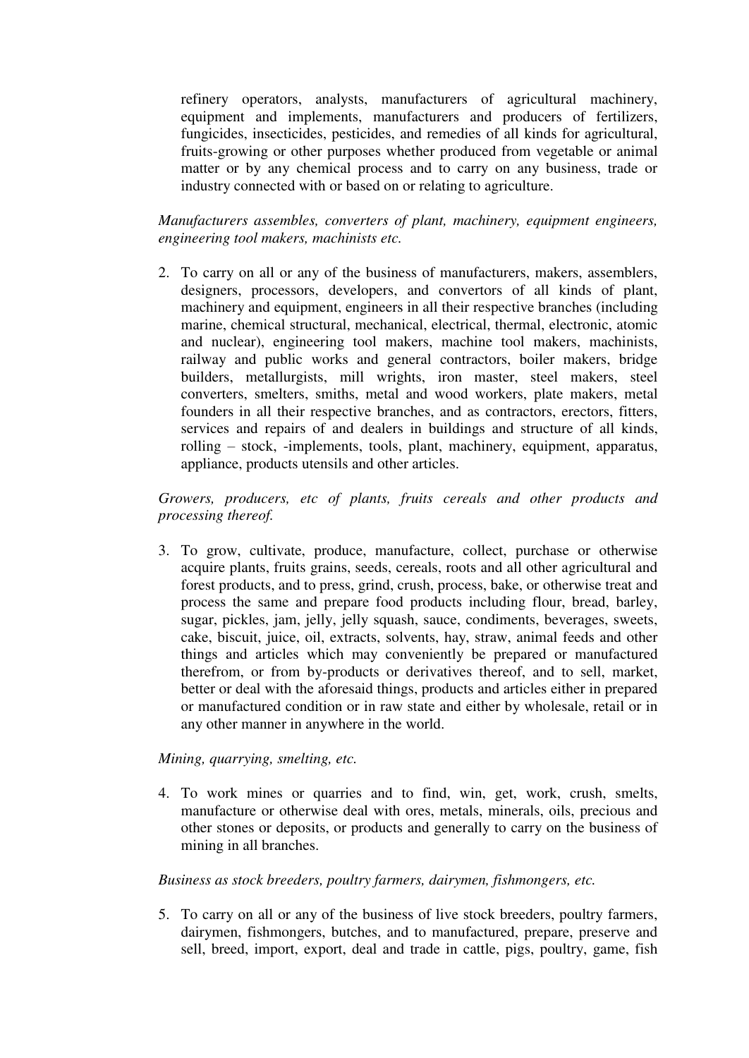refinery operators, analysts, manufacturers of agricultural machinery, equipment and implements, manufacturers and producers of fertilizers, fungicides, insecticides, pesticides, and remedies of all kinds for agricultural, fruits-growing or other purposes whether produced from vegetable or animal matter or by any chemical process and to carry on any business, trade or industry connected with or based on or relating to agriculture.

*Manufacturers assembles, converters of plant, machinery, equipment engineers, engineering tool makers, machinists etc.*

2. To carry on all or any of the business of manufacturers, makers, assemblers, designers, processors, developers, and convertors of all kinds of plant, machinery and equipment, engineers in all their respective branches (including marine, chemical structural, mechanical, electrical, thermal, electronic, atomic and nuclear), engineering tool makers, machine tool makers, machinists, railway and public works and general contractors, boiler makers, bridge builders, metallurgists, mill wrights, iron master, steel makers, steel converters, smelters, smiths, metal and wood workers, plate makers, metal founders in all their respective branches, and as contractors, erectors, fitters, services and repairs of and dealers in buildings and structure of all kinds, rolling – stock, -implements, tools, plant, machinery, equipment, apparatus, appliance, products utensils and other articles.

*Growers, producers, etc of plants, fruits cereals and other products and processing thereof.*

3. To grow, cultivate, produce, manufacture, collect, purchase or otherwise acquire plants, fruits grains, seeds, cereals, roots and all other agricultural and forest products, and to press, grind, crush, process, bake, or otherwise treat and process the same and prepare food products including flour, bread, barley, sugar, pickles, jam, jelly, jelly squash, sauce, condiments, beverages, sweets, cake, biscuit, juice, oil, extracts, solvents, hay, straw, animal feeds and other things and articles which may conveniently be prepared or manufactured therefrom, or from by-products or derivatives thereof, and to sell, market, better or deal with the aforesaid things, products and articles either in prepared or manufactured condition or in raw state and either by wholesale, retail or in any other manner in anywhere in the world.

*Mining, quarrying, smelting, etc.*

4. To work mines or quarries and to find, win, get, work, crush, smelts, manufacture or otherwise deal with ores, metals, minerals, oils, precious and other stones or deposits, or products and generally to carry on the business of mining in all branches.

*Business as stock breeders, poultry farmers, dairymen, fishmongers, etc.*

5. To carry on all or any of the business of live stock breeders, poultry farmers, dairymen, fishmongers, butches, and to manufactured, prepare, preserve and sell, breed, import, export, deal and trade in cattle, pigs, poultry, game, fish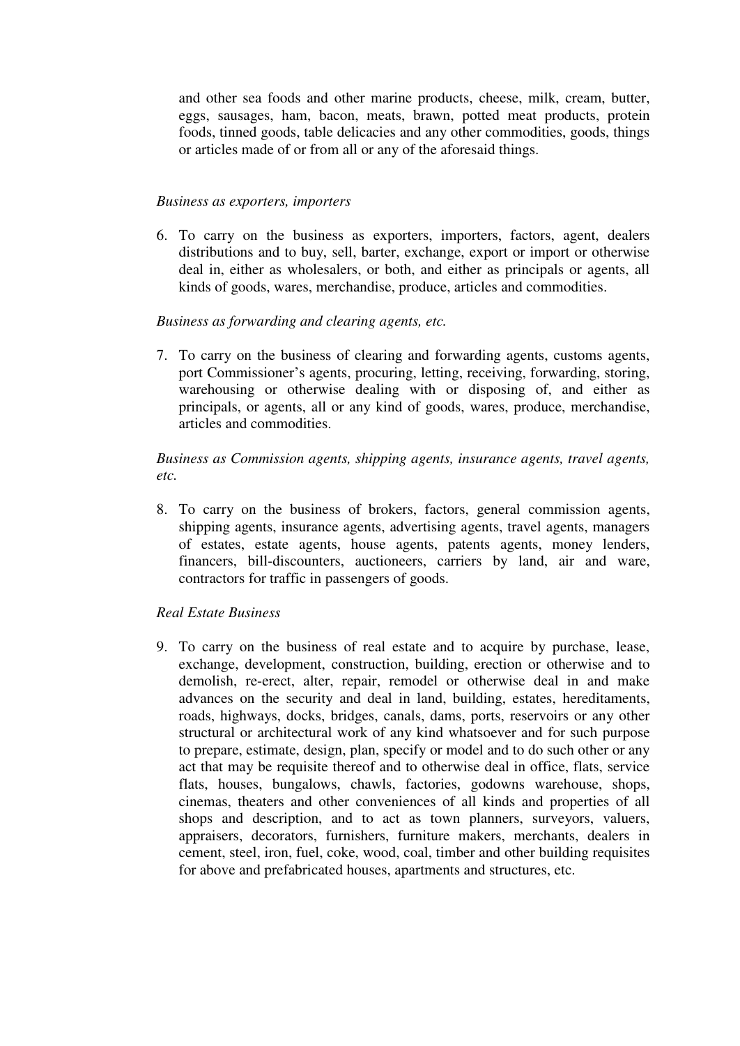and other sea foods and other marine products, cheese, milk, cream, butter, eggs, sausages, ham, bacon, meats, brawn, potted meat products, protein foods, tinned goods, table delicacies and any other commodities, goods, things or articles made of or from all or any of the aforesaid things.

*Business as exporters, importers*

6. To carry on the business as exporters, importers, factors, agent, dealers distributions and to buy, sell, barter, exchange, export or import or otherwise deal in, either as wholesalers, or both, and either as principals or agents, all kinds of goods, wares, merchandise, produce, articles and commodities.

*Business as forwarding and clearing agents, etc.*

7. To carry on the business of clearing and forwarding agents, customs agents, port Commissioner's agents, procuring, letting, receiving, forwarding, storing, warehousing or otherwise dealing with or disposing of, and either as principals, or agents, all or any kind of goods, wares, produce, merchandise, articles and commodities.

*Business as Commission agents, shipping agents, insurance agents, travel agents, etc.*

8. To carry on the business of brokers, factors, general commission agents, shipping agents, insurance agents, advertising agents, travel agents, managers of estates, estate agents, house agents, patents agents, money lenders, financers, bill-discounters, auctioneers, carriers by land, air and ware, contractors for traffic in passengers of goods.

*Real Estate Business*

9. To carry on the business of real estate and to acquire by purchase, lease, exchange, development, construction, building, erection or otherwise and to demolish, re-erect, alter, repair, remodel or otherwise deal in and make advances on the security and deal in land, building, estates, hereditaments, roads, highways, docks, bridges, canals, dams, ports, reservoirs or any other structural or architectural work of any kind whatsoever and for such purpose to prepare, estimate, design, plan, specify or model and to do such other or any act that may be requisite thereof and to otherwise deal in office, flats, service flats, houses, bungalows, chawls, factories, godowns warehouse, shops, cinemas, theaters and other conveniences of all kinds and properties of all shops and description, and to act as town planners, surveyors, valuers, appraisers, decorators, furnishers, furniture makers, merchants, dealers in cement, steel, iron, fuel, coke, wood, coal, timber and other building requisites for above and prefabricated houses, apartments and structures, etc.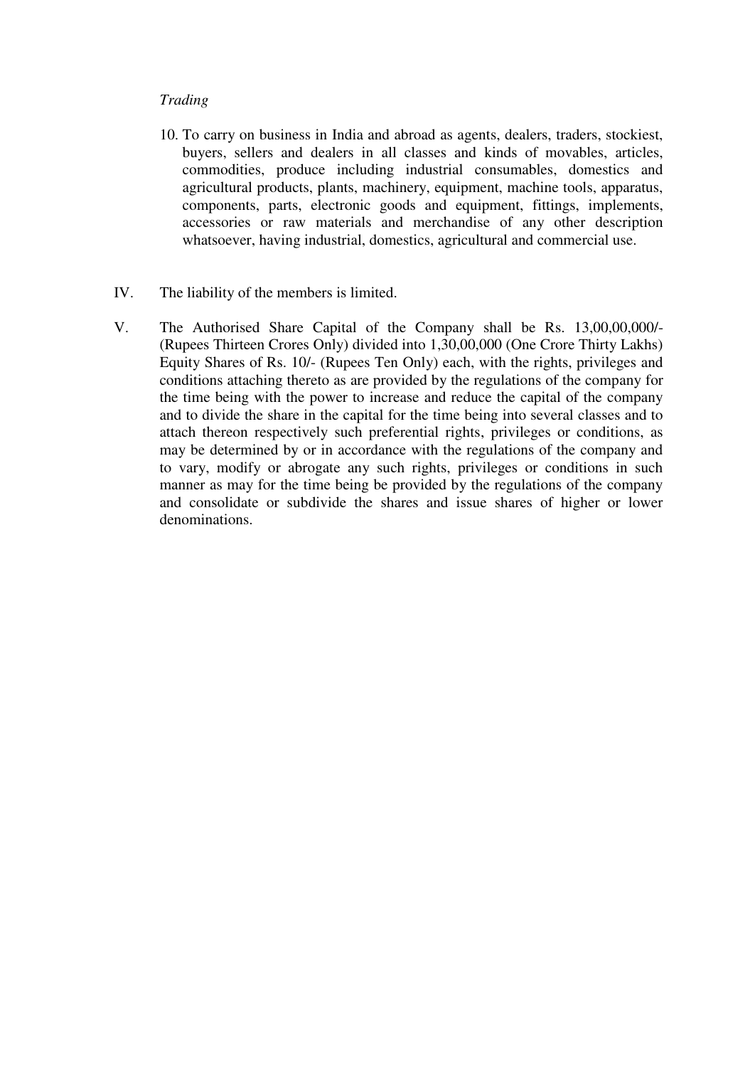*Trading*

10. To carry on business in India and abroad as agents, dealers, traders, stockiest, buyers, sellers and dealers in all classes and kinds of movables, articles, commodities, produce including industrial consumables, domestics and agricultural products, plants, machinery, equipment, machine tools, apparatus, components, parts, electronic goods and equipment, fittings, implements, accessories or raw materials and merchandise of any other description whatsoever, having industrial, domestics, agricultural and commercial use.

IV. The liability of the members is limited.

V. The Authorised Share Capital of the Company shall be Rs. 13,00,00,000/- (Rupees Thirteen Crores Only) divided into 1,30,00,000 (One Crore Thirty Lakhs) Equity Shares of Rs. 10/- (Rupees Ten Only) each, with the rights, privileges and conditions attaching thereto as are provided by the regulations of the company for the time being with the power to increase and reduce the capital of the company and to divide the share in the capital for the time being into several classes and to attach thereon respectively such preferential rights, privileges or conditions, as may be determined by or in accordance with the regulations of the company and to vary, modify or abrogate any such rights, privileges or conditions in such manner as may for the time being be provided by the regulations of the company and consolidate or subdivide the shares and issue shares of higher or lower denominations.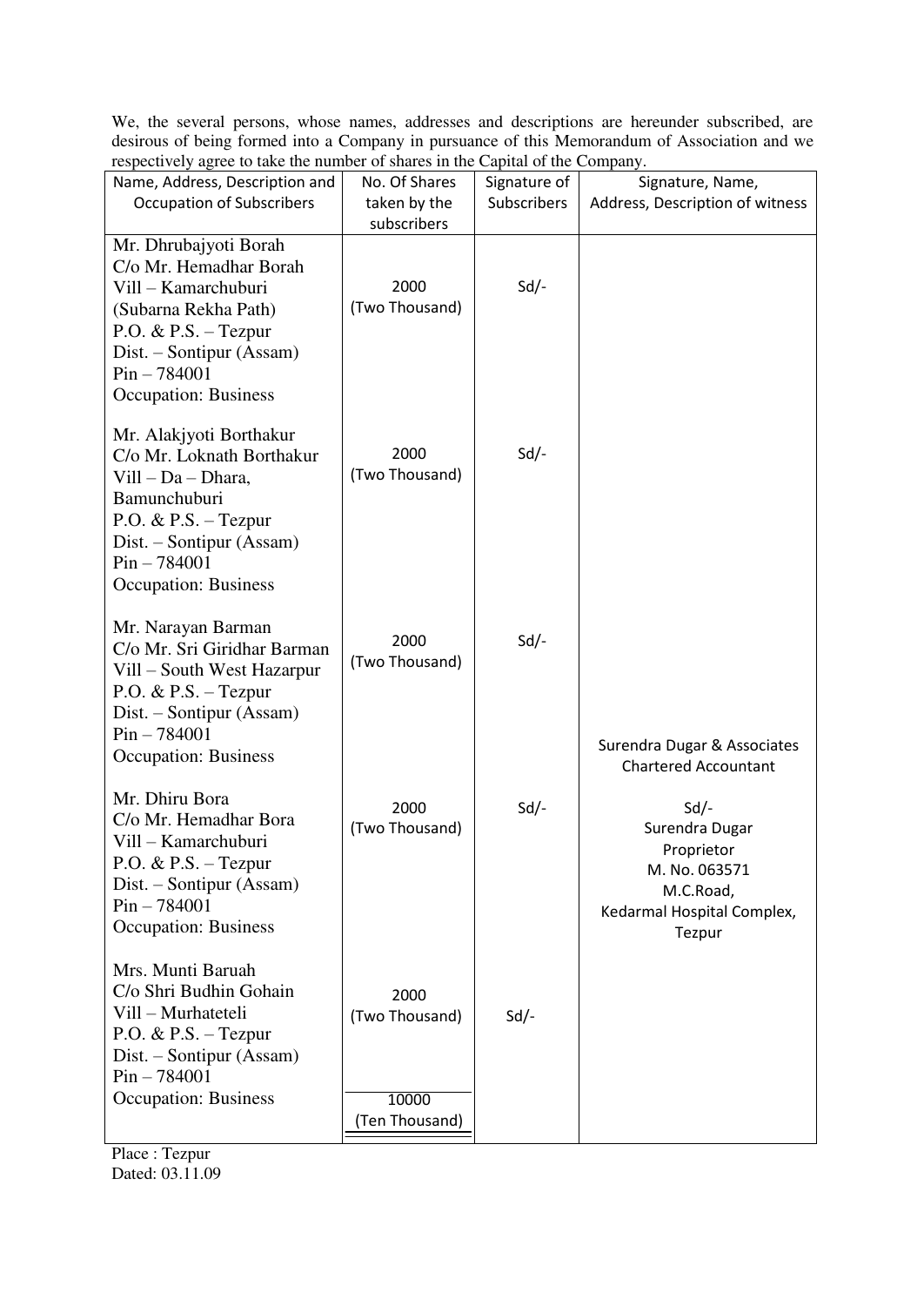We, the several persons, whose names, addresses and descriptions are hereunder subscribed, are desirous of being formed into a Company in pursuance of this Memorandum of Association and we respectively agree to take the number of shares in the Capital of the Company.

| Name, Address, Description and Occupation of Subscribers | No. Of Shares taken by the subscribers | Signature of Subscribers | Signature, Name, Address, Description of witness |
|---|---|---|---|
| Mr. Dhrubajyoti Borah<br>C/o Mr. Hemadhar Borah<br>Vill – Kamarchuburi<br>(Subarna Rekha Path)<br>P.O. & P.S. – Tezpur<br>Dist. – Sontipur (Assam)<br>Pin – 784001<br>Occupation: Business | 2000<br>(Two Thousand) | Sd/- | |
| Mr. Alakjyoti Borthakur<br>C/o Mr. Loknath Borthakur<br>Vill – Da – Dhara,<br>Bamunchuburi<br>P.O. & P.S. – Tezpur<br>Dist. – Sontipur (Assam)<br>Pin – 784001<br>Occupation: Business | 2000<br>(Two Thousand) | Sd/- | |
| Mr. Narayan Barman<br>C/o Mr. Sri Giridhar Barman<br>Vill – South West Hazarpur<br>P.O. & P.S. – Tezpur<br>Dist. – Sontipur (Assam)<br>Pin – 784001<br>Occupation: Business | 2000<br>(Two Thousand) | Sd/- | Surendra Dugar & Associates<br>Chartered Accountant |
| Mr. Dhiru Bora<br>C/o Mr. Hemadhar Bora<br>Vill – Kamarchuburi<br>P.O. & P.S. – Tezpur<br>Dist. – Sontipur (Assam)<br>Pin – 784001<br>Occupation: Business | 2000<br>(Two Thousand) | Sd/- | Sd/-<br>Surendra Dugar<br>Proprietor<br>M. No. 063571<br>M.C.Road,<br>Kedarmal Hospital Complex,<br>Tezpur |
| Mrs. Munti Baruah<br>C/o Shri Budhin Gohain<br>Vill – Murhateteli<br>P.O. & P.S. – Tezpur<br>Dist. – Sontipur (Assam)<br>Pin – 784001<br>Occupation: Business | 2000<br>(Two Thousand) | Sd/- | |
| | 10000<br>(Ten Thousand) | | |

Place : Tezpur
Dated: 03.11.09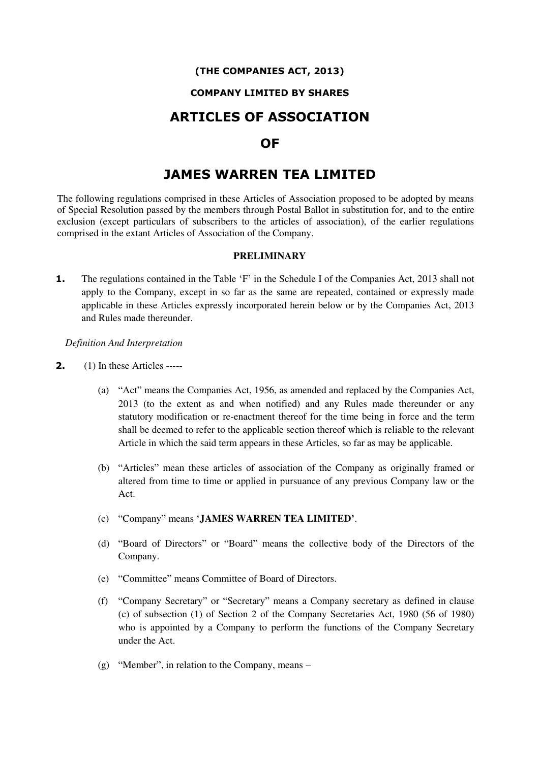**(THE COMPANIES ACT, 2013)**

**COMPANY LIMITED BY SHARES**

# ARTICLES OF ASSOCIATION

# OF

# JAMES WARREN TEA LIMITED

The following regulations comprised in these Articles of Association proposed to be adopted by means of Special Resolution passed by the members through Postal Ballot in substitution for, and to the entire exclusion (except particulars of subscribers to the articles of association), of the earlier regulations comprised in the extant Articles of Association of the Company.

## PRELIMINARY

**1.** The regulations contained in the Table 'F' in the Schedule I of the Companies Act, 2013 shall not apply to the Company, except in so far as the same are repeated, contained or expressly made applicable in these Articles expressly incorporated herein below or by the Companies Act, 2013 and Rules made thereunder.

*Definition And Interpretation*

**2.** (1) In these Articles -----

(a) "Act" means the Companies Act, 1956, as amended and replaced by the Companies Act, 2013 (to the extent as and when notified) and any Rules made thereunder or any statutory modification or re-enactment thereof for the time being in force and the term shall be deemed to refer to the applicable section thereof which is reliable to the relevant Article in which the said term appears in these Articles, so far as may be applicable.

(b) "Articles" mean these articles of association of the Company as originally framed or altered from time to time or applied in pursuance of any previous Company law or the Act.

(c) "Company" means '**JAMES WARREN TEA LIMITED'**.

(d) "Board of Directors" or "Board" means the collective body of the Directors of the Company.

(e) "Committee" means Committee of Board of Directors.

(f) "Company Secretary" or "Secretary" means a Company secretary as defined in clause (c) of subsection (1) of Section 2 of the Company Secretaries Act, 1980 (56 of 1980) who is appointed by a Company to perform the functions of the Company Secretary under the Act.

(g) "Member", in relation to the Company, means –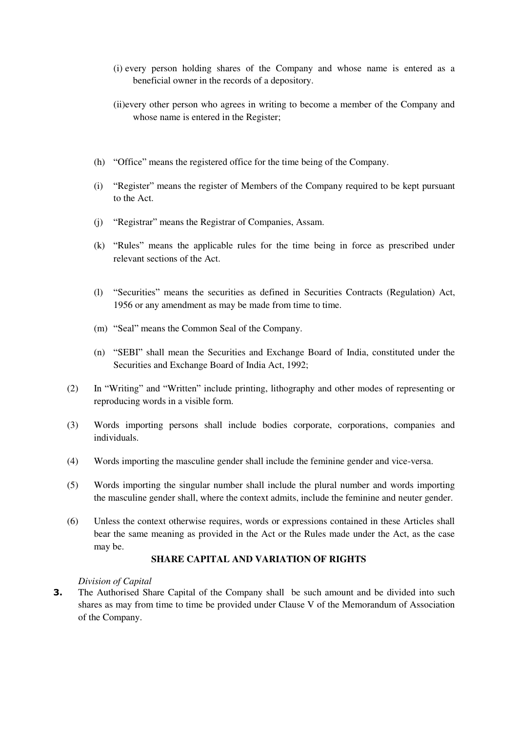(i) every person holding shares of the Company and whose name is entered as a beneficial owner in the records of a depository.

(ii)every other person who agrees in writing to become a member of the Company and whose name is entered in the Register;

(h) "Office" means the registered office for the time being of the Company.

(i) "Register" means the register of Members of the Company required to be kept pursuant to the Act.

(j) "Registrar" means the Registrar of Companies, Assam.

(k) "Rules" means the applicable rules for the time being in force as prescribed under relevant sections of the Act.

(l) "Securities" means the securities as defined in Securities Contracts (Regulation) Act, 1956 or any amendment as may be made from time to time.

(m) "Seal" means the Common Seal of the Company.

(n) "SEBI" shall mean the Securities and Exchange Board of India, constituted under the Securities and Exchange Board of India Act, 1992;

(2) In "Writing" and "Written" include printing, lithography and other modes of representing or reproducing words in a visible form.

(3) Words importing persons shall include bodies corporate, corporations, companies and individuals.

(4) Words importing the masculine gender shall include the feminine gender and vice-versa.

(5) Words importing the singular number shall include the plural number and words importing the masculine gender shall, where the context admits, include the feminine and neuter gender.

(6) Unless the context otherwise requires, words or expressions contained in these Articles shall bear the same meaning as provided in the Act or the Rules made under the Act, as the case may be.

## SHARE CAPITAL AND VARIATION OF RIGHTS

*Division of Capital*

**3.** The Authorised Share Capital of the Company shall be such amount and be divided into such shares as may from time to time be provided under Clause V of the Memorandum of Association of the Company.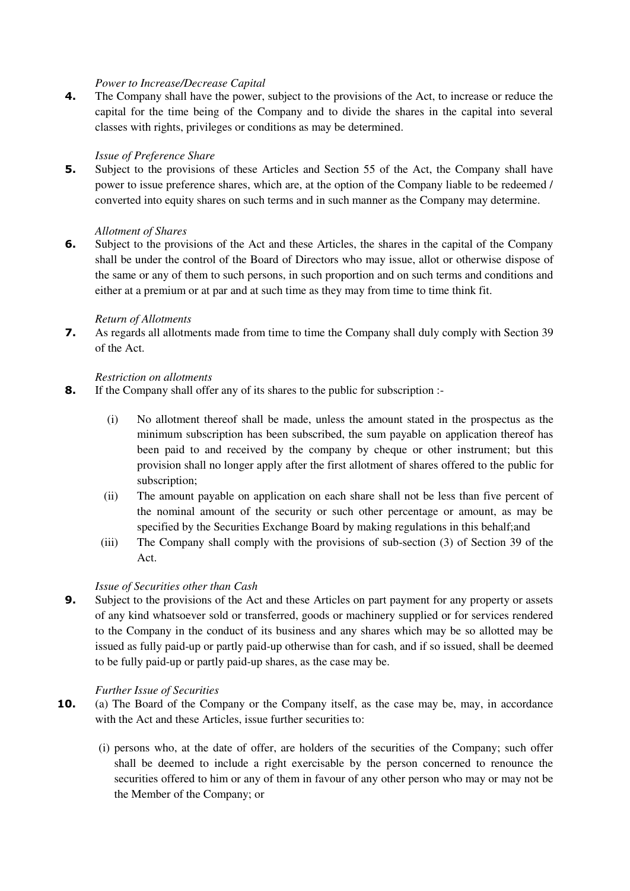*Power to Increase/Decrease Capital*

**4.** The Company shall have the power, subject to the provisions of the Act, to increase or reduce the capital for the time being of the Company and to divide the shares in the capital into several classes with rights, privileges or conditions as may be determined.

*Issue of Preference Share*

**5.** Subject to the provisions of these Articles and Section 55 of the Act, the Company shall have power to issue preference shares, which are, at the option of the Company liable to be redeemed / converted into equity shares on such terms and in such manner as the Company may determine.

*Allotment of Shares*

**6.** Subject to the provisions of the Act and these Articles, the shares in the capital of the Company shall be under the control of the Board of Directors who may issue, allot or otherwise dispose of the same or any of them to such persons, in such proportion and on such terms and conditions and either at a premium or at par and at such time as they may from time to time think fit.

*Return of Allotments*

**7.** As regards all allotments made from time to time the Company shall duly comply with Section 39 of the Act.

*Restriction on allotments*

**8.** If the Company shall offer any of its shares to the public for subscription :-

(i) No allotment thereof shall be made, unless the amount stated in the prospectus as the minimum subscription has been subscribed, the sum payable on application thereof has been paid to and received by the company by cheque or other instrument; but this provision shall no longer apply after the first allotment of shares offered to the public for subscription;

(ii) The amount payable on application on each share shall not be less than five percent of the nominal amount of the security or such other percentage or amount, as may be specified by the Securities Exchange Board by making regulations in this behalf;and

(iii) The Company shall comply with the provisions of sub-section (3) of Section 39 of the Act.

*Issue of Securities other than Cash*

**9.** Subject to the provisions of the Act and these Articles on part payment for any property or assets of any kind whatsoever sold or transferred, goods or machinery supplied or for services rendered to the Company in the conduct of its business and any shares which may be so allotted may be issued as fully paid-up or partly paid-up otherwise than for cash, and if so issued, shall be deemed to be fully paid-up or partly paid-up shares, as the case may be.

*Further Issue of Securities*

**10.** (a) The Board of the Company or the Company itself, as the case may be, may, in accordance with the Act and these Articles, issue further securities to:

(i) persons who, at the date of offer, are holders of the securities of the Company; such offer shall be deemed to include a right exercisable by the person concerned to renounce the securities offered to him or any of them in favour of any other person who may or may not be the Member of the Company; or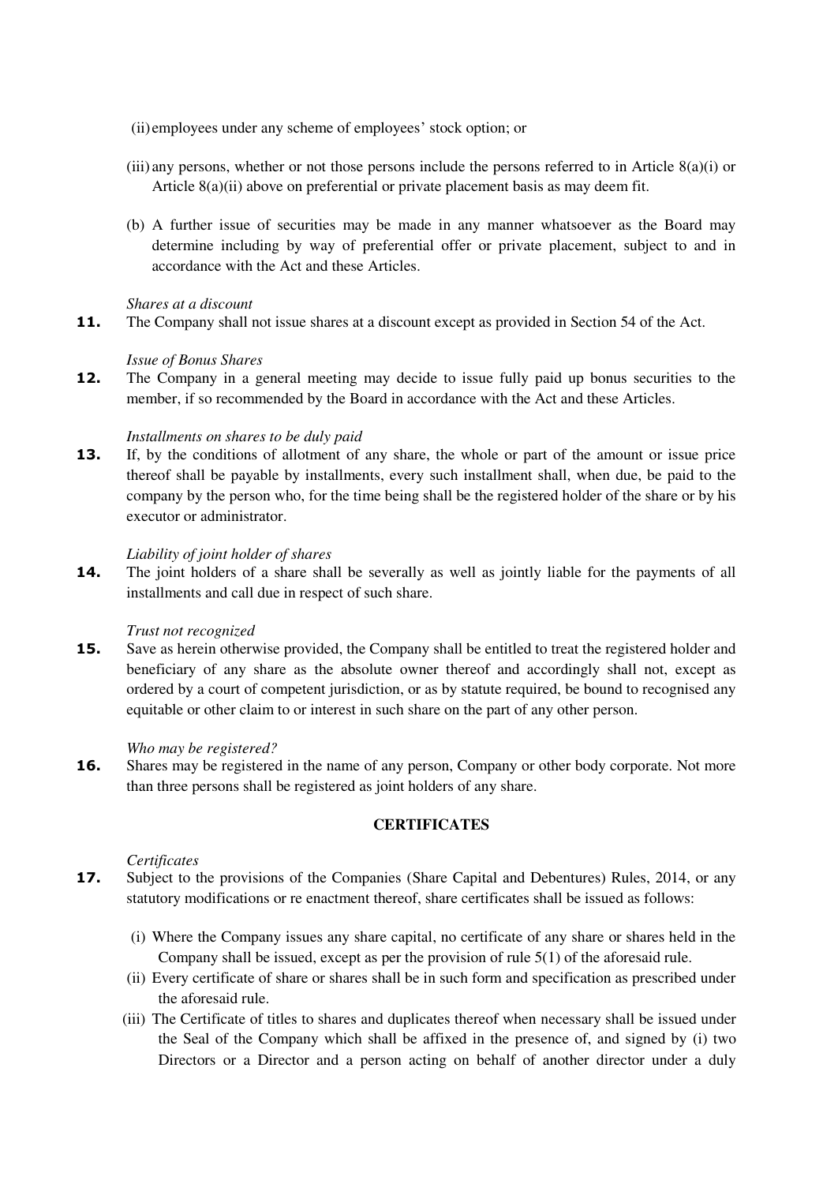(ii) employees under any scheme of employees' stock option; or

(iii) any persons, whether or not those persons include the persons referred to in Article 8(a)(i) or Article 8(a)(ii) above on preferential or private placement basis as may deem fit.

(b) A further issue of securities may be made in any manner whatsoever as the Board may determine including by way of preferential offer or private placement, subject to and in accordance with the Act and these Articles.

*Shares at a discount*

**11.** The Company shall not issue shares at a discount except as provided in Section 54 of the Act.

*Issue of Bonus Shares*

**12.** The Company in a general meeting may decide to issue fully paid up bonus securities to the member, if so recommended by the Board in accordance with the Act and these Articles.

*Installments on shares to be duly paid*

**13.** If, by the conditions of allotment of any share, the whole or part of the amount or issue price thereof shall be payable by installments, every such installment shall, when due, be paid to the company by the person who, for the time being shall be the registered holder of the share or by his executor or administrator.

*Liability of joint holder of shares*

**14.** The joint holders of a share shall be severally as well as jointly liable for the payments of all installments and call due in respect of such share.

*Trust not recognized*

**15.** Save as herein otherwise provided, the Company shall be entitled to treat the registered holder and beneficiary of any share as the absolute owner thereof and accordingly shall not, except as ordered by a court of competent jurisdiction, or as by statute required, be bound to recognised any equitable or other claim to or interest in such share on the part of any other person.

*Who may be registered?*

**16.** Shares may be registered in the name of any person, Company or other body corporate. Not more than three persons shall be registered as joint holders of any share.

**CERTIFICATES**

*Certificates*

**17.** Subject to the provisions of the Companies (Share Capital and Debentures) Rules, 2014, or any statutory modifications or re enactment thereof, share certificates shall be issued as follows:

(i) Where the Company issues any share capital, no certificate of any share or shares held in the Company shall be issued, except as per the provision of rule 5(1) of the aforesaid rule.

(ii) Every certificate of share or shares shall be in such form and specification as prescribed under the aforesaid rule.

(iii) The Certificate of titles to shares and duplicates thereof when necessary shall be issued under the Seal of the Company which shall be affixed in the presence of, and signed by (i) two Directors or a Director and a person acting on behalf of another director under a duly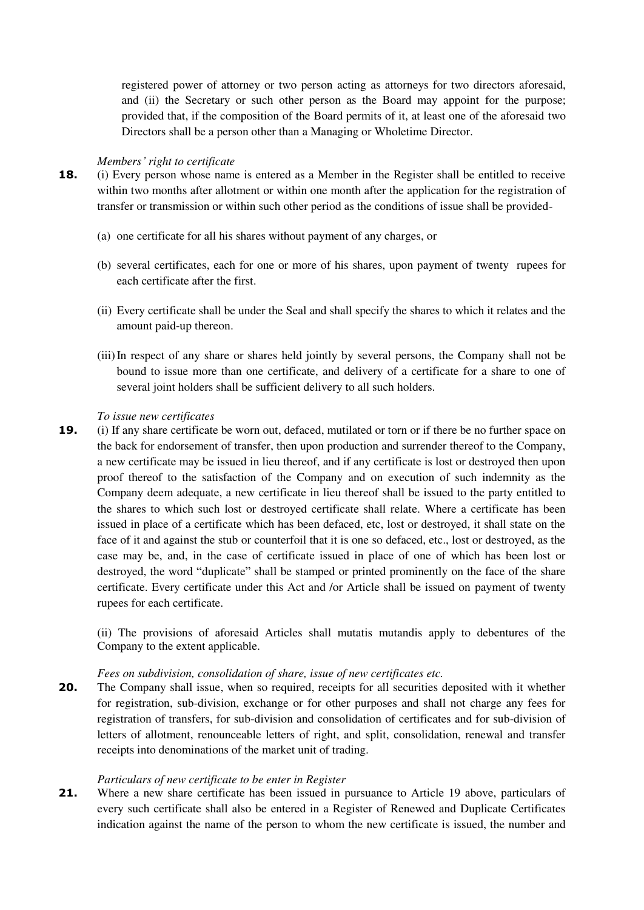registered power of attorney or two person acting as attorneys for two directors aforesaid, and (ii) the Secretary or such other person as the Board may appoint for the purpose; provided that, if the composition of the Board permits of it, at least one of the aforesaid two Directors shall be a person other than a Managing or Wholetime Director.

*Members' right to certificate*

**18.** (i) Every person whose name is entered as a Member in the Register shall be entitled to receive within two months after allotment or within one month after the application for the registration of transfer or transmission or within such other period as the conditions of issue shall be provided-

(a) one certificate for all his shares without payment of any charges, or

(b) several certificates, each for one or more of his shares, upon payment of twenty rupees for each certificate after the first.

(ii) Every certificate shall be under the Seal and shall specify the shares to which it relates and the amount paid-up thereon.

(iii) In respect of any share or shares held jointly by several persons, the Company shall not be bound to issue more than one certificate, and delivery of a certificate for a share to one of several joint holders shall be sufficient delivery to all such holders.

*To issue new certificates*

**19.** (i) If any share certificate be worn out, defaced, mutilated or torn or if there be no further space on the back for endorsement of transfer, then upon production and surrender thereof to the Company, a new certificate may be issued in lieu thereof, and if any certificate is lost or destroyed then upon proof thereof to the satisfaction of the Company and on execution of such indemnity as the Company deem adequate, a new certificate in lieu thereof shall be issued to the party entitled to the shares to which such lost or destroyed certificate shall relate. Where a certificate has been issued in place of a certificate which has been defaced, etc, lost or destroyed, it shall state on the face of it and against the stub or counterfoil that it is one so defaced, etc., lost or destroyed, as the case may be, and, in the case of certificate issued in place of one of which has been lost or destroyed, the word "duplicate" shall be stamped or printed prominently on the face of the share certificate. Every certificate under this Act and /or Article shall be issued on payment of twenty rupees for each certificate.

(ii) The provisions of aforesaid Articles shall mutatis mutandis apply to debentures of the Company to the extent applicable.

*Fees on subdivision, consolidation of share, issue of new certificates etc.*

**20.** The Company shall issue, when so required, receipts for all securities deposited with it whether for registration, sub-division, exchange or for other purposes and shall not charge any fees for registration of transfers, for sub-division and consolidation of certificates and for sub-division of letters of allotment, renounceable letters of right, and split, consolidation, renewal and transfer receipts into denominations of the market unit of trading.

*Particulars of new certificate to be enter in Register*

**21.** Where a new share certificate has been issued in pursuance to Article 19 above, particulars of every such certificate shall also be entered in a Register of Renewed and Duplicate Certificates indication against the name of the person to whom the new certificate is issued, the number and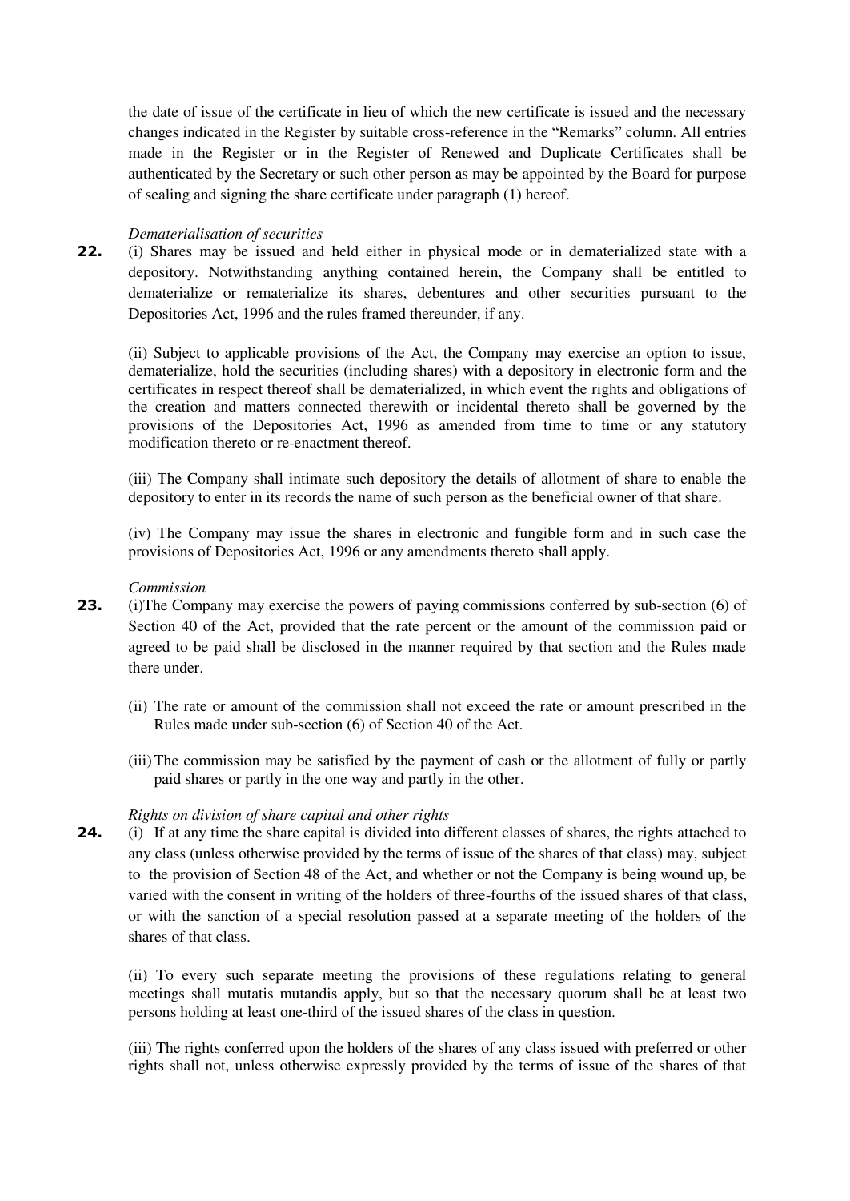the date of issue of the certificate in lieu of which the new certificate is issued and the necessary changes indicated in the Register by suitable cross-reference in the "Remarks" column. All entries made in the Register or in the Register of Renewed and Duplicate Certificates shall be authenticated by the Secretary or such other person as may be appointed by the Board for purpose of sealing and signing the share certificate under paragraph (1) hereof.

*Dematerialisation of securities*

**22.** (i) Shares may be issued and held either in physical mode or in dematerialized state with a depository. Notwithstanding anything contained herein, the Company shall be entitled to dematerialize or rematerialize its shares, debentures and other securities pursuant to the Depositories Act, 1996 and the rules framed thereunder, if any.

(ii) Subject to applicable provisions of the Act, the Company may exercise an option to issue, dematerialize, hold the securities (including shares) with a depository in electronic form and the certificates in respect thereof shall be dematerialized, in which event the rights and obligations of the creation and matters connected therewith or incidental thereto shall be governed by the provisions of the Depositories Act, 1996 as amended from time to time or any statutory modification thereto or re-enactment thereof.

(iii) The Company shall intimate such depository the details of allotment of share to enable the depository to enter in its records the name of such person as the beneficial owner of that share.

(iv) The Company may issue the shares in electronic and fungible form and in such case the provisions of Depositories Act, 1996 or any amendments thereto shall apply.

*Commission*

**23.** (i)The Company may exercise the powers of paying commissions conferred by sub-section (6) of Section 40 of the Act, provided that the rate percent or the amount of the commission paid or agreed to be paid shall be disclosed in the manner required by that section and the Rules made there under.

(ii) The rate or amount of the commission shall not exceed the rate or amount prescribed in the Rules made under sub-section (6) of Section 40 of the Act.

(iii) The commission may be satisfied by the payment of cash or the allotment of fully or partly paid shares or partly in the one way and partly in the other.

*Rights on division of share capital and other rights*

**24.** (i) If at any time the share capital is divided into different classes of shares, the rights attached to any class (unless otherwise provided by the terms of issue of the shares of that class) may, subject to the provision of Section 48 of the Act, and whether or not the Company is being wound up, be varied with the consent in writing of the holders of three-fourths of the issued shares of that class, or with the sanction of a special resolution passed at a separate meeting of the holders of the shares of that class.

(ii) To every such separate meeting the provisions of these regulations relating to general meetings shall mutatis mutandis apply, but so that the necessary quorum shall be at least two persons holding at least one-third of the issued shares of the class in question.

(iii) The rights conferred upon the holders of the shares of any class issued with preferred or other rights shall not, unless otherwise expressly provided by the terms of issue of the shares of that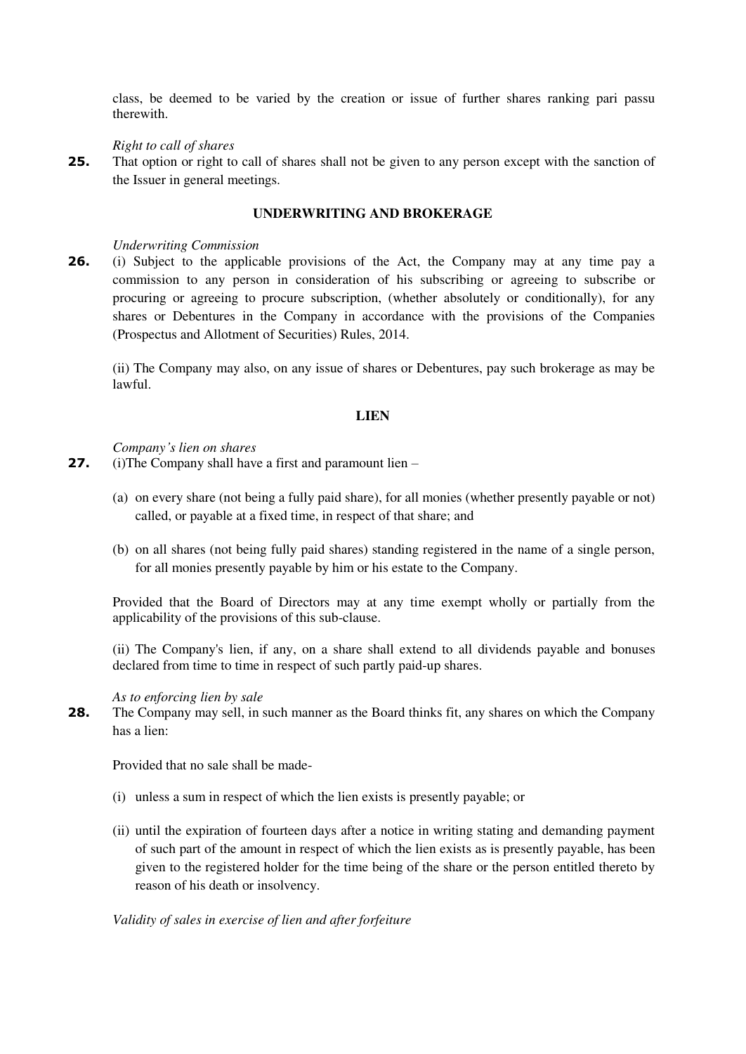class, be deemed to be varied by the creation or issue of further shares ranking pari passu therewith.

*Right to call of shares*

**25.** That option or right to call of shares shall not be given to any person except with the sanction of the Issuer in general meetings.

**UNDERWRITING AND BROKERAGE**

*Underwriting Commission*

**26.** (i) Subject to the applicable provisions of the Act, the Company may at any time pay a commission to any person in consideration of his subscribing or agreeing to subscribe or procuring or agreeing to procure subscription, (whether absolutely or conditionally), for any shares or Debentures in the Company in accordance with the provisions of the Companies (Prospectus and Allotment of Securities) Rules, 2014.

(ii) The Company may also, on any issue of shares or Debentures, pay such brokerage as may be lawful.

**LIEN**

*Company's lien on shares*

**27.** (i)The Company shall have a first and paramount lien –

(a) on every share (not being a fully paid share), for all monies (whether presently payable or not) called, or payable at a fixed time, in respect of that share; and

(b) on all shares (not being fully paid shares) standing registered in the name of a single person, for all monies presently payable by him or his estate to the Company.

Provided that the Board of Directors may at any time exempt wholly or partially from the applicability of the provisions of this sub-clause.

(ii) The Company's lien, if any, on a share shall extend to all dividends payable and bonuses declared from time to time in respect of such partly paid-up shares.

*As to enforcing lien by sale*

**28.** The Company may sell, in such manner as the Board thinks fit, any shares on which the Company has a lien:

Provided that no sale shall be made-

(i) unless a sum in respect of which the lien exists is presently payable; or

(ii) until the expiration of fourteen days after a notice in writing stating and demanding payment of such part of the amount in respect of which the lien exists as is presently payable, has been given to the registered holder for the time being of the share or the person entitled thereto by reason of his death or insolvency.

*Validity of sales in exercise of lien and after forfeiture*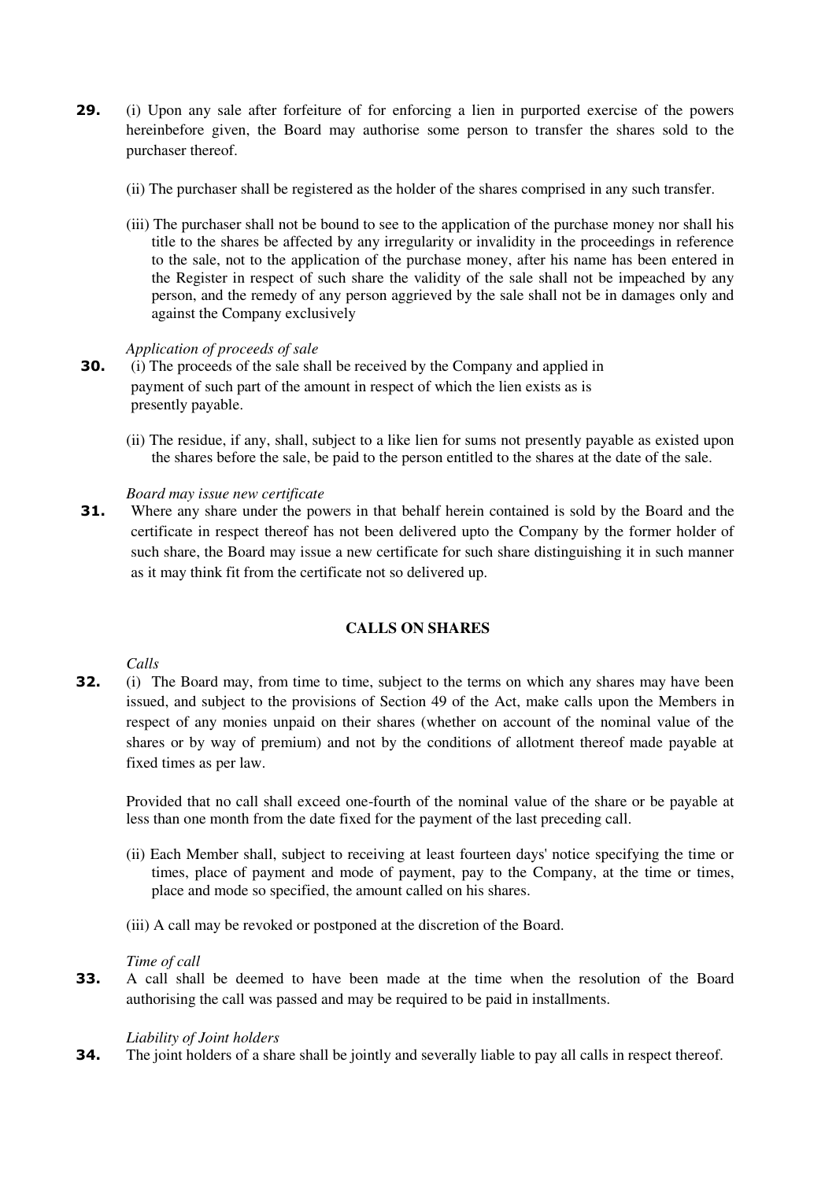**29.** (i) Upon any sale after forfeiture of for enforcing a lien in purported exercise of the powers hereinbefore given, the Board may authorise some person to transfer the shares sold to the purchaser thereof.

(ii) The purchaser shall be registered as the holder of the shares comprised in any such transfer.

(iii) The purchaser shall not be bound to see to the application of the purchase money nor shall his title to the shares be affected by any irregularity or invalidity in the proceedings in reference to the sale, not to the application of the purchase money, after his name has been entered in the Register in respect of such share the validity of the sale shall not be impeached by any person, and the remedy of any person aggrieved by the sale shall not be in damages only and against the Company exclusively

*Application of proceeds of sale*

**30.** (i) The proceeds of the sale shall be received by the Company and applied in payment of such part of the amount in respect of which the lien exists as is presently payable.

(ii) The residue, if any, shall, subject to a like lien for sums not presently payable as existed upon the shares before the sale, be paid to the person entitled to the shares at the date of the sale.

*Board may issue new certificate*

**31.** Where any share under the powers in that behalf herein contained is sold by the Board and the certificate in respect thereof has not been delivered upto the Company by the former holder of such share, the Board may issue a new certificate for such share distinguishing it in such manner as it may think fit from the certificate not so delivered up.

## CALLS ON SHARES

*Calls*

**32.** (i) The Board may, from time to time, subject to the terms on which any shares may have been issued, and subject to the provisions of Section 49 of the Act, make calls upon the Members in respect of any monies unpaid on their shares (whether on account of the nominal value of the shares or by way of premium) and not by the conditions of allotment thereof made payable at fixed times as per law.

Provided that no call shall exceed one-fourth of the nominal value of the share or be payable at less than one month from the date fixed for the payment of the last preceding call.

(ii) Each Member shall, subject to receiving at least fourteen days' notice specifying the time or times, place of payment and mode of payment, pay to the Company, at the time or times, place and mode so specified, the amount called on his shares.

(iii) A call may be revoked or postponed at the discretion of the Board.

*Time of call*

**33.** A call shall be deemed to have been made at the time when the resolution of the Board authorising the call was passed and may be required to be paid in installments.

*Liability of Joint holders*

**34.** The joint holders of a share shall be jointly and severally liable to pay all calls in respect thereof.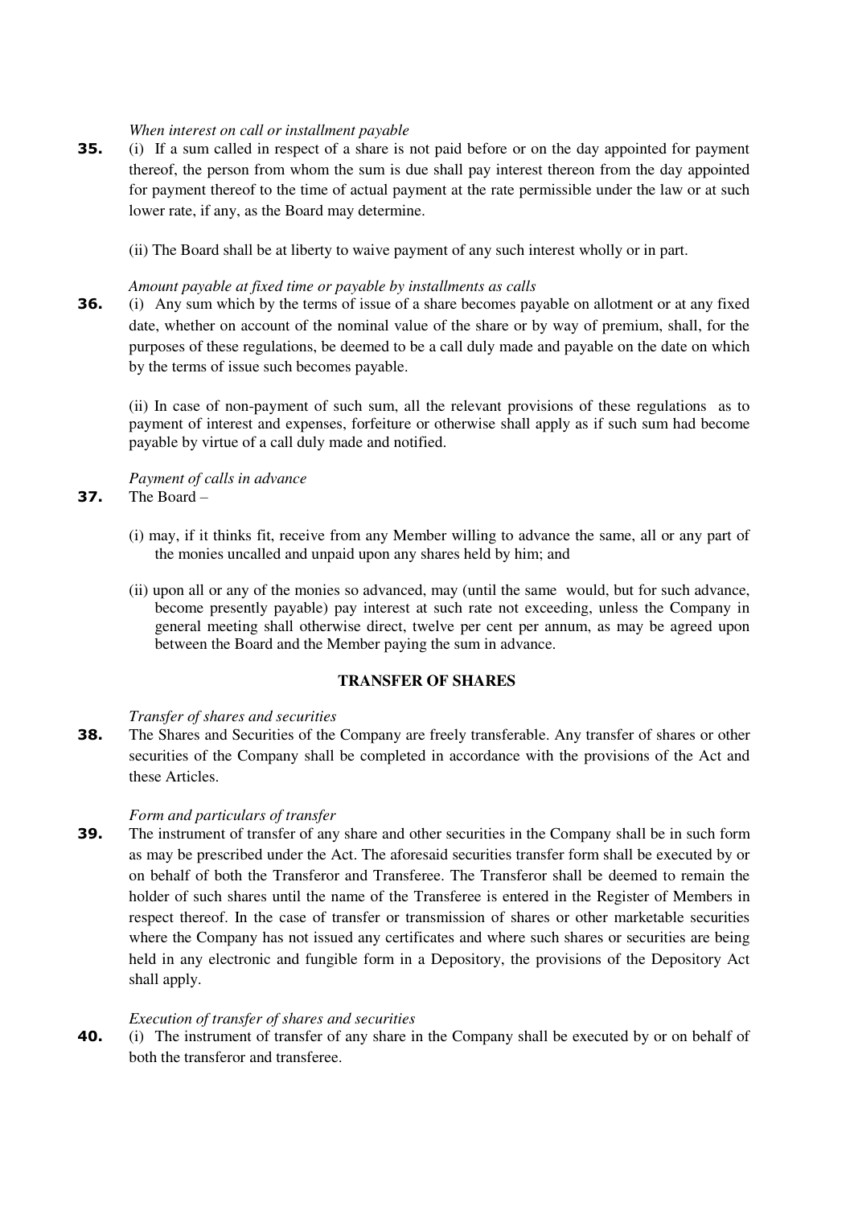*When interest on call or installment payable*

**35.** (i) If a sum called in respect of a share is not paid before or on the day appointed for payment thereof, the person from whom the sum is due shall pay interest thereon from the day appointed for payment thereof to the time of actual payment at the rate permissible under the law or at such lower rate, if any, as the Board may determine.

(ii) The Board shall be at liberty to waive payment of any such interest wholly or in part.

*Amount payable at fixed time or payable by installments as calls*

**36.** (i) Any sum which by the terms of issue of a share becomes payable on allotment or at any fixed date, whether on account of the nominal value of the share or by way of premium, shall, for the purposes of these regulations, be deemed to be a call duly made and payable on the date on which by the terms of issue such becomes payable.

(ii) In case of non-payment of such sum, all the relevant provisions of these regulations as to payment of interest and expenses, forfeiture or otherwise shall apply as if such sum had become payable by virtue of a call duly made and notified.

*Payment of calls in advance*

**37.** The Board –

(i) may, if it thinks fit, receive from any Member willing to advance the same, all or any part of the monies uncalled and unpaid upon any shares held by him; and

(ii) upon all or any of the monies so advanced, may (until the same would, but for such advance, become presently payable) pay interest at such rate not exceeding, unless the Company in general meeting shall otherwise direct, twelve per cent per annum, as may be agreed upon between the Board and the Member paying the sum in advance.

## TRANSFER OF SHARES

*Transfer of shares and securities*

**38.** The Shares and Securities of the Company are freely transferable. Any transfer of shares or other securities of the Company shall be completed in accordance with the provisions of the Act and these Articles.

*Form and particulars of transfer*

**39.** The instrument of transfer of any share and other securities in the Company shall be in such form as may be prescribed under the Act. The aforesaid securities transfer form shall be executed by or on behalf of both the Transferor and Transferee. The Transferor shall be deemed to remain the holder of such shares until the name of the Transferee is entered in the Register of Members in respect thereof. In the case of transfer or transmission of shares or other marketable securities where the Company has not issued any certificates and where such shares or securities are being held in any electronic and fungible form in a Depository, the provisions of the Depository Act shall apply.

*Execution of transfer of shares and securities*

**40.** (i) The instrument of transfer of any share in the Company shall be executed by or on behalf of both the transferor and transferee.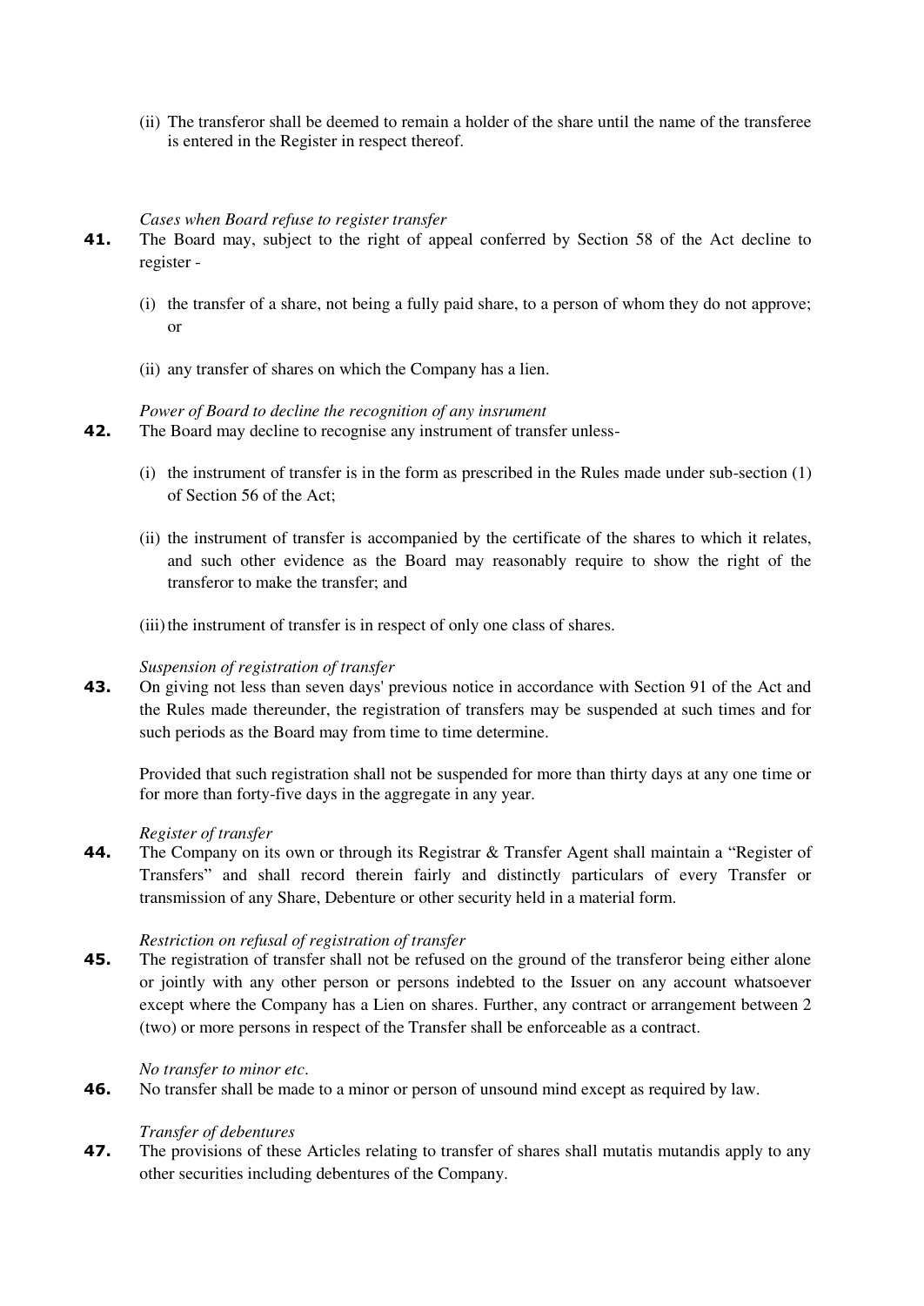(ii) The transferor shall be deemed to remain a holder of the share until the name of the transferee is entered in the Register in respect thereof.

*Cases when Board refuse to register transfer*

**41.** The Board may, subject to the right of appeal conferred by Section 58 of the Act decline to register -

(i) the transfer of a share, not being a fully paid share, to a person of whom they do not approve; or

(ii) any transfer of shares on which the Company has a lien.

*Power of Board to decline the recognition of any insrument*

**42.** The Board may decline to recognise any instrument of transfer unless-

(i) the instrument of transfer is in the form as prescribed in the Rules made under sub-section (1) of Section 56 of the Act;

(ii) the instrument of transfer is accompanied by the certificate of the shares to which it relates, and such other evidence as the Board may reasonably require to show the right of the transferor to make the transfer; and

(iii) the instrument of transfer is in respect of only one class of shares.

*Suspension of registration of transfer*

**43.** On giving not less than seven days' previous notice in accordance with Section 91 of the Act and the Rules made thereunder, the registration of transfers may be suspended at such times and for such periods as the Board may from time to time determine.

Provided that such registration shall not be suspended for more than thirty days at any one time or for more than forty-five days in the aggregate in any year.

*Register of transfer*

**44.** The Company on its own or through its Registrar & Transfer Agent shall maintain a "Register of Transfers" and shall record therein fairly and distinctly particulars of every Transfer or transmission of any Share, Debenture or other security held in a material form.

*Restriction on refusal of registration of transfer*

**45.** The registration of transfer shall not be refused on the ground of the transferor being either alone or jointly with any other person or persons indebted to the Issuer on any account whatsoever except where the Company has a Lien on shares. Further, any contract or arrangement between 2 (two) or more persons in respect of the Transfer shall be enforceable as a contract.

*No transfer to minor etc.*

**46.** No transfer shall be made to a minor or person of unsound mind except as required by law.

*Transfer of debentures*

**47.** The provisions of these Articles relating to transfer of shares shall mutatis mutandis apply to any other securities including debentures of the Company.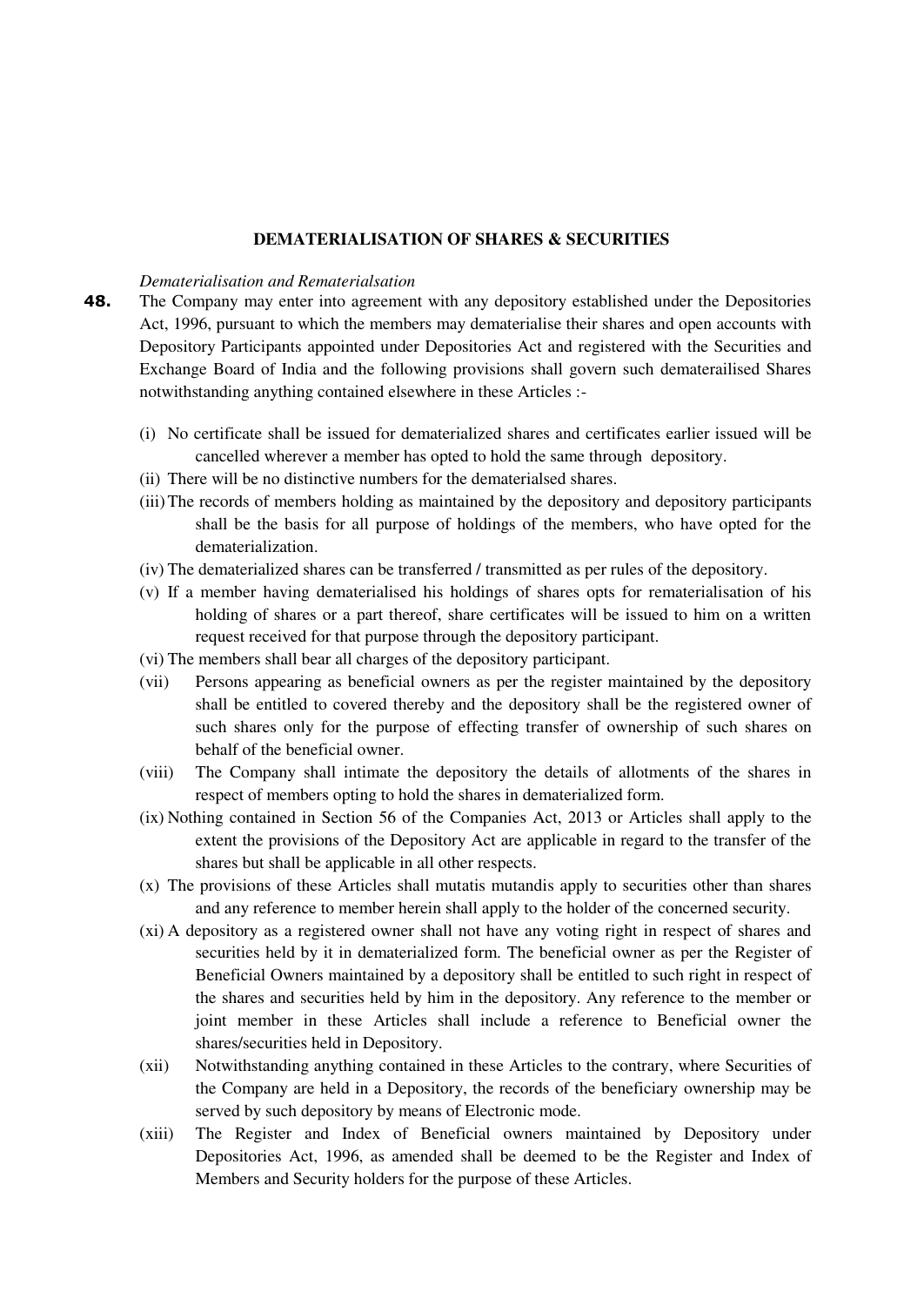## DEMATERIALISATION OF SHARES & SECURITIES

*Dematerialisation and Rematerialsation*

**48.** The Company may enter into agreement with any depository established under the Depositories Act, 1996, pursuant to which the members may dematerialise their shares and open accounts with Depository Participants appointed under Depositories Act and registered with the Securities and Exchange Board of India and the following provisions shall govern such dematerailised Shares notwithstanding anything contained elsewhere in these Articles :-

(i) No certificate shall be issued for dematerialized shares and certificates earlier issued will be cancelled wherever a member has opted to hold the same through depository.

(ii) There will be no distinctive numbers for the dematerialsed shares.

(iii) The records of members holding as maintained by the depository and depository participants shall be the basis for all purpose of holdings of the members, who have opted for the dematerialization.

(iv) The dematerialized shares can be transferred / transmitted as per rules of the depository.

(v) If a member having dematerialised his holdings of shares opts for rematerialisation of his holding of shares or a part thereof, share certificates will be issued to him on a written request received for that purpose through the depository participant.

(vi) The members shall bear all charges of the depository participant.

(vii) Persons appearing as beneficial owners as per the register maintained by the depository shall be entitled to covered thereby and the depository shall be the registered owner of such shares only for the purpose of effecting transfer of ownership of such shares on behalf of the beneficial owner.

(viii) The Company shall intimate the depository the details of allotments of the shares in respect of members opting to hold the shares in dematerialized form.

(ix) Nothing contained in Section 56 of the Companies Act, 2013 or Articles shall apply to the extent the provisions of the Depository Act are applicable in regard to the transfer of the shares but shall be applicable in all other respects.

(x) The provisions of these Articles shall mutatis mutandis apply to securities other than shares and any reference to member herein shall apply to the holder of the concerned security.

(xi) A depository as a registered owner shall not have any voting right in respect of shares and securities held by it in dematerialized form. The beneficial owner as per the Register of Beneficial Owners maintained by a depository shall be entitled to such right in respect of the shares and securities held by him in the depository. Any reference to the member or joint member in these Articles shall include a reference to Beneficial owner the shares/securities held in Depository.

(xii) Notwithstanding anything contained in these Articles to the contrary, where Securities of the Company are held in a Depository, the records of the beneficiary ownership may be served by such depository by means of Electronic mode.

(xiii) The Register and Index of Beneficial owners maintained by Depository under Depositories Act, 1996, as amended shall be deemed to be the Register and Index of Members and Security holders for the purpose of these Articles.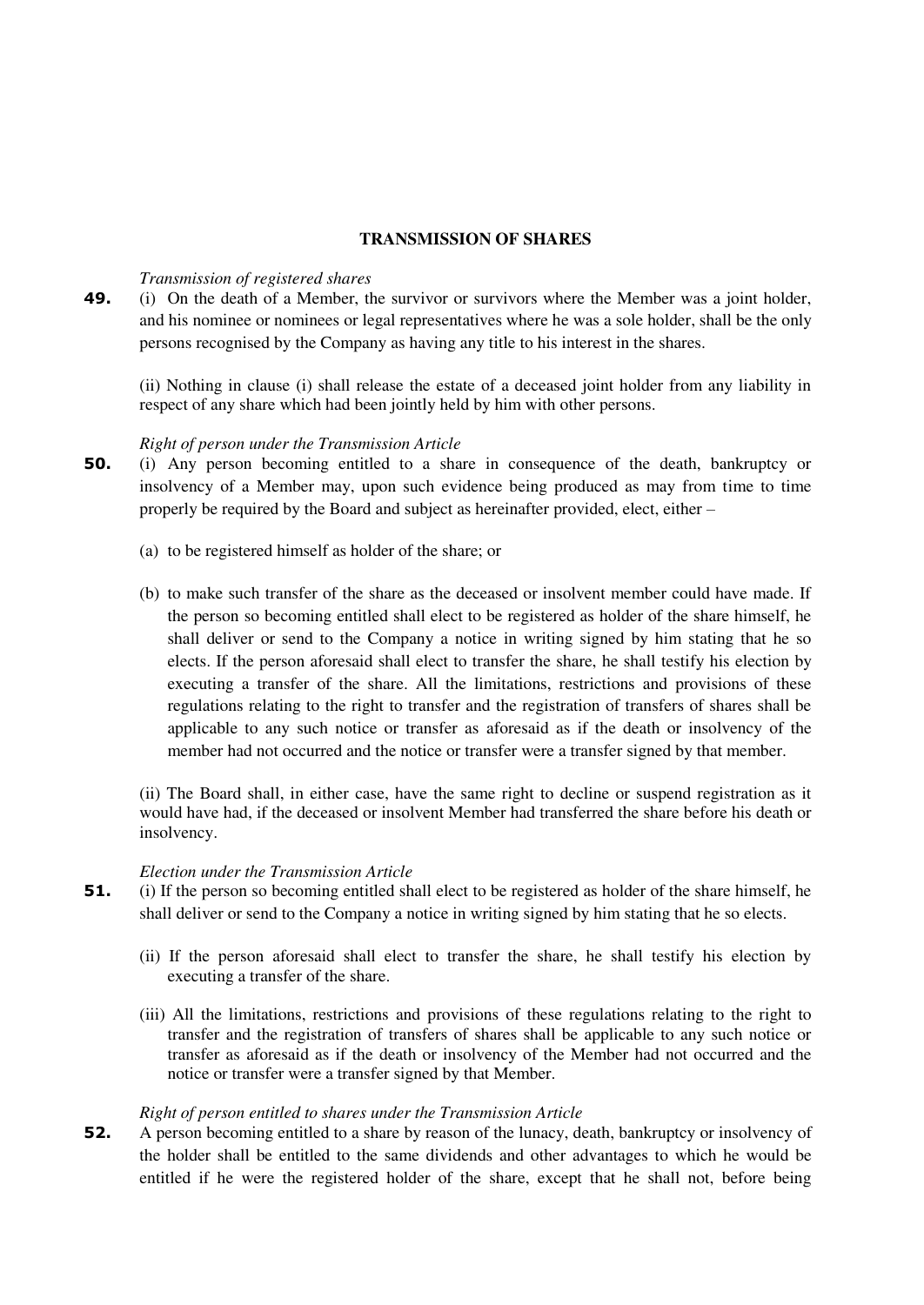## TRANSMISSION OF SHARES

*Transmission of registered shares*

**49.** (i) On the death of a Member, the survivor or survivors where the Member was a joint holder, and his nominee or nominees or legal representatives where he was a sole holder, shall be the only persons recognised by the Company as having any title to his interest in the shares.

(ii) Nothing in clause (i) shall release the estate of a deceased joint holder from any liability in respect of any share which had been jointly held by him with other persons.

*Right of person under the Transmission Article*

**50.** (i) Any person becoming entitled to a share in consequence of the death, bankruptcy or insolvency of a Member may, upon such evidence being produced as may from time to time properly be required by the Board and subject as hereinafter provided, elect, either –

(a) to be registered himself as holder of the share; or

(b) to make such transfer of the share as the deceased or insolvent member could have made. If the person so becoming entitled shall elect to be registered as holder of the share himself, he shall deliver or send to the Company a notice in writing signed by him stating that he so elects. If the person aforesaid shall elect to transfer the share, he shall testify his election by executing a transfer of the share. All the limitations, restrictions and provisions of these regulations relating to the right to transfer and the registration of transfers of shares shall be applicable to any such notice or transfer as aforesaid as if the death or insolvency of the member had not occurred and the notice or transfer were a transfer signed by that member.

(ii) The Board shall, in either case, have the same right to decline or suspend registration as it would have had, if the deceased or insolvent Member had transferred the share before his death or insolvency.

*Election under the Transmission Article*

**51.** (i) If the person so becoming entitled shall elect to be registered as holder of the share himself, he shall deliver or send to the Company a notice in writing signed by him stating that he so elects.

(ii) If the person aforesaid shall elect to transfer the share, he shall testify his election by executing a transfer of the share.

(iii) All the limitations, restrictions and provisions of these regulations relating to the right to transfer and the registration of transfers of shares shall be applicable to any such notice or transfer as aforesaid as if the death or insolvency of the Member had not occurred and the notice or transfer were a transfer signed by that Member.

*Right of person entitled to shares under the Transmission Article*

**52.** A person becoming entitled to a share by reason of the lunacy, death, bankruptcy or insolvency of the holder shall be entitled to the same dividends and other advantages to which he would be entitled if he were the registered holder of the share, except that he shall not, before being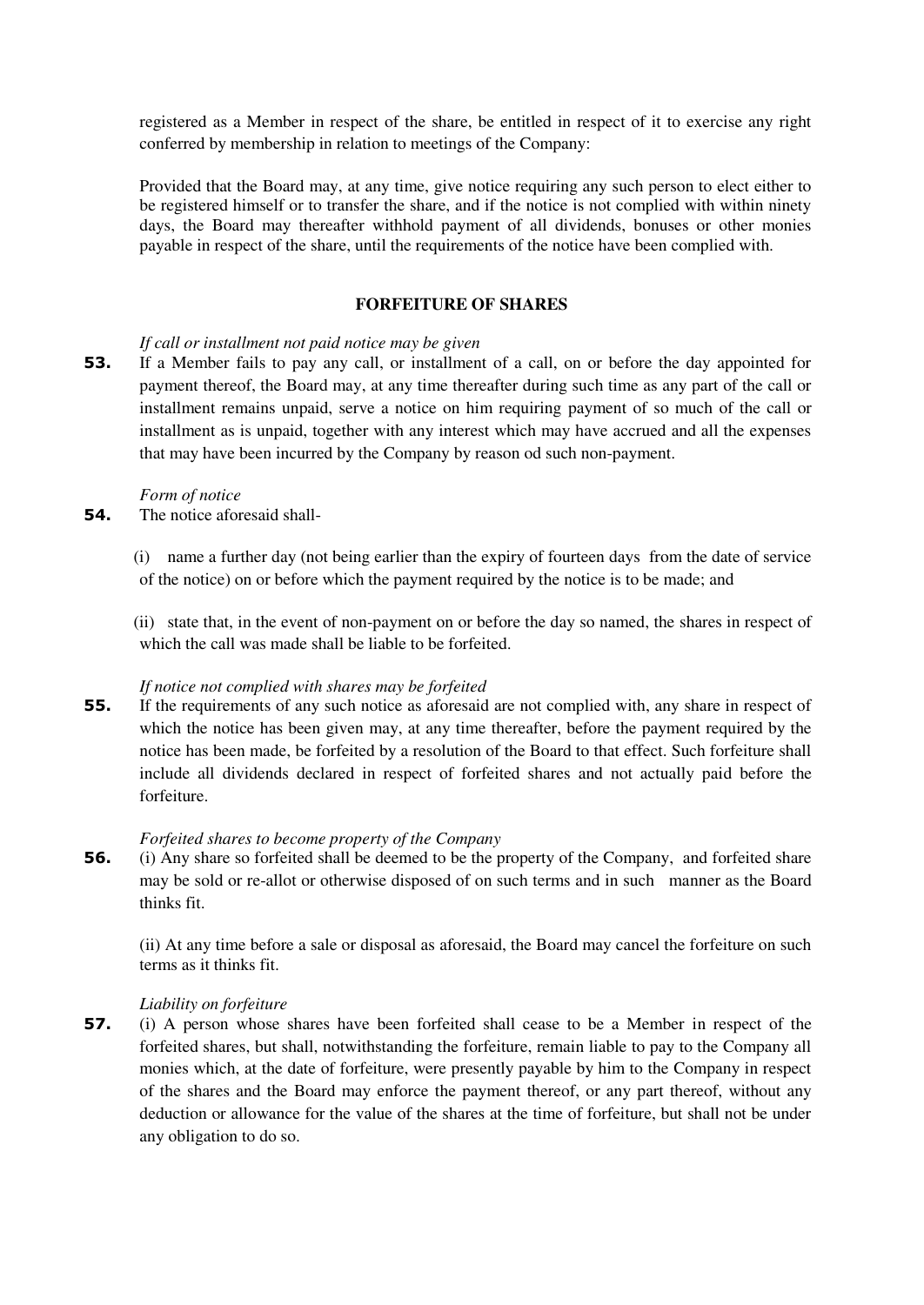registered as a Member in respect of the share, be entitled in respect of it to exercise any right conferred by membership in relation to meetings of the Company:

Provided that the Board may, at any time, give notice requiring any such person to elect either to be registered himself or to transfer the share, and if the notice is not complied with within ninety days, the Board may thereafter withhold payment of all dividends, bonuses or other monies payable in respect of the share, until the requirements of the notice have been complied with.

## FORFEITURE OF SHARES

*If call or installment not paid notice may be given*

**53.** If a Member fails to pay any call, or installment of a call, on or before the day appointed for payment thereof, the Board may, at any time thereafter during such time as any part of the call or installment remains unpaid, serve a notice on him requiring payment of so much of the call or installment as is unpaid, together with any interest which may have accrued and all the expenses that may have been incurred by the Company by reason od such non-payment.

*Form of notice*

**54.** The notice aforesaid shall-

(i) name a further day (not being earlier than the expiry of fourteen days from the date of service of the notice) on or before which the payment required by the notice is to be made; and

(ii) state that, in the event of non-payment on or before the day so named, the shares in respect of which the call was made shall be liable to be forfeited.

*If notice not complied with shares may be forfeited*

**55.** If the requirements of any such notice as aforesaid are not complied with, any share in respect of which the notice has been given may, at any time thereafter, before the payment required by the notice has been made, be forfeited by a resolution of the Board to that effect. Such forfeiture shall include all dividends declared in respect of forfeited shares and not actually paid before the forfeiture.

*Forfeited shares to become property of the Company*

**56.** (i) Any share so forfeited shall be deemed to be the property of the Company, and forfeited share may be sold or re-allot or otherwise disposed of on such terms and in such manner as the Board thinks fit.

(ii) At any time before a sale or disposal as aforesaid, the Board may cancel the forfeiture on such terms as it thinks fit.

*Liability on forfeiture*

**57.** (i) A person whose shares have been forfeited shall cease to be a Member in respect of the forfeited shares, but shall, notwithstanding the forfeiture, remain liable to pay to the Company all monies which, at the date of forfeiture, were presently payable by him to the Company in respect of the shares and the Board may enforce the payment thereof, or any part thereof, without any deduction or allowance for the value of the shares at the time of forfeiture, but shall not be under any obligation to do so.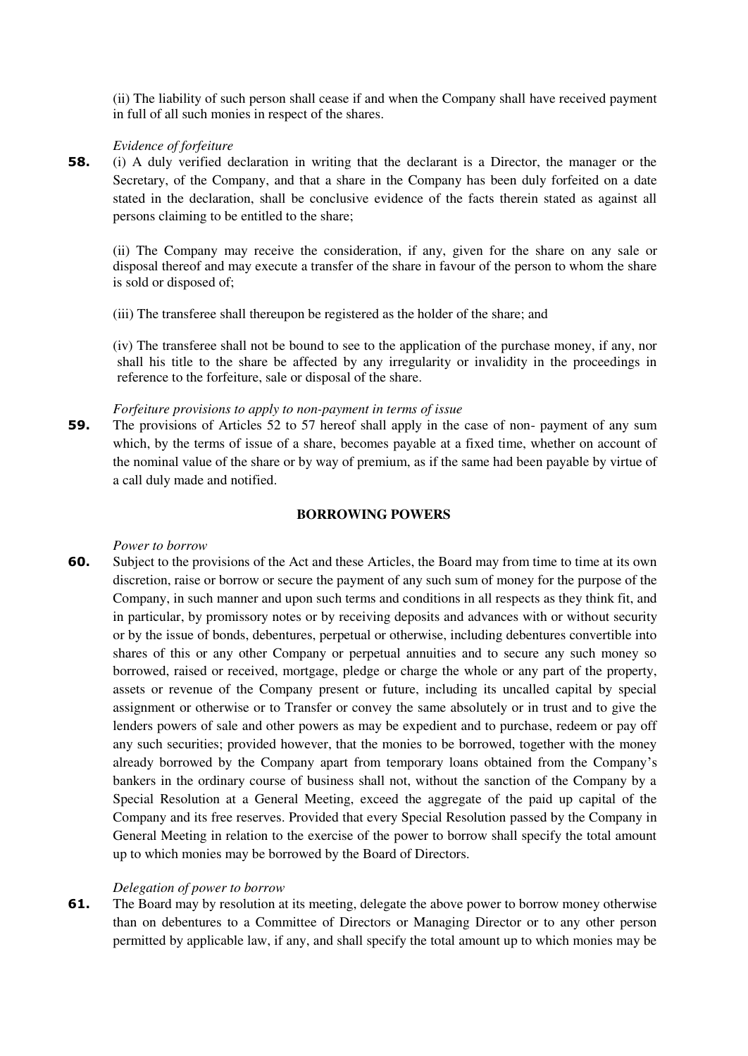(ii) The liability of such person shall cease if and when the Company shall have received payment in full of all such monies in respect of the shares.

*Evidence of forfeiture*

**58.** (i) A duly verified declaration in writing that the declarant is a Director, the manager or the Secretary, of the Company, and that a share in the Company has been duly forfeited on a date stated in the declaration, shall be conclusive evidence of the facts therein stated as against all persons claiming to be entitled to the share;

(ii) The Company may receive the consideration, if any, given for the share on any sale or disposal thereof and may execute a transfer of the share in favour of the person to whom the share is sold or disposed of;

(iii) The transferee shall thereupon be registered as the holder of the share; and

(iv) The transferee shall not be bound to see to the application of the purchase money, if any, nor shall his title to the share be affected by any irregularity or invalidity in the proceedings in reference to the forfeiture, sale or disposal of the share.

*Forfeiture provisions to apply to non-payment in terms of issue*

**59.** The provisions of Articles 52 to 57 hereof shall apply in the case of non- payment of any sum which, by the terms of issue of a share, becomes payable at a fixed time, whether on account of the nominal value of the share or by way of premium, as if the same had been payable by virtue of a call duly made and notified.

## BORROWING POWERS

*Power to borrow*

**60.** Subject to the provisions of the Act and these Articles, the Board may from time to time at its own discretion, raise or borrow or secure the payment of any such sum of money for the purpose of the Company, in such manner and upon such terms and conditions in all respects as they think fit, and in particular, by promissory notes or by receiving deposits and advances with or without security or by the issue of bonds, debentures, perpetual or otherwise, including debentures convertible into shares of this or any other Company or perpetual annuities and to secure any such money so borrowed, raised or received, mortgage, pledge or charge the whole or any part of the property, assets or revenue of the Company present or future, including its uncalled capital by special assignment or otherwise or to Transfer or convey the same absolutely or in trust and to give the lenders powers of sale and other powers as may be expedient and to purchase, redeem or pay off any such securities; provided however, that the monies to be borrowed, together with the money already borrowed by the Company apart from temporary loans obtained from the Company's bankers in the ordinary course of business shall not, without the sanction of the Company by a Special Resolution at a General Meeting, exceed the aggregate of the paid up capital of the Company and its free reserves. Provided that every Special Resolution passed by the Company in General Meeting in relation to the exercise of the power to borrow shall specify the total amount up to which monies may be borrowed by the Board of Directors.

*Delegation of power to borrow*

**61.** The Board may by resolution at its meeting, delegate the above power to borrow money otherwise than on debentures to a Committee of Directors or Managing Director or to any other person permitted by applicable law, if any, and shall specify the total amount up to which monies may be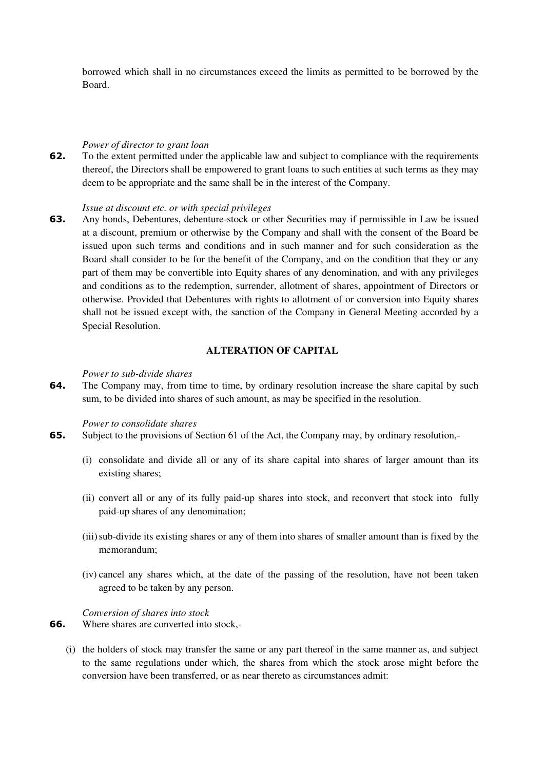borrowed which shall in no circumstances exceed the limits as permitted to be borrowed by the Board.

*Power of director to grant loan*

**62.** To the extent permitted under the applicable law and subject to compliance with the requirements thereof, the Directors shall be empowered to grant loans to such entities at such terms as they may deem to be appropriate and the same shall be in the interest of the Company.

*Issue at discount etc. or with special privileges*

**63.** Any bonds, Debentures, debenture-stock or other Securities may if permissible in Law be issued at a discount, premium or otherwise by the Company and shall with the consent of the Board be issued upon such terms and conditions and in such manner and for such consideration as the Board shall consider to be for the benefit of the Company, and on the condition that they or any part of them may be convertible into Equity shares of any denomination, and with any privileges and conditions as to the redemption, surrender, allotment of shares, appointment of Directors or otherwise. Provided that Debentures with rights to allotment of or conversion into Equity shares shall not be issued except with, the sanction of the Company in General Meeting accorded by a Special Resolution.

## ALTERATION OF CAPITAL

*Power to sub-divide shares*

**64.** The Company may, from time to time, by ordinary resolution increase the share capital by such sum, to be divided into shares of such amount, as may be specified in the resolution.

*Power to consolidate shares*

**65.** Subject to the provisions of Section 61 of the Act, the Company may, by ordinary resolution,-

(i) consolidate and divide all or any of its share capital into shares of larger amount than its existing shares;

(ii) convert all or any of its fully paid-up shares into stock, and reconvert that stock into fully paid-up shares of any denomination;

(iii) sub-divide its existing shares or any of them into shares of smaller amount than is fixed by the memorandum;

(iv) cancel any shares which, at the date of the passing of the resolution, have not been taken agreed to be taken by any person.

*Conversion of shares into stock*

**66.** Where shares are converted into stock,-

(i) the holders of stock may transfer the same or any part thereof in the same manner as, and subject to the same regulations under which, the shares from which the stock arose might before the conversion have been transferred, or as near thereto as circumstances admit: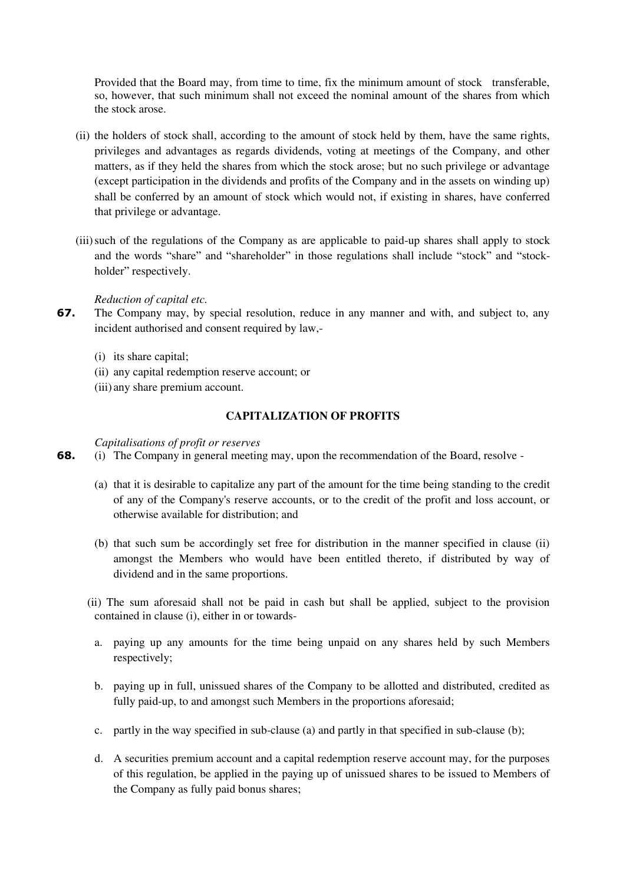Provided that the Board may, from time to time, fix the minimum amount of stock transferable, so, however, that such minimum shall not exceed the nominal amount of the shares from which the stock arose.

(ii) the holders of stock shall, according to the amount of stock held by them, have the same rights, privileges and advantages as regards dividends, voting at meetings of the Company, and other matters, as if they held the shares from which the stock arose; but no such privilege or advantage (except participation in the dividends and profits of the Company and in the assets on winding up) shall be conferred by an amount of stock which would not, if existing in shares, have conferred that privilege or advantage.

(iii) such of the regulations of the Company as are applicable to paid-up shares shall apply to stock and the words "share" and "shareholder" in those regulations shall include "stock" and "stock-holder" respectively.

*Reduction of capital etc.*

**67.** The Company may, by special resolution, reduce in any manner and with, and subject to, any incident authorised and consent required by law,-

(i) its share capital;
(ii) any capital redemption reserve account; or
(iii) any share premium account.

### CAPITALIZATION OF PROFITS

*Capitalisations of profit or reserves*

**68.** (i) The Company in general meeting may, upon the recommendation of the Board, resolve -

(a) that it is desirable to capitalize any part of the amount for the time being standing to the credit of any of the Company's reserve accounts, or to the credit of the profit and loss account, or otherwise available for distribution; and

(b) that such sum be accordingly set free for distribution in the manner specified in clause (ii) amongst the Members who would have been entitled thereto, if distributed by way of dividend and in the same proportions.

(ii) The sum aforesaid shall not be paid in cash but shall be applied, subject to the provision contained in clause (i), either in or towards-

a. paying up any amounts for the time being unpaid on any shares held by such Members respectively;

b. paying up in full, unissued shares of the Company to be allotted and distributed, credited as fully paid-up, to and amongst such Members in the proportions aforesaid;

c. partly in the way specified in sub-clause (a) and partly in that specified in sub-clause (b);

d. A securities premium account and a capital redemption reserve account may, for the purposes of this regulation, be applied in the paying up of unissued shares to be issued to Members of the Company as fully paid bonus shares;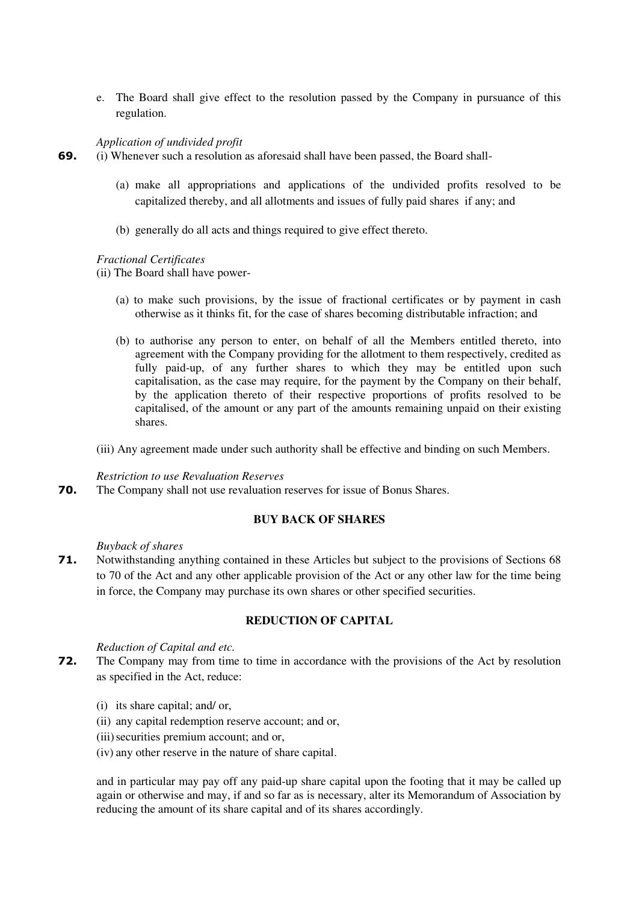e. The Board shall give effect to the resolution passed by the Company in pursuance of this regulation.

*Application of undivided profit*

**69.** (i) Whenever such a resolution as aforesaid shall have been passed, the Board shall-

(a) make all appropriations and applications of the undivided profits resolved to be capitalized thereby, and all allotments and issues of fully paid shares if any; and

(b) generally do all acts and things required to give effect thereto.

*Fractional Certificates*

(ii) The Board shall have power-

(a) to make such provisions, by the issue of fractional certificates or by payment in cash otherwise as it thinks fit, for the case of shares becoming distributable infraction; and

(b) to authorise any person to enter, on behalf of all the Members entitled thereto, into agreement with the Company providing for the allotment to them respectively, credited as fully paid-up, of any further shares to which they may be entitled upon such capitalisation, as the case may require, for the payment by the Company on their behalf, by the application thereto of their respective proportions of profits resolved to be capitalised, of the amount or any part of the amounts remaining unpaid on their existing shares.

(iii) Any agreement made under such authority shall be effective and binding on such Members.

*Restriction to use Revaluation Reserves*

**70.** The Company shall not use revaluation reserves for issue of Bonus Shares.

**BUY BACK OF SHARES**

*Buyback of shares*

**71.** Notwithstanding anything contained in these Articles but subject to the provisions of Sections 68 to 70 of the Act and any other applicable provision of the Act or any other law for the time being in force, the Company may purchase its own shares or other specified securities.

**REDUCTION OF CAPITAL**

*Reduction of Capital and etc.*

**72.** The Company may from time to time in accordance with the provisions of the Act by resolution as specified in the Act, reduce:

(i) its share capital; and/ or,
(ii) any capital redemption reserve account; and or,
(iii) securities premium account; and or,
(iv) any other reserve in the nature of share capital.

and in particular may pay off any paid-up share capital upon the footing that it may be called up again or otherwise and may, if and so far as is necessary, alter its Memorandum of Association by reducing the amount of its share capital and of its shares accordingly.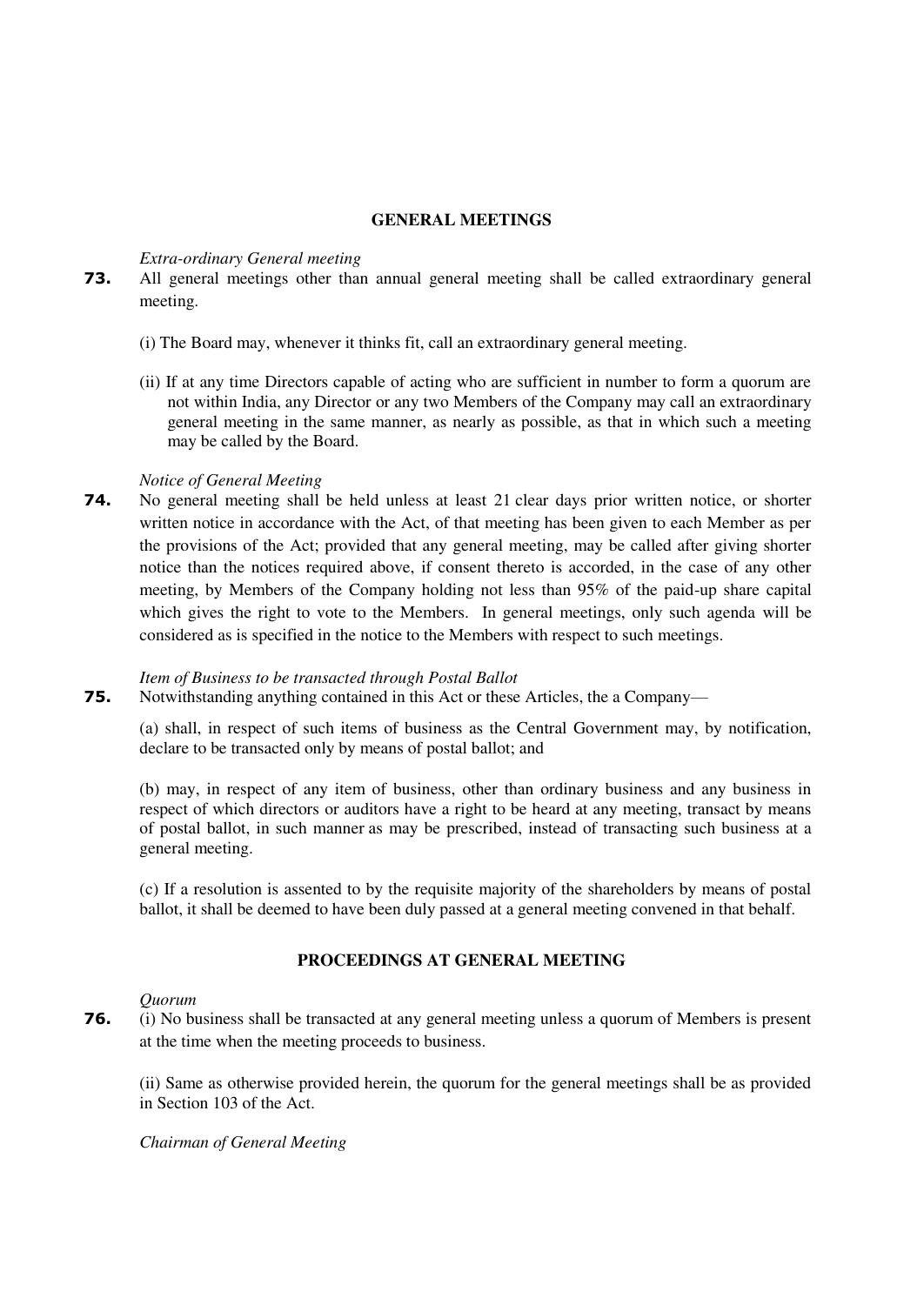## GENERAL MEETINGS

*Extra-ordinary General meeting*

**73.** All general meetings other than annual general meeting shall be called extraordinary general meeting.

(i) The Board may, whenever it thinks fit, call an extraordinary general meeting.

(ii) If at any time Directors capable of acting who are sufficient in number to form a quorum are not within India, any Director or any two Members of the Company may call an extraordinary general meeting in the same manner, as nearly as possible, as that in which such a meeting may be called by the Board.

*Notice of General Meeting*

**74.** No general meeting shall be held unless at least 21 clear days prior written notice, or shorter written notice in accordance with the Act, of that meeting has been given to each Member as per the provisions of the Act; provided that any general meeting, may be called after giving shorter notice than the notices required above, if consent thereto is accorded, in the case of any other meeting, by Members of the Company holding not less than 95% of the paid-up share capital which gives the right to vote to the Members. In general meetings, only such agenda will be considered as is specified in the notice to the Members with respect to such meetings.

*Item of Business to be transacted through Postal Ballot*

**75.** Notwithstanding anything contained in this Act or these Articles, the a Company—

(a) shall, in respect of such items of business as the Central Government may, by notification, declare to be transacted only by means of postal ballot; and

(b) may, in respect of any item of business, other than ordinary business and any business in respect of which directors or auditors have a right to be heard at any meeting, transact by means of postal ballot, in such manner as may be prescribed, instead of transacting such business at a general meeting.

(c) If a resolution is assented to by the requisite majority of the shareholders by means of postal ballot, it shall be deemed to have been duly passed at a general meeting convened in that behalf.

## PROCEEDINGS AT GENERAL MEETING

*Quorum*

**76.** (i) No business shall be transacted at any general meeting unless a quorum of Members is present at the time when the meeting proceeds to business.

(ii) Same as otherwise provided herein, the quorum for the general meetings shall be as provided in Section 103 of the Act.

*Chairman of General Meeting*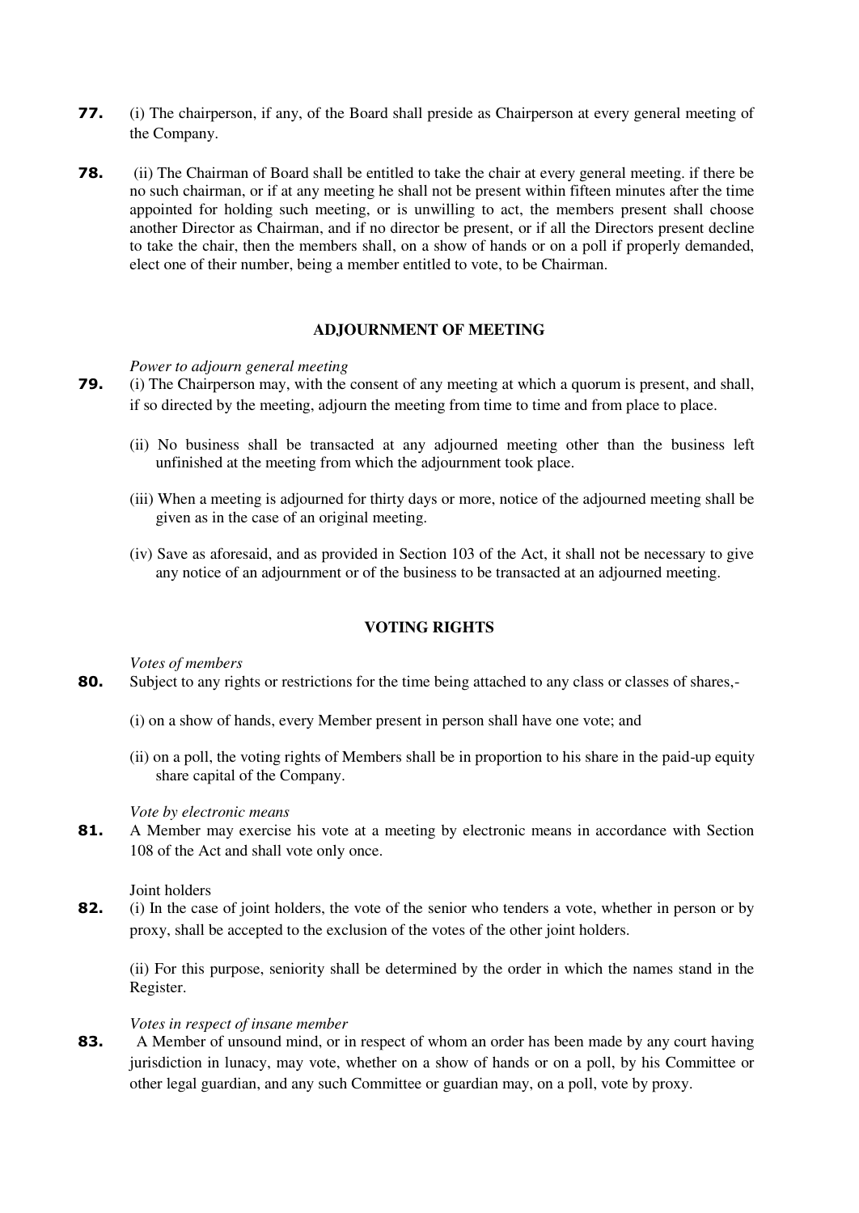**77.** (i) The chairperson, if any, of the Board shall preside as Chairperson at every general meeting of the Company.

**78.** (ii) The Chairman of Board shall be entitled to take the chair at every general meeting. if there be no such chairman, or if at any meeting he shall not be present within fifteen minutes after the time appointed for holding such meeting, or is unwilling to act, the members present shall choose another Director as Chairman, and if no director be present, or if all the Directors present decline to take the chair, then the members shall, on a show of hands or on a poll if properly demanded, elect one of their number, being a member entitled to vote, to be Chairman.

## ADJOURNMENT OF MEETING

*Power to adjourn general meeting*

**79.** (i) The Chairperson may, with the consent of any meeting at which a quorum is present, and shall, if so directed by the meeting, adjourn the meeting from time to time and from place to place.

(ii) No business shall be transacted at any adjourned meeting other than the business left unfinished at the meeting from which the adjournment took place.

(iii) When a meeting is adjourned for thirty days or more, notice of the adjourned meeting shall be given as in the case of an original meeting.

(iv) Save as aforesaid, and as provided in Section 103 of the Act, it shall not be necessary to give any notice of an adjournment or of the business to be transacted at an adjourned meeting.

## VOTING RIGHTS

*Votes of members*

**80.** Subject to any rights or restrictions for the time being attached to any class or classes of shares,-

(i) on a show of hands, every Member present in person shall have one vote; and

(ii) on a poll, the voting rights of Members shall be in proportion to his share in the paid-up equity share capital of the Company.

*Vote by electronic means*

**81.** A Member may exercise his vote at a meeting by electronic means in accordance with Section 108 of the Act and shall vote only once.

Joint holders

**82.** (i) In the case of joint holders, the vote of the senior who tenders a vote, whether in person or by proxy, shall be accepted to the exclusion of the votes of the other joint holders.

(ii) For this purpose, seniority shall be determined by the order in which the names stand in the Register.

*Votes in respect of insane member*

**83.** A Member of unsound mind, or in respect of whom an order has been made by any court having jurisdiction in lunacy, may vote, whether on a show of hands or on a poll, by his Committee or other legal guardian, and any such Committee or guardian may, on a poll, vote by proxy.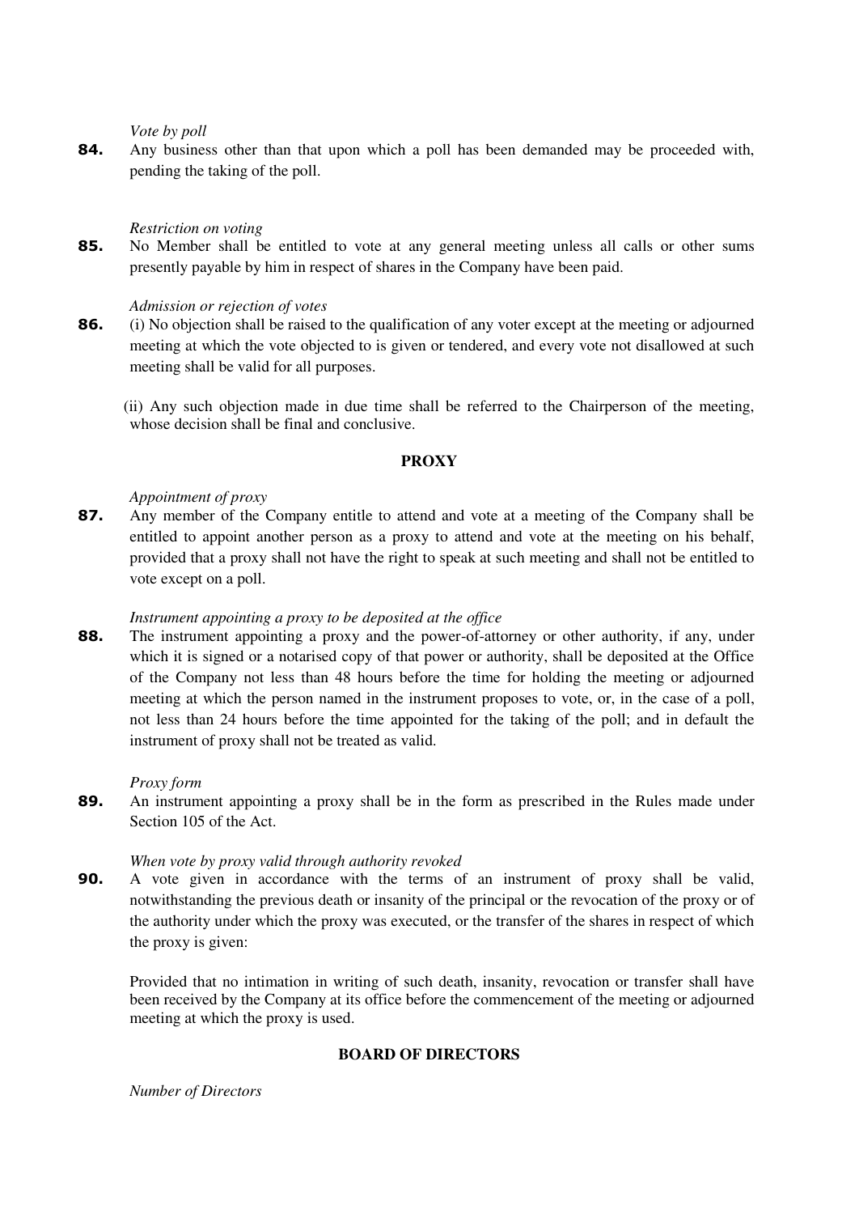*Vote by poll*

**84.** Any business other than that upon which a poll has been demanded may be proceeded with, pending the taking of the poll.

*Restriction on voting*

**85.** No Member shall be entitled to vote at any general meeting unless all calls or other sums presently payable by him in respect of shares in the Company have been paid.

*Admission or rejection of votes*

**86.** (i) No objection shall be raised to the qualification of any voter except at the meeting or adjourned meeting at which the vote objected to is given or tendered, and every vote not disallowed at such meeting shall be valid for all purposes.

(ii) Any such objection made in due time shall be referred to the Chairperson of the meeting, whose decision shall be final and conclusive.

## PROXY

*Appointment of proxy*

**87.** Any member of the Company entitle to attend and vote at a meeting of the Company shall be entitled to appoint another person as a proxy to attend and vote at the meeting on his behalf, provided that a proxy shall not have the right to speak at such meeting and shall not be entitled to vote except on a poll.

*Instrument appointing a proxy to be deposited at the office*

**88.** The instrument appointing a proxy and the power-of-attorney or other authority, if any, under which it is signed or a notarised copy of that power or authority, shall be deposited at the Office of the Company not less than 48 hours before the time for holding the meeting or adjourned meeting at which the person named in the instrument proposes to vote, or, in the case of a poll, not less than 24 hours before the time appointed for the taking of the poll; and in default the instrument of proxy shall not be treated as valid.

*Proxy form*

**89.** An instrument appointing a proxy shall be in the form as prescribed in the Rules made under Section 105 of the Act.

*When vote by proxy valid through authority revoked*

**90.** A vote given in accordance with the terms of an instrument of proxy shall be valid, notwithstanding the previous death or insanity of the principal or the revocation of the proxy or of the authority under which the proxy was executed, or the transfer of the shares in respect of which the proxy is given:

Provided that no intimation in writing of such death, insanity, revocation or transfer shall have been received by the Company at its office before the commencement of the meeting or adjourned meeting at which the proxy is used.

## BOARD OF DIRECTORS

*Number of Directors*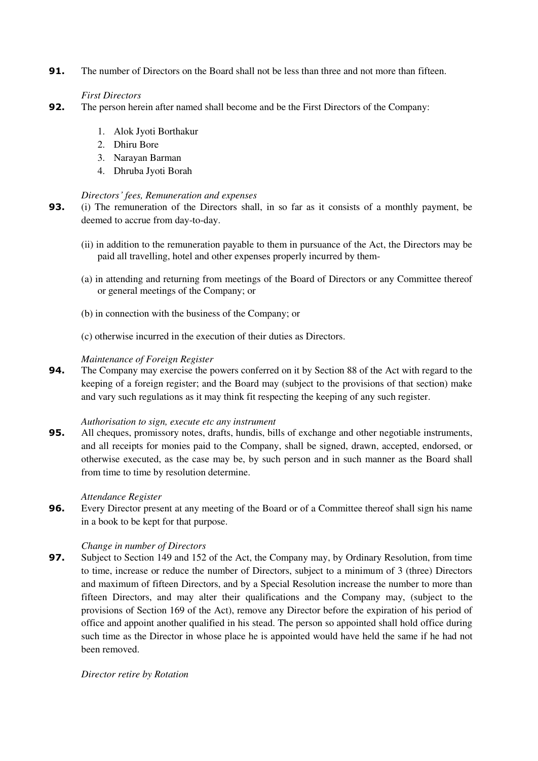**91.** The number of Directors on the Board shall not be less than three and not more than fifteen.

*First Directors*

**92.** The person herein after named shall become and be the First Directors of the Company:

1. Alok Jyoti Borthakur
2. Dhiru Bore
3. Narayan Barman
4. Dhruba Jyoti Borah

*Directors' fees, Remuneration and expenses*

**93.** (i) The remuneration of the Directors shall, in so far as it consists of a monthly payment, be deemed to accrue from day-to-day.

(ii) in addition to the remuneration payable to them in pursuance of the Act, the Directors may be paid all travelling, hotel and other expenses properly incurred by them-

(a) in attending and returning from meetings of the Board of Directors or any Committee thereof or general meetings of the Company; or

(b) in connection with the business of the Company; or

(c) otherwise incurred in the execution of their duties as Directors.

*Maintenance of Foreign Register*

**94.** The Company may exercise the powers conferred on it by Section 88 of the Act with regard to the keeping of a foreign register; and the Board may (subject to the provisions of that section) make and vary such regulations as it may think fit respecting the keeping of any such register.

*Authorisation to sign, execute etc any instrument*

**95.** All cheques, promissory notes, drafts, hundis, bills of exchange and other negotiable instruments, and all receipts for monies paid to the Company, shall be signed, drawn, accepted, endorsed, or otherwise executed, as the case may be, by such person and in such manner as the Board shall from time to time by resolution determine.

*Attendance Register*

**96.** Every Director present at any meeting of the Board or of a Committee thereof shall sign his name in a book to be kept for that purpose.

*Change in number of Directors*

**97.** Subject to Section 149 and 152 of the Act, the Company may, by Ordinary Resolution, from time to time, increase or reduce the number of Directors, subject to a minimum of 3 (three) Directors and maximum of fifteen Directors, and by a Special Resolution increase the number to more than fifteen Directors, and may alter their qualifications and the Company may, (subject to the provisions of Section 169 of the Act), remove any Director before the expiration of his period of office and appoint another qualified in his stead. The person so appointed shall hold office during such time as the Director in whose place he is appointed would have held the same if he had not been removed.

*Director retire by Rotation*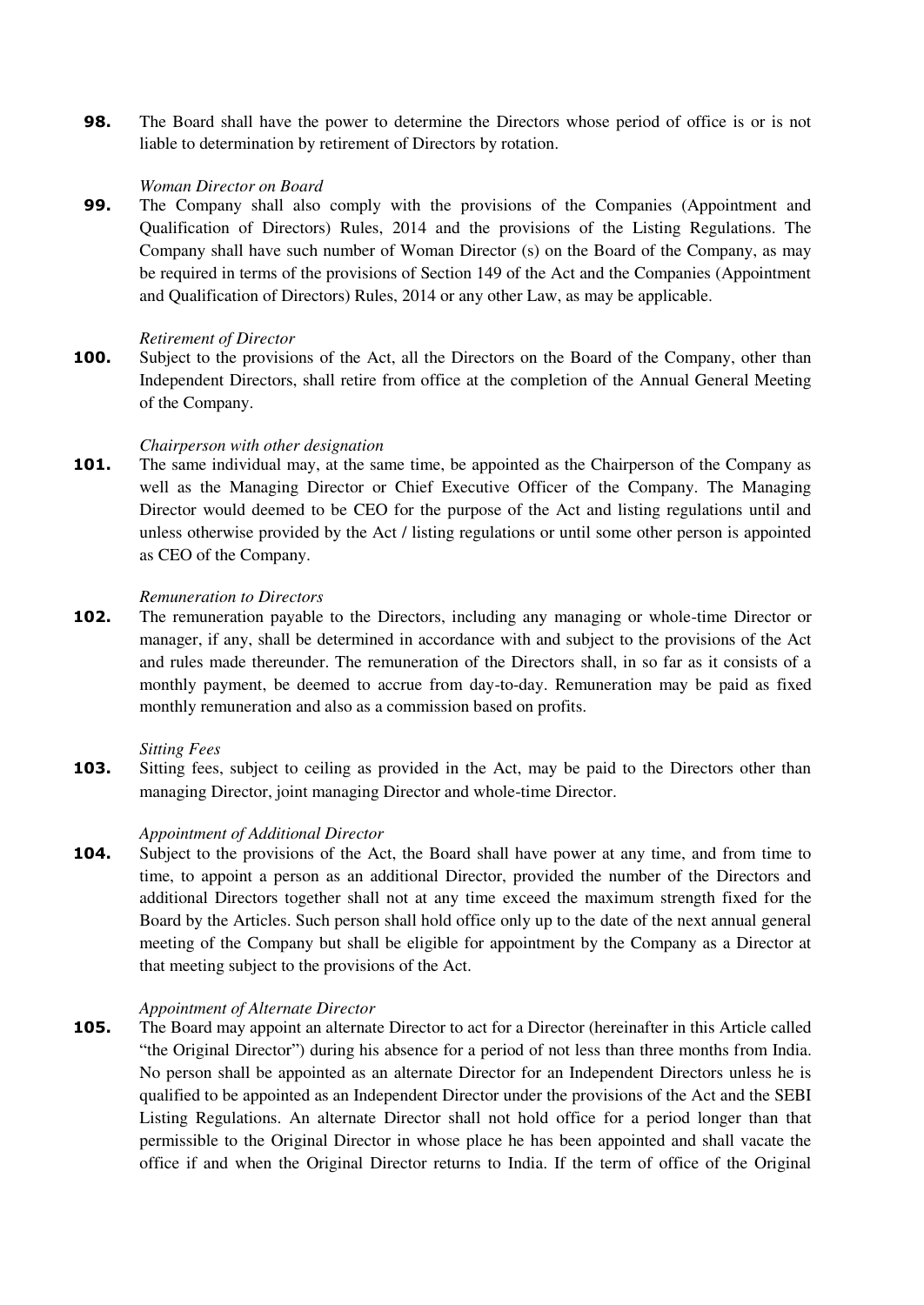**98.** The Board shall have the power to determine the Directors whose period of office is or is not liable to determination by retirement of Directors by rotation.

*Woman Director on Board*

**99.** The Company shall also comply with the provisions of the Companies (Appointment and Qualification of Directors) Rules, 2014 and the provisions of the Listing Regulations. The Company shall have such number of Woman Director (s) on the Board of the Company, as may be required in terms of the provisions of Section 149 of the Act and the Companies (Appointment and Qualification of Directors) Rules, 2014 or any other Law, as may be applicable.

*Retirement of Director*

**100.** Subject to the provisions of the Act, all the Directors on the Board of the Company, other than Independent Directors, shall retire from office at the completion of the Annual General Meeting of the Company.

*Chairperson with other designation*

**101.** The same individual may, at the same time, be appointed as the Chairperson of the Company as well as the Managing Director or Chief Executive Officer of the Company. The Managing Director would deemed to be CEO for the purpose of the Act and listing regulations until and unless otherwise provided by the Act / listing regulations or until some other person is appointed as CEO of the Company.

*Remuneration to Directors*

**102.** The remuneration payable to the Directors, including any managing or whole-time Director or manager, if any, shall be determined in accordance with and subject to the provisions of the Act and rules made thereunder. The remuneration of the Directors shall, in so far as it consists of a monthly payment, be deemed to accrue from day-to-day. Remuneration may be paid as fixed monthly remuneration and also as a commission based on profits.

*Sitting Fees*

**103.** Sitting fees, subject to ceiling as provided in the Act, may be paid to the Directors other than managing Director, joint managing Director and whole-time Director.

*Appointment of Additional Director*

**104.** Subject to the provisions of the Act, the Board shall have power at any time, and from time to time, to appoint a person as an additional Director, provided the number of the Directors and additional Directors together shall not at any time exceed the maximum strength fixed for the Board by the Articles. Such person shall hold office only up to the date of the next annual general meeting of the Company but shall be eligible for appointment by the Company as a Director at that meeting subject to the provisions of the Act.

*Appointment of Alternate Director*

**105.** The Board may appoint an alternate Director to act for a Director (hereinafter in this Article called "the Original Director") during his absence for a period of not less than three months from India. No person shall be appointed as an alternate Director for an Independent Directors unless he is qualified to be appointed as an Independent Director under the provisions of the Act and the SEBI Listing Regulations. An alternate Director shall not hold office for a period longer than that permissible to the Original Director in whose place he has been appointed and shall vacate the office if and when the Original Director returns to India. If the term of office of the Original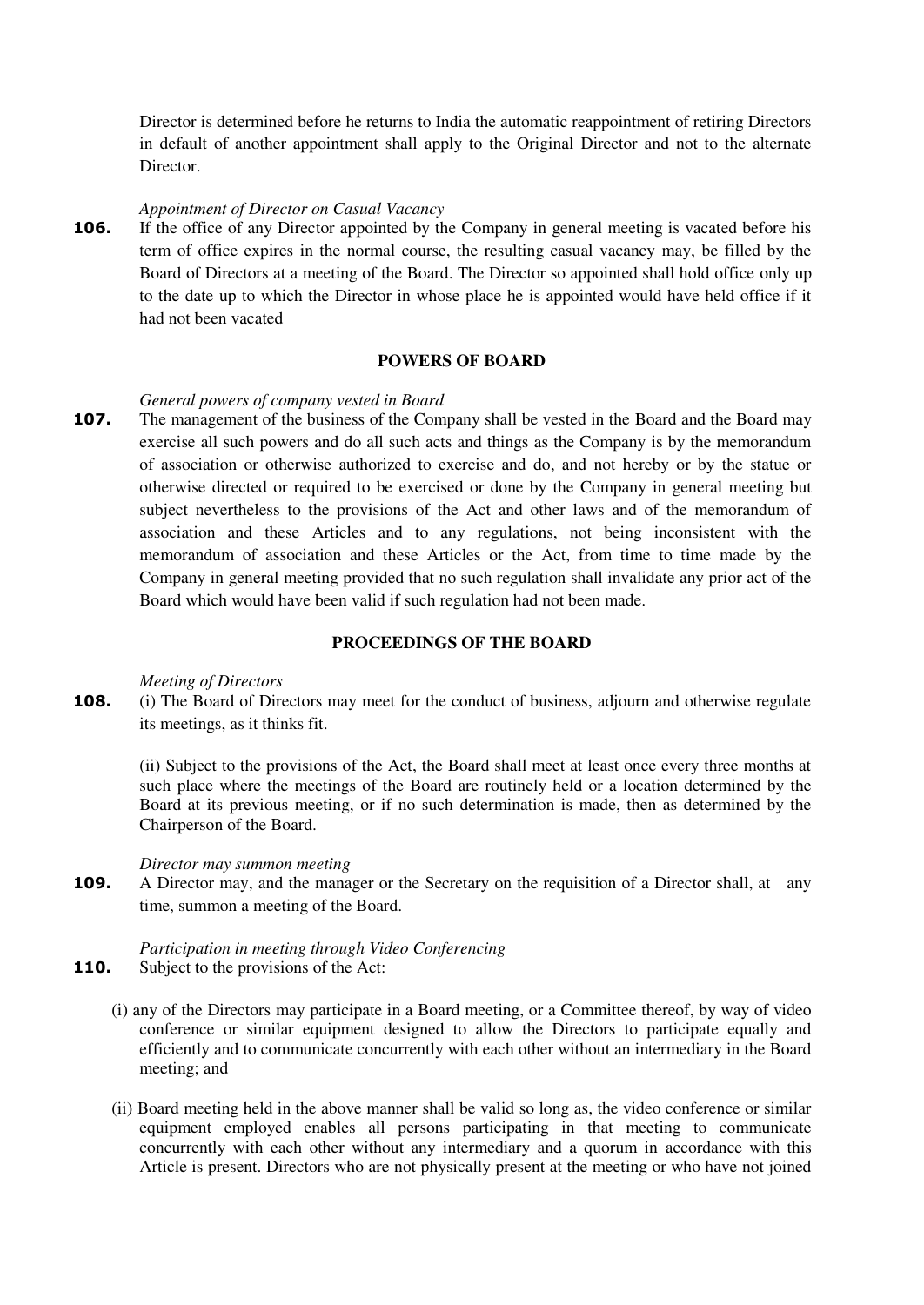Director is determined before he returns to India the automatic reappointment of retiring Directors in default of another appointment shall apply to the Original Director and not to the alternate Director.

*Appointment of Director on Casual Vacancy*

**106.** If the office of any Director appointed by the Company in general meeting is vacated before his term of office expires in the normal course, the resulting casual vacancy may, be filled by the Board of Directors at a meeting of the Board. The Director so appointed shall hold office only up to the date up to which the Director in whose place he is appointed would have held office if it had not been vacated

## POWERS OF BOARD

*General powers of company vested in Board*

**107.** The management of the business of the Company shall be vested in the Board and the Board may exercise all such powers and do all such acts and things as the Company is by the memorandum of association or otherwise authorized to exercise and do, and not hereby or by the statue or otherwise directed or required to be exercised or done by the Company in general meeting but subject nevertheless to the provisions of the Act and other laws and of the memorandum of association and these Articles and to any regulations, not being inconsistent with the memorandum of association and these Articles or the Act, from time to time made by the Company in general meeting provided that no such regulation shall invalidate any prior act of the Board which would have been valid if such regulation had not been made.

## PROCEEDINGS OF THE BOARD

*Meeting of Directors*

**108.** (i) The Board of Directors may meet for the conduct of business, adjourn and otherwise regulate its meetings, as it thinks fit.

(ii) Subject to the provisions of the Act, the Board shall meet at least once every three months at such place where the meetings of the Board are routinely held or a location determined by the Board at its previous meeting, or if no such determination is made, then as determined by the Chairperson of the Board.

*Director may summon meeting*

**109.** A Director may, and the manager or the Secretary on the requisition of a Director shall, at any time, summon a meeting of the Board.

*Participation in meeting through Video Conferencing*

**110.** Subject to the provisions of the Act:

(i) any of the Directors may participate in a Board meeting, or a Committee thereof, by way of video conference or similar equipment designed to allow the Directors to participate equally and efficiently and to communicate concurrently with each other without an intermediary in the Board meeting; and

(ii) Board meeting held in the above manner shall be valid so long as, the video conference or similar equipment employed enables all persons participating in that meeting to communicate concurrently with each other without any intermediary and a quorum in accordance with this Article is present. Directors who are not physically present at the meeting or who have not joined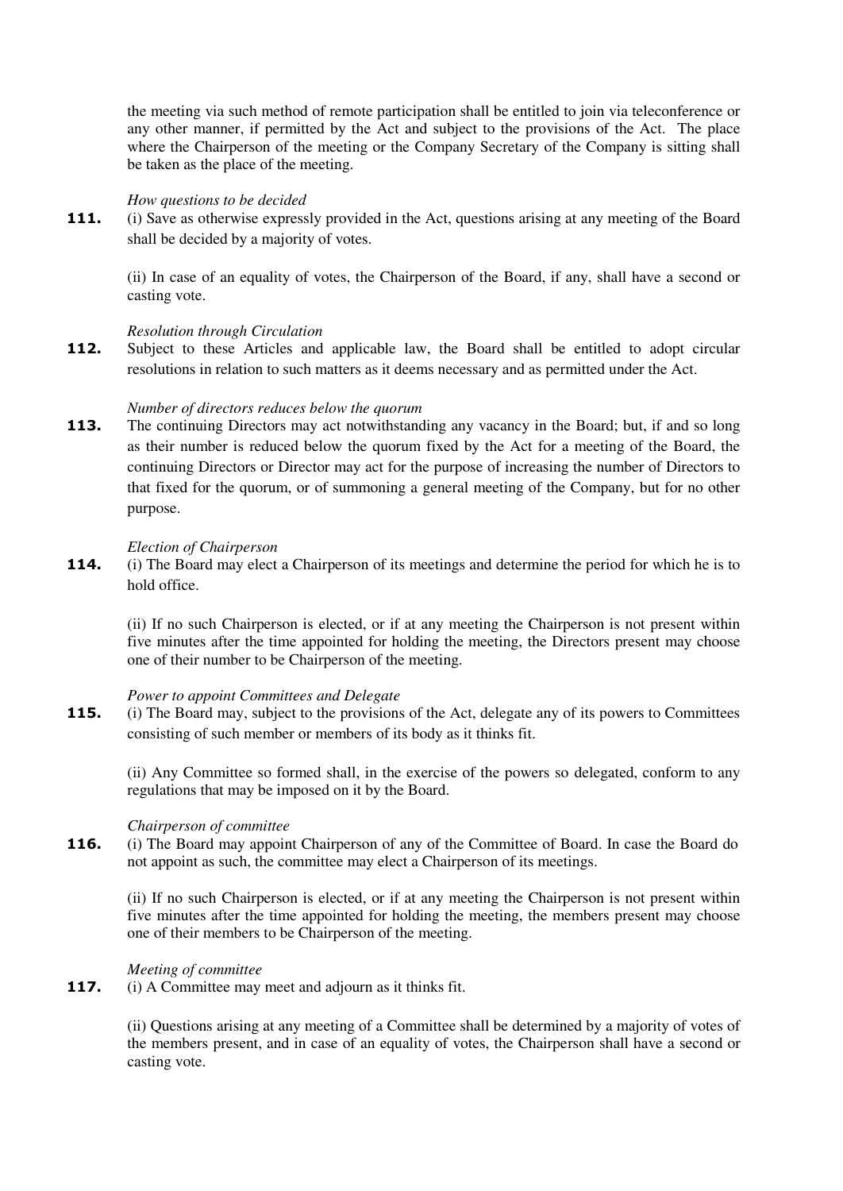the meeting via such method of remote participation shall be entitled to join via teleconference or any other manner, if permitted by the Act and subject to the provisions of the Act. The place where the Chairperson of the meeting or the Company Secretary of the Company is sitting shall be taken as the place of the meeting.

*How questions to be decided*

**111.** (i) Save as otherwise expressly provided in the Act, questions arising at any meeting of the Board shall be decided by a majority of votes.

(ii) In case of an equality of votes, the Chairperson of the Board, if any, shall have a second or casting vote.

*Resolution through Circulation*

**112.** Subject to these Articles and applicable law, the Board shall be entitled to adopt circular resolutions in relation to such matters as it deems necessary and as permitted under the Act.

*Number of directors reduces below the quorum*

**113.** The continuing Directors may act notwithstanding any vacancy in the Board; but, if and so long as their number is reduced below the quorum fixed by the Act for a meeting of the Board, the continuing Directors or Director may act for the purpose of increasing the number of Directors to that fixed for the quorum, or of summoning a general meeting of the Company, but for no other purpose.

*Election of Chairperson*

**114.** (i) The Board may elect a Chairperson of its meetings and determine the period for which he is to hold office.

(ii) If no such Chairperson is elected, or if at any meeting the Chairperson is not present within five minutes after the time appointed for holding the meeting, the Directors present may choose one of their number to be Chairperson of the meeting.

*Power to appoint Committees and Delegate*

**115.** (i) The Board may, subject to the provisions of the Act, delegate any of its powers to Committees consisting of such member or members of its body as it thinks fit.

(ii) Any Committee so formed shall, in the exercise of the powers so delegated, conform to any regulations that may be imposed on it by the Board.

*Chairperson of committee*

**116.** (i) The Board may appoint Chairperson of any of the Committee of Board. In case the Board do not appoint as such, the committee may elect a Chairperson of its meetings.

(ii) If no such Chairperson is elected, or if at any meeting the Chairperson is not present within five minutes after the time appointed for holding the meeting, the members present may choose one of their members to be Chairperson of the meeting.

*Meeting of committee*

**117.** (i) A Committee may meet and adjourn as it thinks fit.

(ii) Questions arising at any meeting of a Committee shall be determined by a majority of votes of the members present, and in case of an equality of votes, the Chairperson shall have a second or casting vote.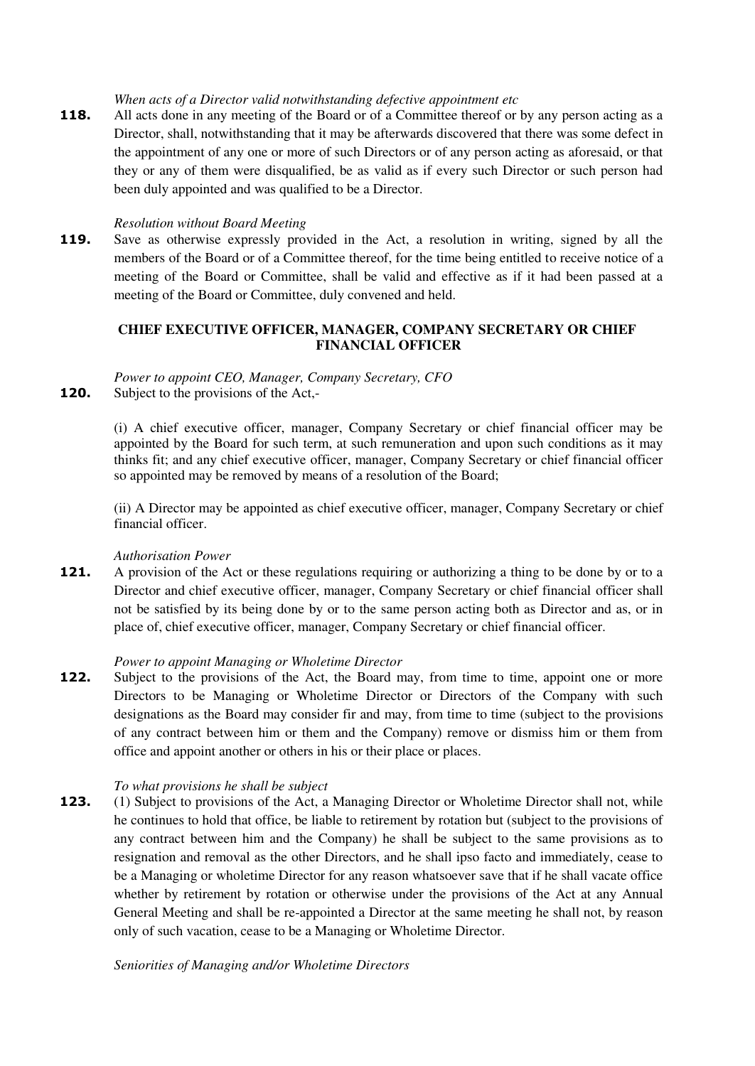*When acts of a Director valid notwithstanding defective appointment etc*

**118.** All acts done in any meeting of the Board or of a Committee thereof or by any person acting as a Director, shall, notwithstanding that it may be afterwards discovered that there was some defect in the appointment of any one or more of such Directors or of any person acting as aforesaid, or that they or any of them were disqualified, be as valid as if every such Director or such person had been duly appointed and was qualified to be a Director.

*Resolution without Board Meeting*

**119.** Save as otherwise expressly provided in the Act, a resolution in writing, signed by all the members of the Board or of a Committee thereof, for the time being entitled to receive notice of a meeting of the Board or Committee, shall be valid and effective as if it had been passed at a meeting of the Board or Committee, duly convened and held.

## CHIEF EXECUTIVE OFFICER, MANAGER, COMPANY SECRETARY OR CHIEF FINANCIAL OFFICER

*Power to appoint CEO, Manager, Company Secretary, CFO*

**120.** Subject to the provisions of the Act,-

(i) A chief executive officer, manager, Company Secretary or chief financial officer may be appointed by the Board for such term, at such remuneration and upon such conditions as it may thinks fit; and any chief executive officer, manager, Company Secretary or chief financial officer so appointed may be removed by means of a resolution of the Board;

(ii) A Director may be appointed as chief executive officer, manager, Company Secretary or chief financial officer.

*Authorisation Power*

**121.** A provision of the Act or these regulations requiring or authorizing a thing to be done by or to a Director and chief executive officer, manager, Company Secretary or chief financial officer shall not be satisfied by its being done by or to the same person acting both as Director and as, or in place of, chief executive officer, manager, Company Secretary or chief financial officer.

*Power to appoint Managing or Wholetime Director*

**122.** Subject to the provisions of the Act, the Board may, from time to time, appoint one or more Directors to be Managing or Wholetime Director or Directors of the Company with such designations as the Board may consider fir and may, from time to time (subject to the provisions of any contract between him or them and the Company) remove or dismiss him or them from office and appoint another or others in his or their place or places.

*To what provisions he shall be subject*

**123.** (1) Subject to provisions of the Act, a Managing Director or Wholetime Director shall not, while he continues to hold that office, be liable to retirement by rotation but (subject to the provisions of any contract between him and the Company) he shall be subject to the same provisions as to resignation and removal as the other Directors, and he shall ipso facto and immediately, cease to be a Managing or wholetime Director for any reason whatsoever save that if he shall vacate office whether by retirement by rotation or otherwise under the provisions of the Act at any Annual General Meeting and shall be re-appointed a Director at the same meeting he shall not, by reason only of such vacation, cease to be a Managing or Wholetime Director.

*Seniorities of Managing and/or Wholetime Directors*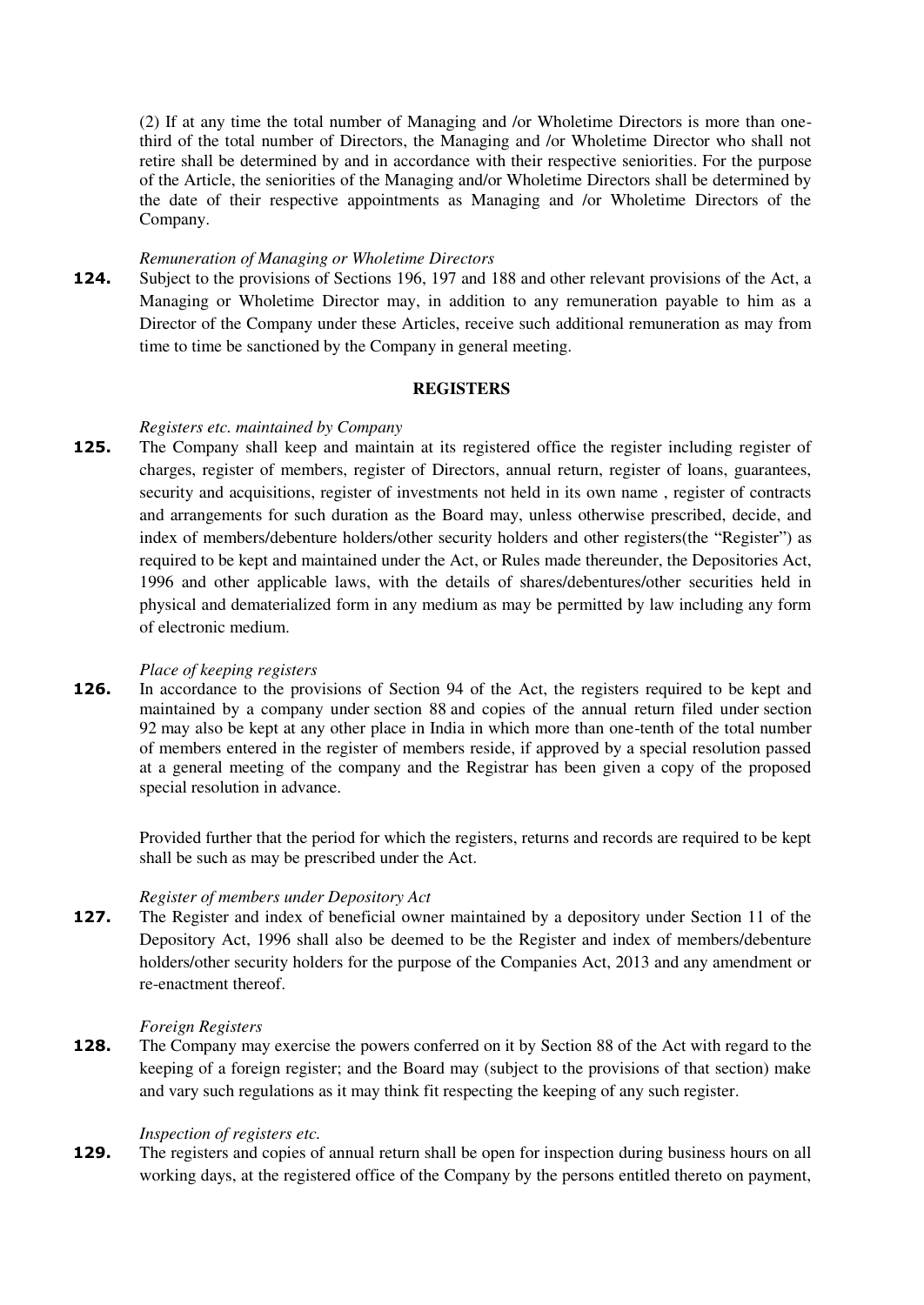(2) If at any time the total number of Managing and /or Wholetime Directors is more than one-third of the total number of Directors, the Managing and /or Wholetime Director who shall not retire shall be determined by and in accordance with their respective seniorities. For the purpose of the Article, the seniorities of the Managing and/or Wholetime Directors shall be determined by the date of their respective appointments as Managing and /or Wholetime Directors of the Company.

*Remuneration of Managing or Wholetime Directors*

**124.** Subject to the provisions of Sections 196, 197 and 188 and other relevant provisions of the Act, a Managing or Wholetime Director may, in addition to any remuneration payable to him as a Director of the Company under these Articles, receive such additional remuneration as may from time to time be sanctioned by the Company in general meeting.

**REGISTERS**

*Registers etc. maintained by Company*

**125.** The Company shall keep and maintain at its registered office the register including register of charges, register of members, register of Directors, annual return, register of loans, guarantees, security and acquisitions, register of investments not held in its own name , register of contracts and arrangements for such duration as the Board may, unless otherwise prescribed, decide, and index of members/debenture holders/other security holders and other registers(the "Register") as required to be kept and maintained under the Act, or Rules made thereunder, the Depositories Act, 1996 and other applicable laws, with the details of shares/debentures/other securities held in physical and dematerialized form in any medium as may be permitted by law including any form of electronic medium.

*Place of keeping registers*

**126.** In accordance to the provisions of Section 94 of the Act, the registers required to be kept and maintained by a company under section 88 and copies of the annual return filed under section 92 may also be kept at any other place in India in which more than one-tenth of the total number of members entered in the register of members reside, if approved by a special resolution passed at a general meeting of the company and the Registrar has been given a copy of the proposed special resolution in advance.

Provided further that the period for which the registers, returns and records are required to be kept shall be such as may be prescribed under the Act.

*Register of members under Depository Act*

**127.** The Register and index of beneficial owner maintained by a depository under Section 11 of the Depository Act, 1996 shall also be deemed to be the Register and index of members/debenture holders/other security holders for the purpose of the Companies Act, 2013 and any amendment or re-enactment thereof.

*Foreign Registers*

**128.** The Company may exercise the powers conferred on it by Section 88 of the Act with regard to the keeping of a foreign register; and the Board may (subject to the provisions of that section) make and vary such regulations as it may think fit respecting the keeping of any such register.

*Inspection of registers etc.*

**129.** The registers and copies of annual return shall be open for inspection during business hours on all working days, at the registered office of the Company by the persons entitled thereto on payment,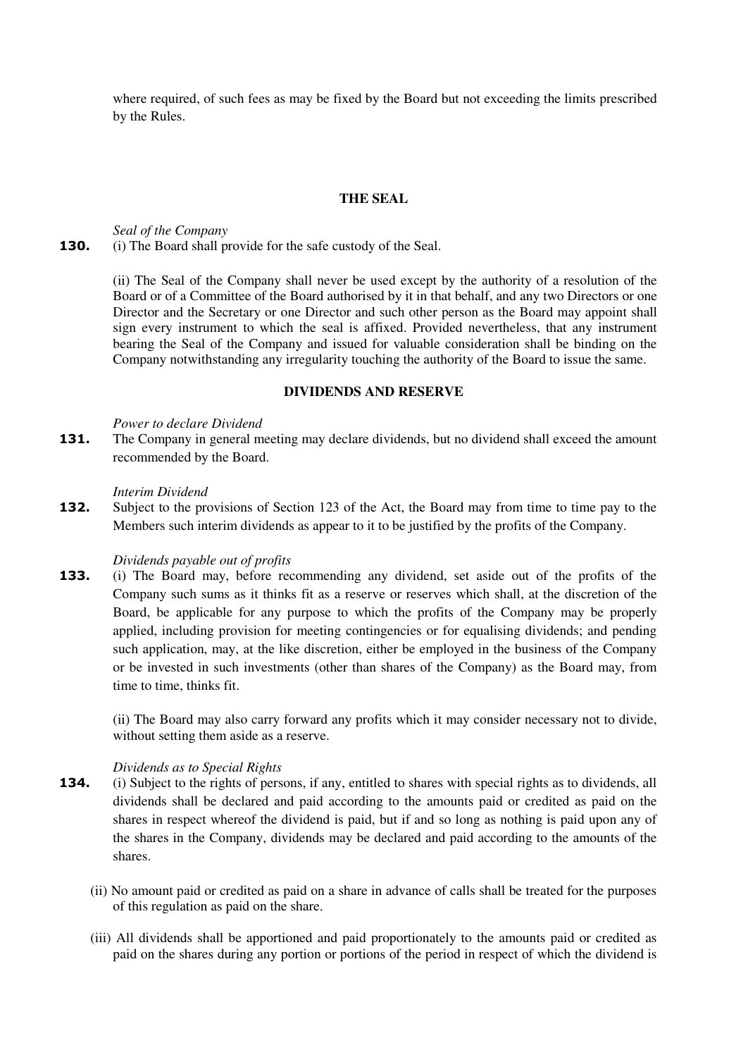where required, of such fees as may be fixed by the Board but not exceeding the limits prescribed by the Rules.

## THE SEAL

*Seal of the Company*

**130.** (i) The Board shall provide for the safe custody of the Seal.

(ii) The Seal of the Company shall never be used except by the authority of a resolution of the Board or of a Committee of the Board authorised by it in that behalf, and any two Directors or one Director and the Secretary or one Director and such other person as the Board may appoint shall sign every instrument to which the seal is affixed. Provided nevertheless, that any instrument bearing the Seal of the Company and issued for valuable consideration shall be binding on the Company notwithstanding any irregularity touching the authority of the Board to issue the same.

## DIVIDENDS AND RESERVE

*Power to declare Dividend*

**131.** The Company in general meeting may declare dividends, but no dividend shall exceed the amount recommended by the Board.

*Interim Dividend*

**132.** Subject to the provisions of Section 123 of the Act, the Board may from time to time pay to the Members such interim dividends as appear to it to be justified by the profits of the Company.

*Dividends payable out of profits*

**133.** (i) The Board may, before recommending any dividend, set aside out of the profits of the Company such sums as it thinks fit as a reserve or reserves which shall, at the discretion of the Board, be applicable for any purpose to which the profits of the Company may be properly applied, including provision for meeting contingencies or for equalising dividends; and pending such application, may, at the like discretion, either be employed in the business of the Company or be invested in such investments (other than shares of the Company) as the Board may, from time to time, thinks fit.

(ii) The Board may also carry forward any profits which it may consider necessary not to divide, without setting them aside as a reserve.

*Dividends as to Special Rights*

**134.** (i) Subject to the rights of persons, if any, entitled to shares with special rights as to dividends, all dividends shall be declared and paid according to the amounts paid or credited as paid on the shares in respect whereof the dividend is paid, but if and so long as nothing is paid upon any of the shares in the Company, dividends may be declared and paid according to the amounts of the shares.

(ii) No amount paid or credited as paid on a share in advance of calls shall be treated for the purposes of this regulation as paid on the share.

(iii) All dividends shall be apportioned and paid proportionately to the amounts paid or credited as paid on the shares during any portion or portions of the period in respect of which the dividend is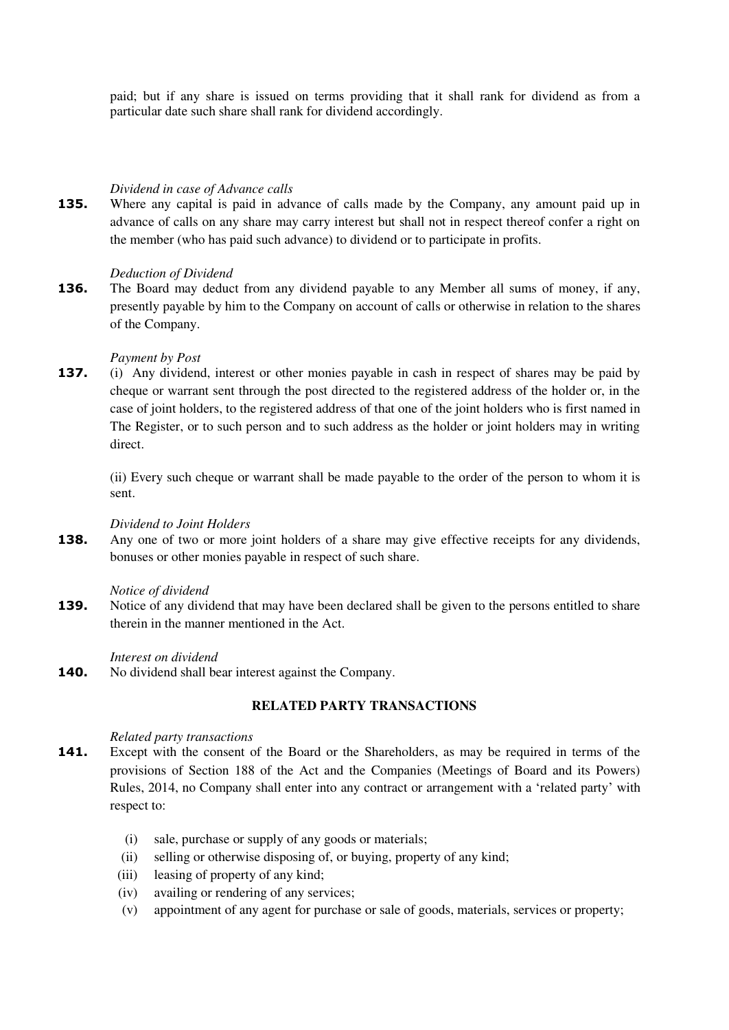paid; but if any share is issued on terms providing that it shall rank for dividend as from a particular date such share shall rank for dividend accordingly.

*Dividend in case of Advance calls*

**135.** Where any capital is paid in advance of calls made by the Company, any amount paid up in advance of calls on any share may carry interest but shall not in respect thereof confer a right on the member (who has paid such advance) to dividend or to participate in profits.

*Deduction of Dividend*

**136.** The Board may deduct from any dividend payable to any Member all sums of money, if any, presently payable by him to the Company on account of calls or otherwise in relation to the shares of the Company.

*Payment by Post*

**137.** (i) Any dividend, interest or other monies payable in cash in respect of shares may be paid by cheque or warrant sent through the post directed to the registered address of the holder or, in the case of joint holders, to the registered address of that one of the joint holders who is first named in The Register, or to such person and to such address as the holder or joint holders may in writing direct.

(ii) Every such cheque or warrant shall be made payable to the order of the person to whom it is sent.

*Dividend to Joint Holders*

**138.** Any one of two or more joint holders of a share may give effective receipts for any dividends, bonuses or other monies payable in respect of such share.

*Notice of dividend*

**139.** Notice of any dividend that may have been declared shall be given to the persons entitled to share therein in the manner mentioned in the Act.

*Interest on dividend*

**140.** No dividend shall bear interest against the Company.

## RELATED PARTY TRANSACTIONS

*Related party transactions*

**141.** Except with the consent of the Board or the Shareholders, as may be required in terms of the provisions of Section 188 of the Act and the Companies (Meetings of Board and its Powers) Rules, 2014, no Company shall enter into any contract or arrangement with a 'related party' with respect to:

(i) sale, purchase or supply of any goods or materials;
(ii) selling or otherwise disposing of, or buying, property of any kind;
(iii) leasing of property of any kind;
(iv) availing or rendering of any services;
(v) appointment of any agent for purchase or sale of goods, materials, services or property;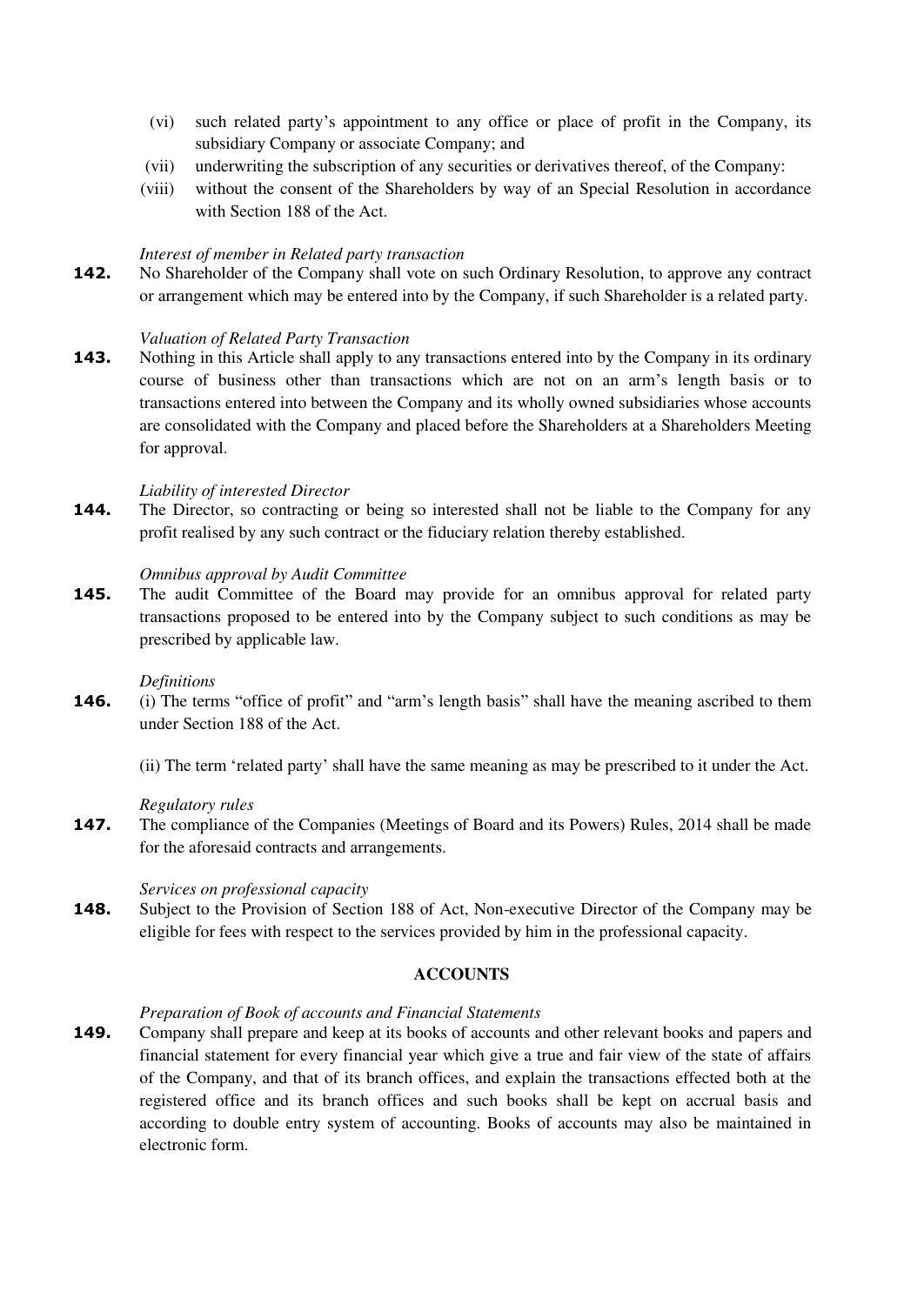(vi) such related party's appointment to any office or place of profit in the Company, its subsidiary Company or associate Company; and

(vii) underwriting the subscription of any securities or derivatives thereof, of the Company:

(viii) without the consent of the Shareholders by way of an Special Resolution in accordance with Section 188 of the Act.

*Interest of member in Related party transaction*

**142.** No Shareholder of the Company shall vote on such Ordinary Resolution, to approve any contract or arrangement which may be entered into by the Company, if such Shareholder is a related party.

*Valuation of Related Party Transaction*

**143.** Nothing in this Article shall apply to any transactions entered into by the Company in its ordinary course of business other than transactions which are not on an arm's length basis or to transactions entered into between the Company and its wholly owned subsidiaries whose accounts are consolidated with the Company and placed before the Shareholders at a Shareholders Meeting for approval.

*Liability of interested Director*

**144.** The Director, so contracting or being so interested shall not be liable to the Company for any profit realised by any such contract or the fiduciary relation thereby established.

*Omnibus approval by Audit Committee*

**145.** The audit Committee of the Board may provide for an omnibus approval for related party transactions proposed to be entered into by the Company subject to such conditions as may be prescribed by applicable law.

*Definitions*

**146.** (i) The terms "office of profit" and "arm's length basis" shall have the meaning ascribed to them under Section 188 of the Act.

(ii) The term 'related party' shall have the same meaning as may be prescribed to it under the Act.

*Regulatory rules*

**147.** The compliance of the Companies (Meetings of Board and its Powers) Rules, 2014 shall be made for the aforesaid contracts and arrangements.

*Services on professional capacity*

**148.** Subject to the Provision of Section 188 of Act, Non-executive Director of the Company may be eligible for fees with respect to the services provided by him in the professional capacity.

## ACCOUNTS

*Preparation of Book of accounts and Financial Statements*

**149.** Company shall prepare and keep at its books of accounts and other relevant books and papers and financial statement for every financial year which give a true and fair view of the state of affairs of the Company, and that of its branch offices, and explain the transactions effected both at the registered office and its branch offices and such books shall be kept on accrual basis and according to double entry system of accounting. Books of accounts may also be maintained in electronic form.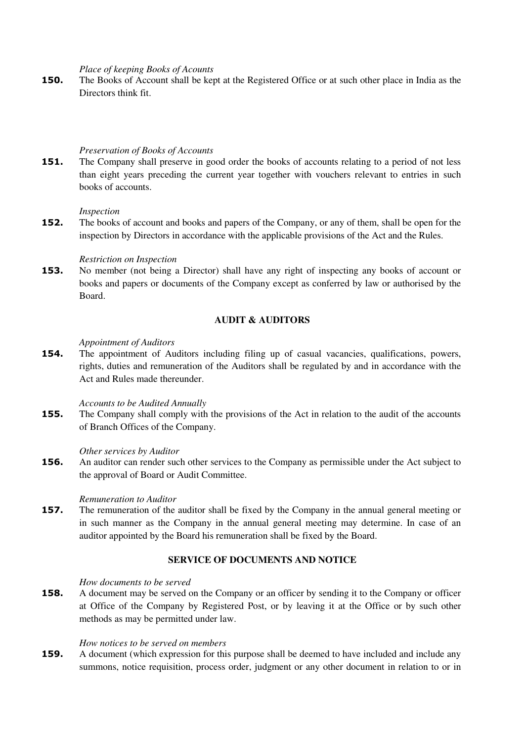*Place of keeping Books of Acounts*

**150.** The Books of Account shall be kept at the Registered Office or at such other place in India as the Directors think fit.

*Preservation of Books of Accounts*

**151.** The Company shall preserve in good order the books of accounts relating to a period of not less than eight years preceding the current year together with vouchers relevant to entries in such books of accounts.

*Inspection*

**152.** The books of account and books and papers of the Company, or any of them, shall be open for the inspection by Directors in accordance with the applicable provisions of the Act and the Rules.

*Restriction on Inspection*

**153.** No member (not being a Director) shall have any right of inspecting any books of account or books and papers or documents of the Company except as conferred by law or authorised by the Board.

## AUDIT & AUDITORS

*Appointment of Auditors*

**154.** The appointment of Auditors including filing up of casual vacancies, qualifications, powers, rights, duties and remuneration of the Auditors shall be regulated by and in accordance with the Act and Rules made thereunder.

*Accounts to be Audited Annually*

**155.** The Company shall comply with the provisions of the Act in relation to the audit of the accounts of Branch Offices of the Company.

*Other services by Auditor*

**156.** An auditor can render such other services to the Company as permissible under the Act subject to the approval of Board or Audit Committee.

*Remuneration to Auditor*

**157.** The remuneration of the auditor shall be fixed by the Company in the annual general meeting or in such manner as the Company in the annual general meeting may determine. In case of an auditor appointed by the Board his remuneration shall be fixed by the Board.

## SERVICE OF DOCUMENTS AND NOTICE

*How documents to be served*

**158.** A document may be served on the Company or an officer by sending it to the Company or officer at Office of the Company by Registered Post, or by leaving it at the Office or by such other methods as may be permitted under law.

*How notices to be served on members*

**159.** A document (which expression for this purpose shall be deemed to have included and include any summons, notice requisition, process order, judgment or any other document in relation to or in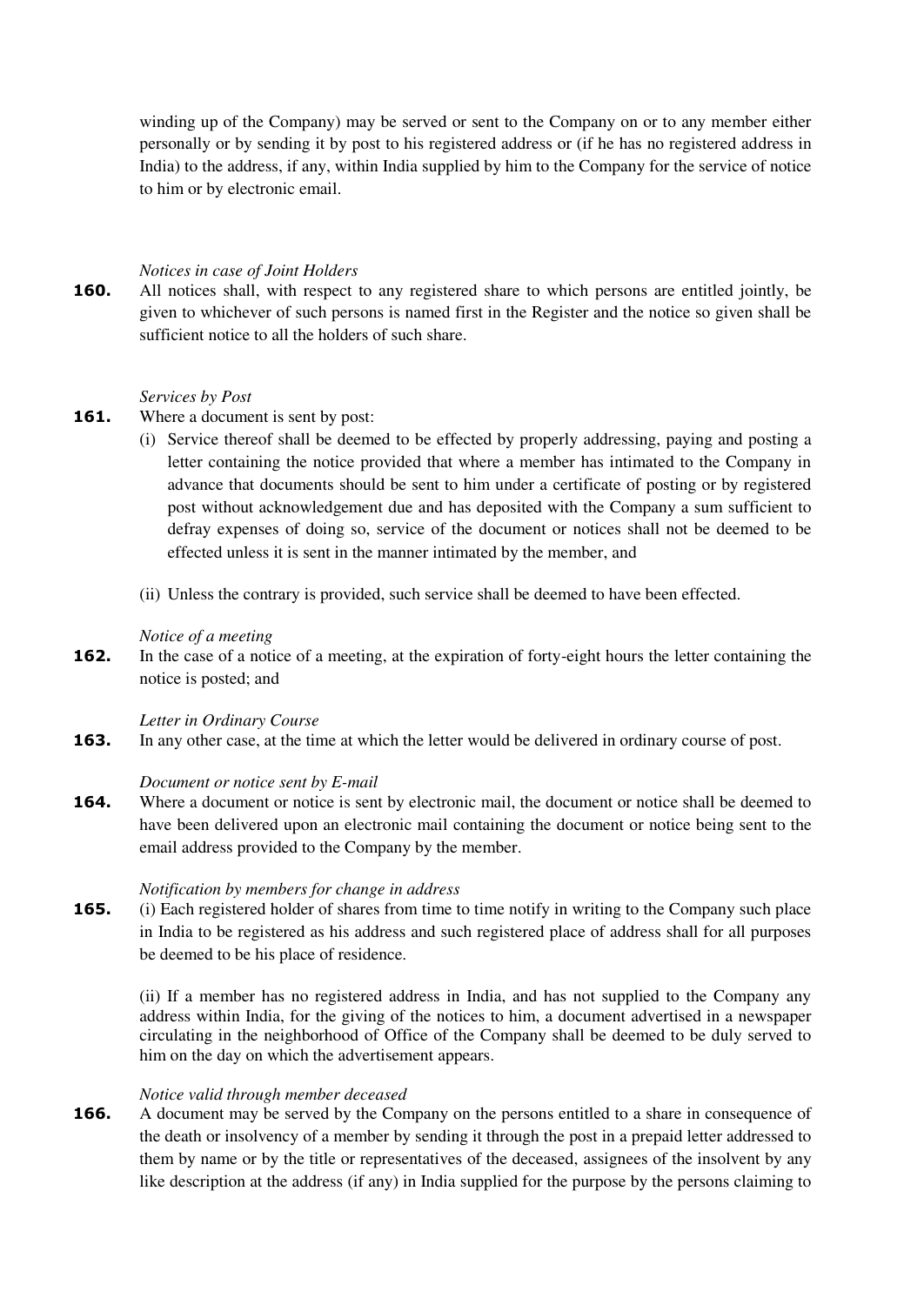winding up of the Company) may be served or sent to the Company on or to any member either personally or by sending it by post to his registered address or (if he has no registered address in India) to the address, if any, within India supplied by him to the Company for the service of notice to him or by electronic email.

*Notices in case of Joint Holders*

**160.** All notices shall, with respect to any registered share to which persons are entitled jointly, be given to whichever of such persons is named first in the Register and the notice so given shall be sufficient notice to all the holders of such share.

*Services by Post*

**161.** Where a document is sent by post:

(i) Service thereof shall be deemed to be effected by properly addressing, paying and posting a letter containing the notice provided that where a member has intimated to the Company in advance that documents should be sent to him under a certificate of posting or by registered post without acknowledgement due and has deposited with the Company a sum sufficient to defray expenses of doing so, service of the document or notices shall not be deemed to be effected unless it is sent in the manner intimated by the member, and

(ii) Unless the contrary is provided, such service shall be deemed to have been effected.

*Notice of a meeting*

**162.** In the case of a notice of a meeting, at the expiration of forty-eight hours the letter containing the notice is posted; and

*Letter in Ordinary Course*

**163.** In any other case, at the time at which the letter would be delivered in ordinary course of post.

*Document or notice sent by E-mail*

**164.** Where a document or notice is sent by electronic mail, the document or notice shall be deemed to have been delivered upon an electronic mail containing the document or notice being sent to the email address provided to the Company by the member.

*Notification by members for change in address*

**165.** (i) Each registered holder of shares from time to time notify in writing to the Company such place in India to be registered as his address and such registered place of address shall for all purposes be deemed to be his place of residence.

(ii) If a member has no registered address in India, and has not supplied to the Company any address within India, for the giving of the notices to him, a document advertised in a newspaper circulating in the neighborhood of Office of the Company shall be deemed to be duly served to him on the day on which the advertisement appears.

*Notice valid through member deceased*

**166.** A document may be served by the Company on the persons entitled to a share in consequence of the death or insolvency of a member by sending it through the post in a prepaid letter addressed to them by name or by the title or representatives of the deceased, assignees of the insolvent by any like description at the address (if any) in India supplied for the purpose by the persons claiming to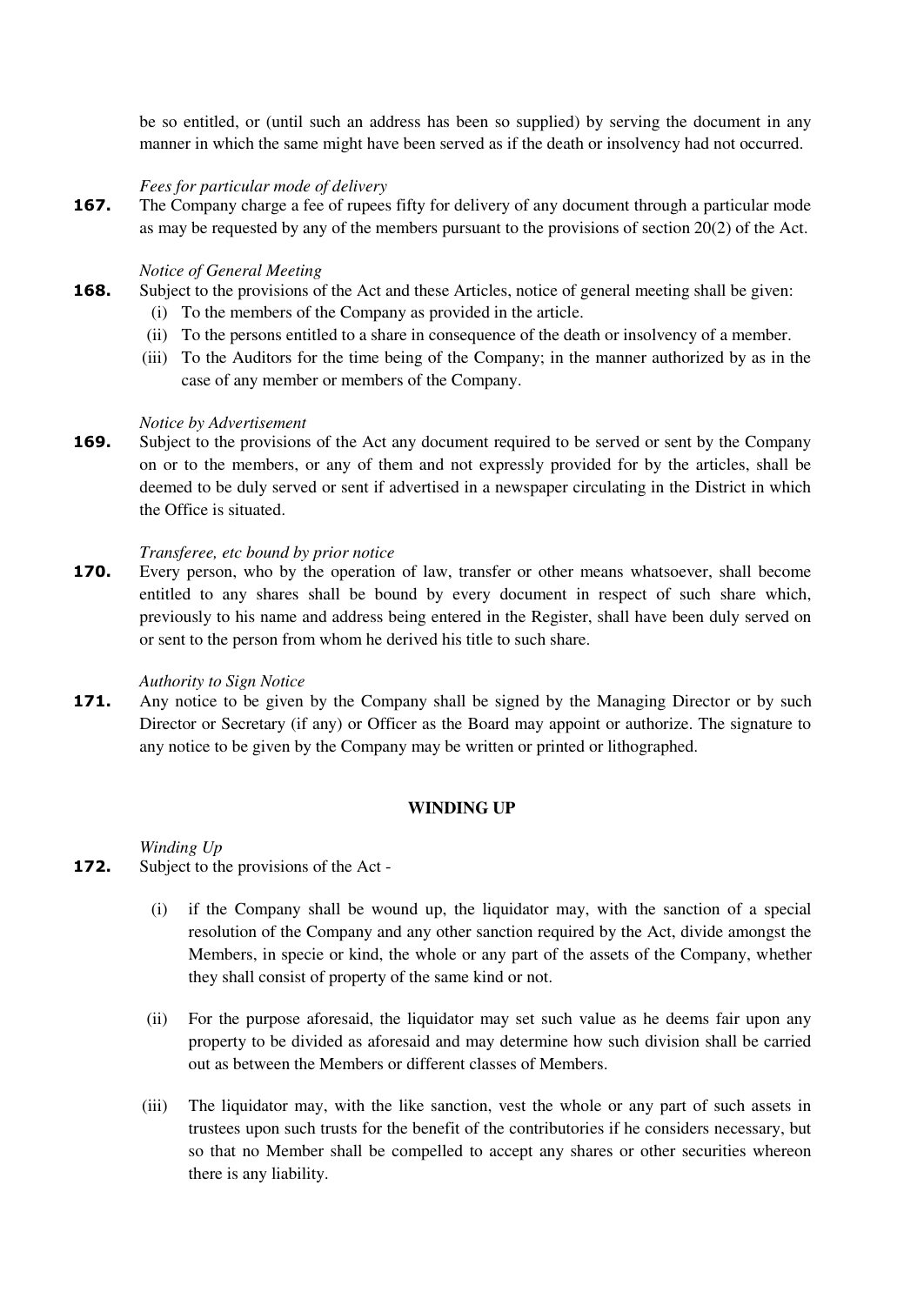be so entitled, or (until such an address has been so supplied) by serving the document in any manner in which the same might have been served as if the death or insolvency had not occurred.

*Fees for particular mode of delivery*

**167.** The Company charge a fee of rupees fifty for delivery of any document through a particular mode as may be requested by any of the members pursuant to the provisions of section 20(2) of the Act.

*Notice of General Meeting*

**168.** Subject to the provisions of the Act and these Articles, notice of general meeting shall be given:

(i) To the members of the Company as provided in the article.

(ii) To the persons entitled to a share in consequence of the death or insolvency of a member.

(iii) To the Auditors for the time being of the Company; in the manner authorized by as in the case of any member or members of the Company.

*Notice by Advertisement*

**169.** Subject to the provisions of the Act any document required to be served or sent by the Company on or to the members, or any of them and not expressly provided for by the articles, shall be deemed to be duly served or sent if advertised in a newspaper circulating in the District in which the Office is situated.

*Transferee, etc bound by prior notice*

**170.** Every person, who by the operation of law, transfer or other means whatsoever, shall become entitled to any shares shall be bound by every document in respect of such share which, previously to his name and address being entered in the Register, shall have been duly served on or sent to the person from whom he derived his title to such share.

*Authority to Sign Notice*

**171.** Any notice to be given by the Company shall be signed by the Managing Director or by such Director or Secretary (if any) or Officer as the Board may appoint or authorize. The signature to any notice to be given by the Company may be written or printed or lithographed.

## WINDING UP

*Winding Up*

**172.** Subject to the provisions of the Act -

(i) if the Company shall be wound up, the liquidator may, with the sanction of a special resolution of the Company and any other sanction required by the Act, divide amongst the Members, in specie or kind, the whole or any part of the assets of the Company, whether they shall consist of property of the same kind or not.

(ii) For the purpose aforesaid, the liquidator may set such value as he deems fair upon any property to be divided as aforesaid and may determine how such division shall be carried out as between the Members or different classes of Members.

(iii) The liquidator may, with the like sanction, vest the whole or any part of such assets in trustees upon such trusts for the benefit of the contributories if he considers necessary, but so that no Member shall be compelled to accept any shares or other securities whereon there is any liability.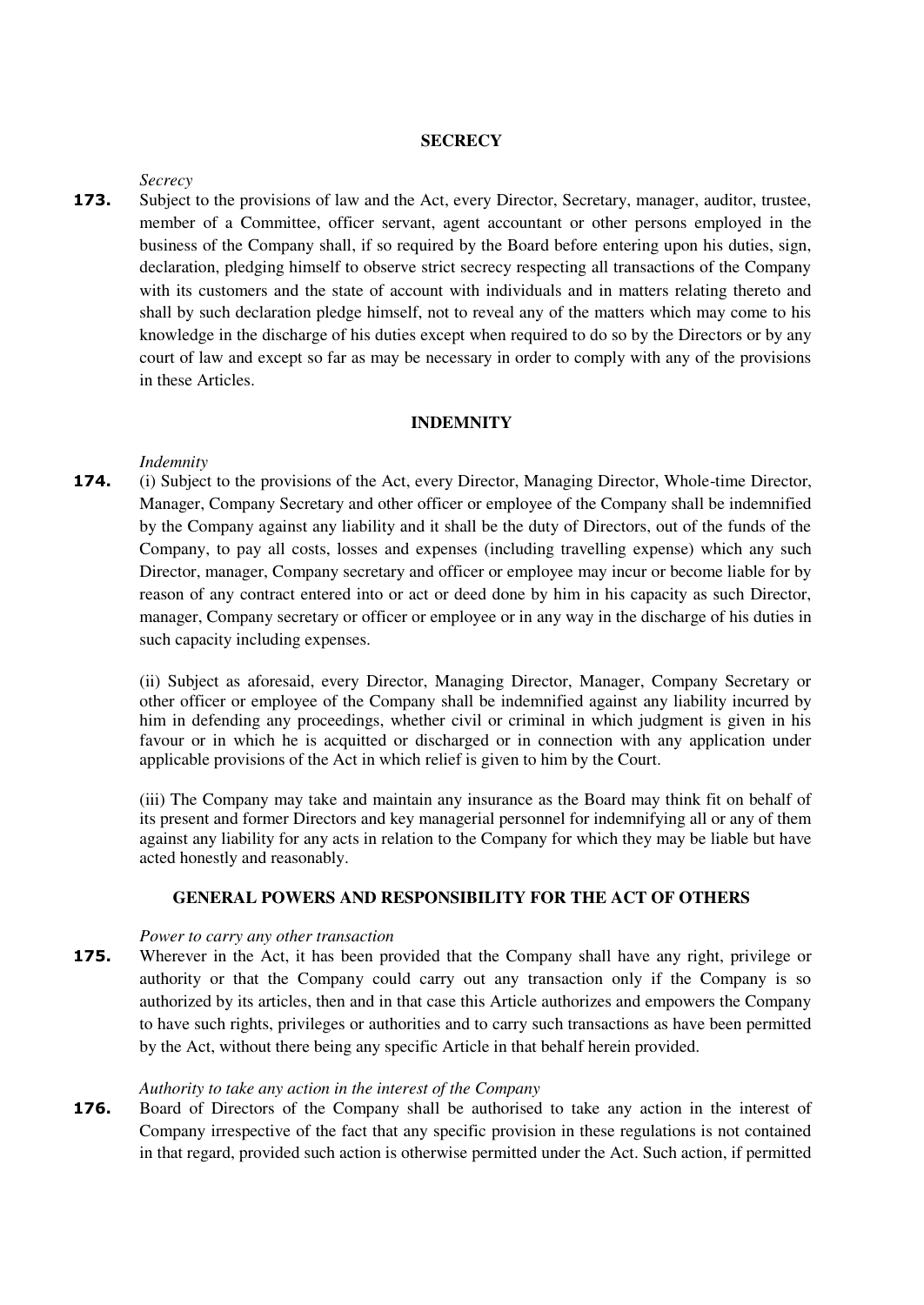## SECRECY

*Secrecy*

**173.** Subject to the provisions of law and the Act, every Director, Secretary, manager, auditor, trustee, member of a Committee, officer servant, agent accountant or other persons employed in the business of the Company shall, if so required by the Board before entering upon his duties, sign, declaration, pledging himself to observe strict secrecy respecting all transactions of the Company with its customers and the state of account with individuals and in matters relating thereto and shall by such declaration pledge himself, not to reveal any of the matters which may come to his knowledge in the discharge of his duties except when required to do so by the Directors or by any court of law and except so far as may be necessary in order to comply with any of the provisions in these Articles.

## INDEMNITY

*Indemnity*

**174.** (i) Subject to the provisions of the Act, every Director, Managing Director, Whole-time Director, Manager, Company Secretary and other officer or employee of the Company shall be indemnified by the Company against any liability and it shall be the duty of Directors, out of the funds of the Company, to pay all costs, losses and expenses (including travelling expense) which any such Director, manager, Company secretary and officer or employee may incur or become liable for by reason of any contract entered into or act or deed done by him in his capacity as such Director, manager, Company secretary or officer or employee or in any way in the discharge of his duties in such capacity including expenses.

(ii) Subject as aforesaid, every Director, Managing Director, Manager, Company Secretary or other officer or employee of the Company shall be indemnified against any liability incurred by him in defending any proceedings, whether civil or criminal in which judgment is given in his favour or in which he is acquitted or discharged or in connection with any application under applicable provisions of the Act in which relief is given to him by the Court.

(iii) The Company may take and maintain any insurance as the Board may think fit on behalf of its present and former Directors and key managerial personnel for indemnifying all or any of them against any liability for any acts in relation to the Company for which they may be liable but have acted honestly and reasonably.

## GENERAL POWERS AND RESPONSIBILITY FOR THE ACT OF OTHERS

*Power to carry any other transaction*

**175.** Wherever in the Act, it has been provided that the Company shall have any right, privilege or authority or that the Company could carry out any transaction only if the Company is so authorized by its articles, then and in that case this Article authorizes and empowers the Company to have such rights, privileges or authorities and to carry such transactions as have been permitted by the Act, without there being any specific Article in that behalf herein provided.

*Authority to take any action in the interest of the Company*

**176.** Board of Directors of the Company shall be authorised to take any action in the interest of Company irrespective of the fact that any specific provision in these regulations is not contained in that regard, provided such action is otherwise permitted under the Act. Such action, if permitted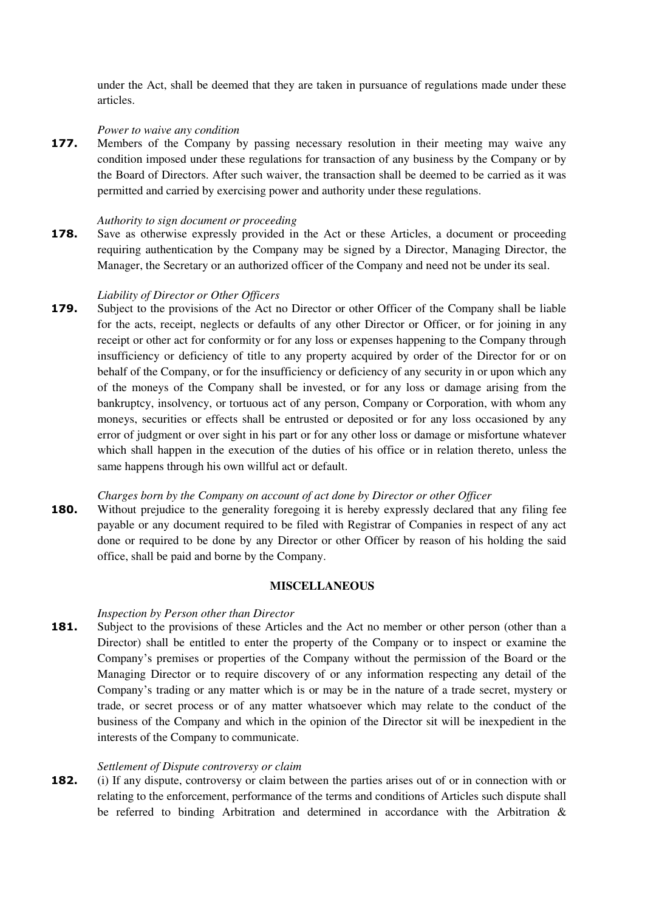under the Act, shall be deemed that they are taken in pursuance of regulations made under these articles.

*Power to waive any condition*

**177.** Members of the Company by passing necessary resolution in their meeting may waive any condition imposed under these regulations for transaction of any business by the Company or by the Board of Directors. After such waiver, the transaction shall be deemed to be carried as it was permitted and carried by exercising power and authority under these regulations.

*Authority to sign document or proceeding*

**178.** Save as otherwise expressly provided in the Act or these Articles, a document or proceeding requiring authentication by the Company may be signed by a Director, Managing Director, the Manager, the Secretary or an authorized officer of the Company and need not be under its seal.

*Liability of Director or Other Officers*

**179.** Subject to the provisions of the Act no Director or other Officer of the Company shall be liable for the acts, receipt, neglects or defaults of any other Director or Officer, or for joining in any receipt or other act for conformity or for any loss or expenses happening to the Company through insufficiency or deficiency of title to any property acquired by order of the Director for or on behalf of the Company, or for the insufficiency or deficiency of any security in or upon which any of the moneys of the Company shall be invested, or for any loss or damage arising from the bankruptcy, insolvency, or tortuous act of any person, Company or Corporation, with whom any moneys, securities or effects shall be entrusted or deposited or for any loss occasioned by any error of judgment or over sight in his part or for any other loss or damage or misfortune whatever which shall happen in the execution of the duties of his office or in relation thereto, unless the same happens through his own willful act or default.

*Charges born by the Company on account of act done by Director or other Officer*

**180.** Without prejudice to the generality foregoing it is hereby expressly declared that any filing fee payable or any document required to be filed with Registrar of Companies in respect of any act done or required to be done by any Director or other Officer by reason of his holding the said office, shall be paid and borne by the Company.

## MISCELLANEOUS

*Inspection by Person other than Director*

**181.** Subject to the provisions of these Articles and the Act no member or other person (other than a Director) shall be entitled to enter the property of the Company or to inspect or examine the Company's premises or properties of the Company without the permission of the Board or the Managing Director or to require discovery of or any information respecting any detail of the Company's trading or any matter which is or may be in the nature of a trade secret, mystery or trade, or secret process or of any matter whatsoever which may relate to the conduct of the business of the Company and which in the opinion of the Director sit will be inexpedient in the interests of the Company to communicate.

*Settlement of Dispute controversy or claim*

**182.** (i) If any dispute, controversy or claim between the parties arises out of or in connection with or relating to the enforcement, performance of the terms and conditions of Articles such dispute shall be referred to binding Arbitration and determined in accordance with the Arbitration &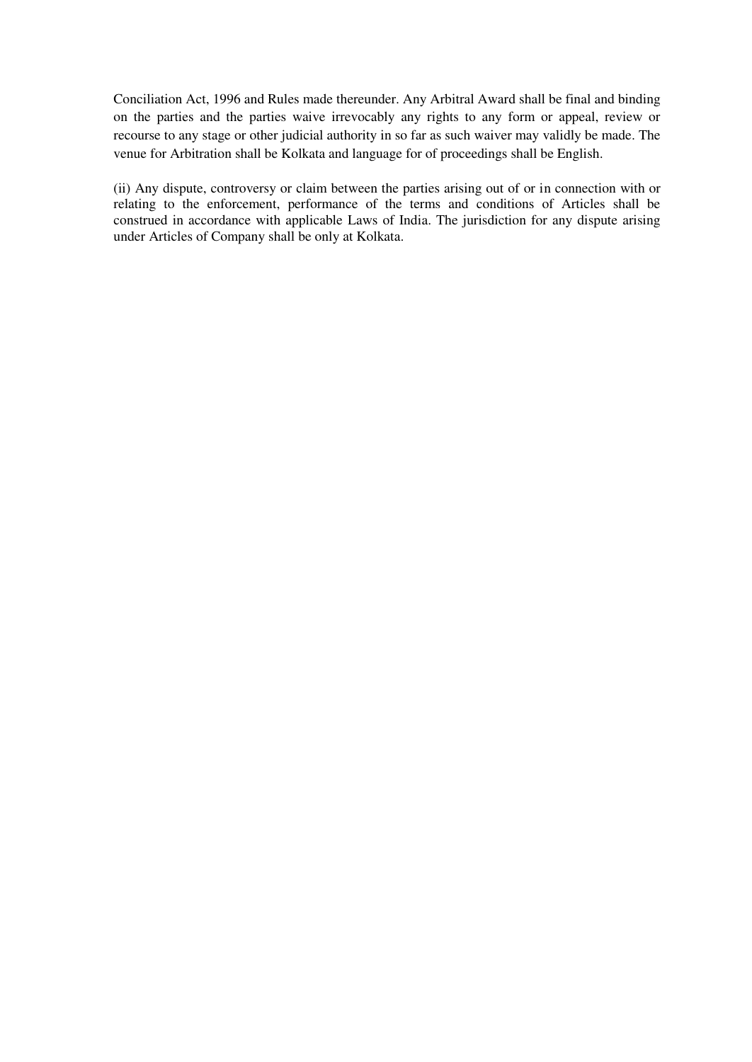Conciliation Act, 1996 and Rules made thereunder. Any Arbitral Award shall be final and binding on the parties and the parties waive irrevocably any rights to any form or appeal, review or recourse to any stage or other judicial authority in so far as such waiver may validly be made. The venue for Arbitration shall be Kolkata and language for of proceedings shall be English.

(ii) Any dispute, controversy or claim between the parties arising out of or in connection with or relating to the enforcement, performance of the terms and conditions of Articles shall be construed in accordance with applicable Laws of India. The jurisdiction for any dispute arising under Articles of Company shall be only at Kolkata.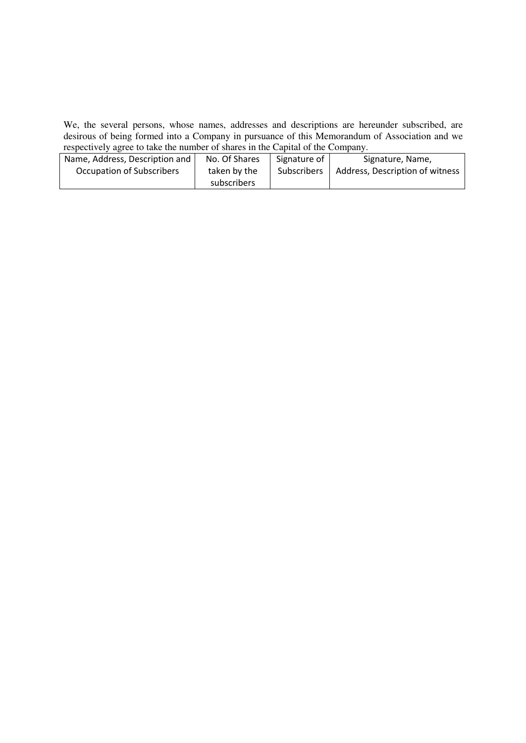We, the several persons, whose names, addresses and descriptions are hereunder subscribed, are desirous of being formed into a Company in pursuance of this Memorandum of Association and we respectively agree to take the number of shares in the Capital of the Company.

| Name, Address, Description and Occupation of Subscribers | No. Of Shares taken by the subscribers | Signature of Subscribers | Signature, Name, Address, Description of witness |
|---|---|---|---|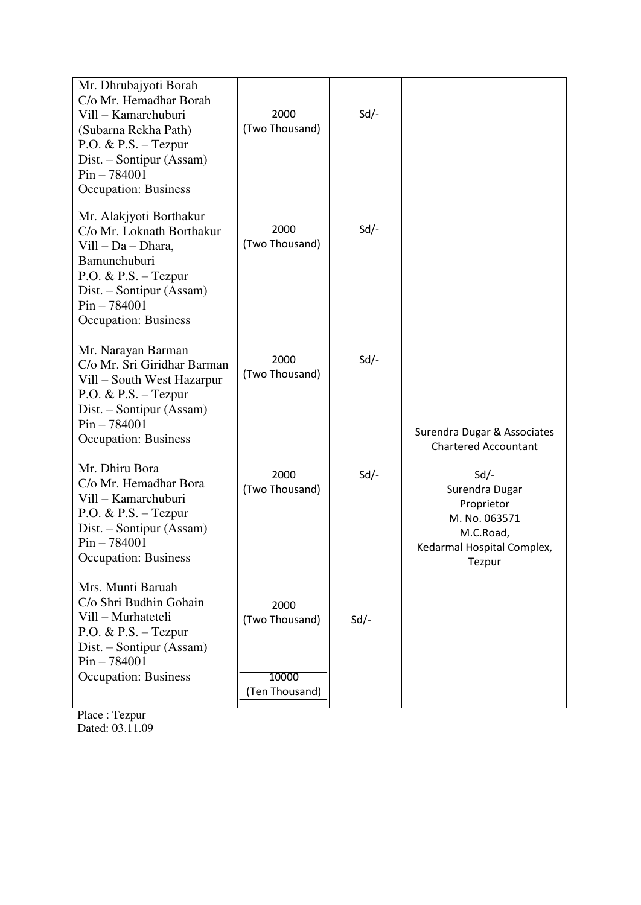| | | | |
|---|---|---|---|
| Mr. Dhrubajyoti Borah<br>C/o Mr. Hemadhar Borah<br>Vill – Kamarchuburi<br>(Subarna Rekha Path)<br>P.O. & P.S. – Tezpur<br>Dist. – Sontipur (Assam)<br>Pin – 784001<br>Occupation: Business | 2000<br>(Two Thousand) | Sd/- | |
| Mr. Alakjyoti Borthakur<br>C/o Mr. Loknath Borthakur<br>Vill – Da – Dhara,<br>Bamunchuburi<br>P.O. & P.S. – Tezpur<br>Dist. – Sontipur (Assam)<br>Pin – 784001<br>Occupation: Business | 2000<br>(Two Thousand) | Sd/- | |
| Mr. Narayan Barman<br>C/o Mr. Sri Giridhar Barman<br>Vill – South West Hazarpur<br>P.O. & P.S. – Tezpur<br>Dist. – Sontipur (Assam)<br>Pin – 784001<br>Occupation: Business | 2000<br>(Two Thousand) | Sd/- | Surendra Dugar & Associates<br>Chartered Accountant |
| Mr. Dhiru Bora<br>C/o Mr. Hemadhar Bora<br>Vill – Kamarchuburi<br>P.O. & P.S. – Tezpur<br>Dist. – Sontipur (Assam)<br>Pin – 784001<br>Occupation: Business | 2000<br>(Two Thousand) | Sd/- | Sd/-<br>Surendra Dugar<br>Proprietor<br>M. No. 063571<br>M.C.Road,<br>Kedarmal Hospital Complex,<br>Tezpur |
| Mrs. Munti Baruah<br>C/o Shri Budhin Gohain<br>Vill – Murhateteli<br>P.O. & P.S. – Tezpur<br>Dist. – Sontipur (Assam)<br>Pin – 784001<br>Occupation: Business | 2000<br>(Two Thousand) | Sd/- | |
| | 10000<br>(Ten Thousand) | | |

Place : Tezpur
Dated: 03.11.09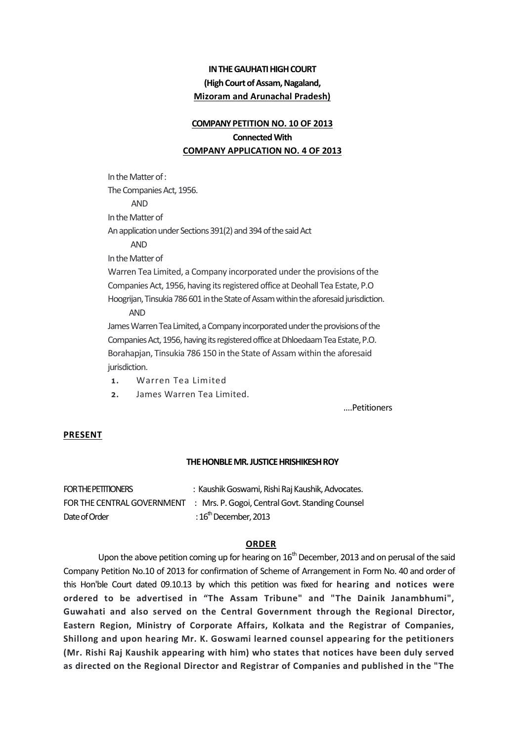**IN THE GAUHATI HIGH COURT**
**(High Court of Assam, Nagaland,**
**Mizoram and Arunachal Pradesh)**

**COMPANY PETITION NO. 10 OF 2013**
**Connected With**
**COMPANY APPLICATION NO. 4 OF 2013**

In the Matter of :
The Companies Act, 1956.
AND
In the Matter of
An application under Sections 391(2) and 394 of the said Act
AND
In the Matter of
Warren Tea Limited, a Company incorporated under the provisions of the Companies Act, 1956, having its registered office at Deohall Tea Estate, P.O Hoogrijan, Tinsukia 786 601 in the State of Assam within the aforesaid jurisdiction.
AND
James Warren Tea Limited, a Company incorporated under the provisions of the Companies Act, 1956, having its registered office at Dhloedaam Tea Estate, P.O. Borahapjan, Tinsukia 786 150 in the State of Assam within the aforesaid jurisdiction.

1. Warren Tea Limited
2. James Warren Tea Limited.

....Petitioners

**PRESENT**

**THE HONBLE MR. JUSTICE HRISHIKESH ROY**

| | |
|---|---|
| FOR THE PETITIONERS | : Kaushik Goswami, Rishi Raj Kaushik, Advocates. |
| FOR THE CENTRAL GOVERNMENT | : Mrs. P. Gogoi, Central Govt. Standing Counsel |
| Date of Order | : 16th December, 2013 |

**ORDER**

Upon the above petition coming up for hearing on 16th December, 2013 and on perusal of the said Company Petition No.10 of 2013 for confirmation of Scheme of Arrangement in Form No. 40 and order of this Hon'ble Court dated 09.10.13 by which this petition was fixed for **hearing and notices were ordered to be advertised in "The Assam Tribune" and "The Dainik Janambhumi", Guwahati and also served on the Central Government through the Regional Director, Eastern Region, Ministry of Corporate Affairs, Kolkata and the Registrar of Companies, Shillong and upon hearing Mr. K. Goswami learned counsel appearing for the petitioners (Mr. Rishi Raj Kaushik appearing with him) who states that notices have been duly served as directed on the Regional Director and Registrar of Companies and published in the "The**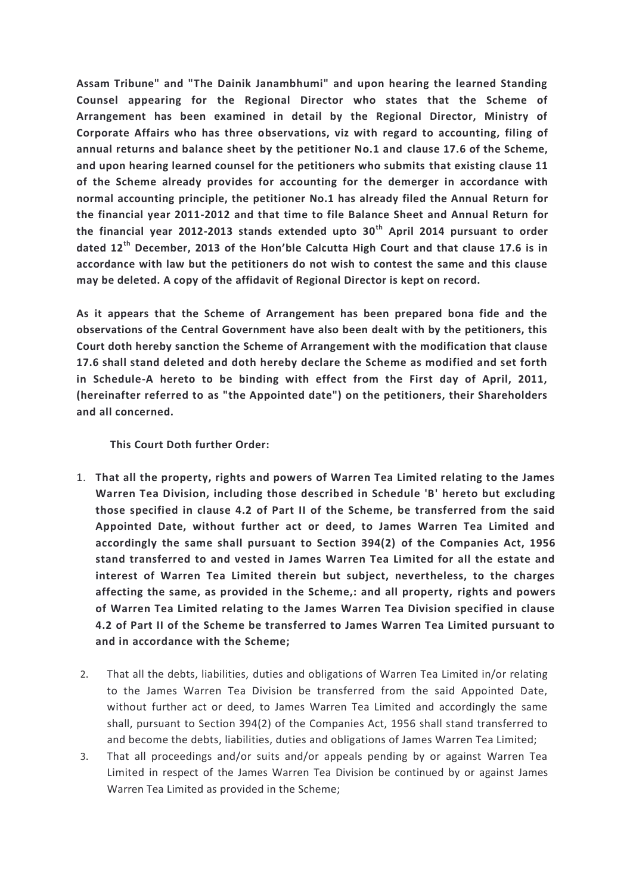**Assam Tribune" and "The Dainik Janambhumi" and upon hearing the learned Standing Counsel appearing for the Regional Director who states that the Scheme of Arrangement has been examined in detail by the Regional Director, Ministry of Corporate Affairs who has three observations, viz with regard to accounting, filing of annual returns and balance sheet by the petitioner No.1 and clause 17.6 of the Scheme, and upon hearing learned counsel for the petitioners who submits that existing clause 11 of the Scheme already provides for accounting for the demerger in accordance with normal accounting principle, the petitioner No.1 has already filed the Annual Return for the financial year 2011-2012 and that time to file Balance Sheet and Annual Return for the financial year 2012-2013 stands extended upto 30th April 2014 pursuant to order dated 12th December, 2013 of the Hon'ble Calcutta High Court and that clause 17.6 is in accordance with law but the petitioners do not wish to contest the same and this clause may be deleted. A copy of the affidavit of Regional Director is kept on record.**

**As it appears that the Scheme of Arrangement has been prepared bona fide and the observations of the Central Government have also been dealt with by the petitioners, this Court doth hereby sanction the Scheme of Arrangement with the modification that clause 17.6 shall stand deleted and doth hereby declare the Scheme as modified and set forth in Schedule-A hereto to be binding with effect from the First day of April, 2011, (hereinafter referred to as "the Appointed date") on the petitioners, their Shareholders and all concerned.**

**This Court Doth further Order:**

1. **That all the property, rights and powers of Warren Tea Limited relating to the James Warren Tea Division, including those described in Schedule 'B' hereto but excluding those specified in clause 4.2 of Part II of the Scheme, be transferred from the said Appointed Date, without further act or deed, to James Warren Tea Limited and accordingly the same shall pursuant to Section 394(2) of the Companies Act, 1956 stand transferred to and vested in James Warren Tea Limited for all the estate and interest of Warren Tea Limited therein but subject, nevertheless, to the charges affecting the same, as provided in the Scheme,: and all property, rights and powers of Warren Tea Limited relating to the James Warren Tea Division specified in clause 4.2 of Part II of the Scheme be transferred to James Warren Tea Limited pursuant to and in accordance with the Scheme;**

2. That all the debts, liabilities, duties and obligations of Warren Tea Limited in/or relating to the James Warren Tea Division be transferred from the said Appointed Date, without further act or deed, to James Warren Tea Limited and accordingly the same shall, pursuant to Section 394(2) of the Companies Act, 1956 shall stand transferred to and become the debts, liabilities, duties and obligations of James Warren Tea Limited;

3. That all proceedings and/or suits and/or appeals pending by or against Warren Tea Limited in respect of the James Warren Tea Division be continued by or against James Warren Tea Limited as provided in the Scheme;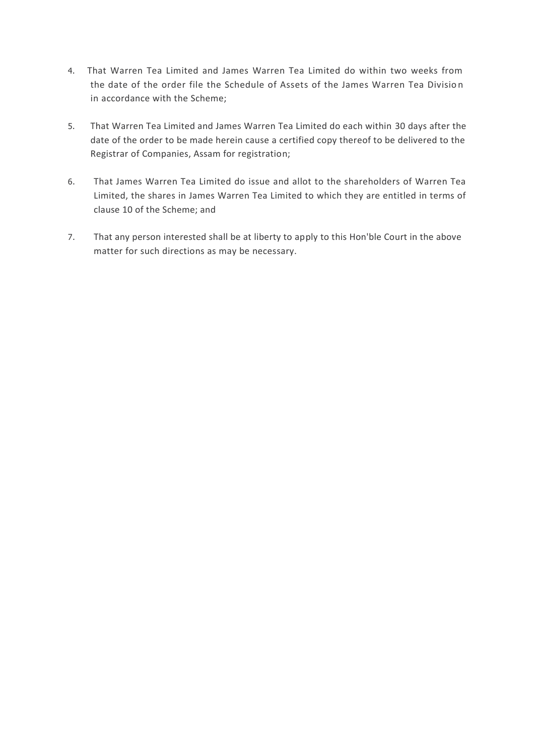4. That Warren Tea Limited and James Warren Tea Limited do within two weeks from the date of the order file the Schedule of Assets of the James Warren Tea Division in accordance with the Scheme;

5. That Warren Tea Limited and James Warren Tea Limited do each within 30 days after the date of the order to be made herein cause a certified copy thereof to be delivered to the Registrar of Companies, Assam for registration;

6. That James Warren Tea Limited do issue and allot to the shareholders of Warren Tea Limited, the shares in James Warren Tea Limited to which they are entitled in terms of clause 10 of the Scheme; and

7. That any person interested shall be at liberty to apply to this Hon'ble Court in the above matter for such directions as may be necessary.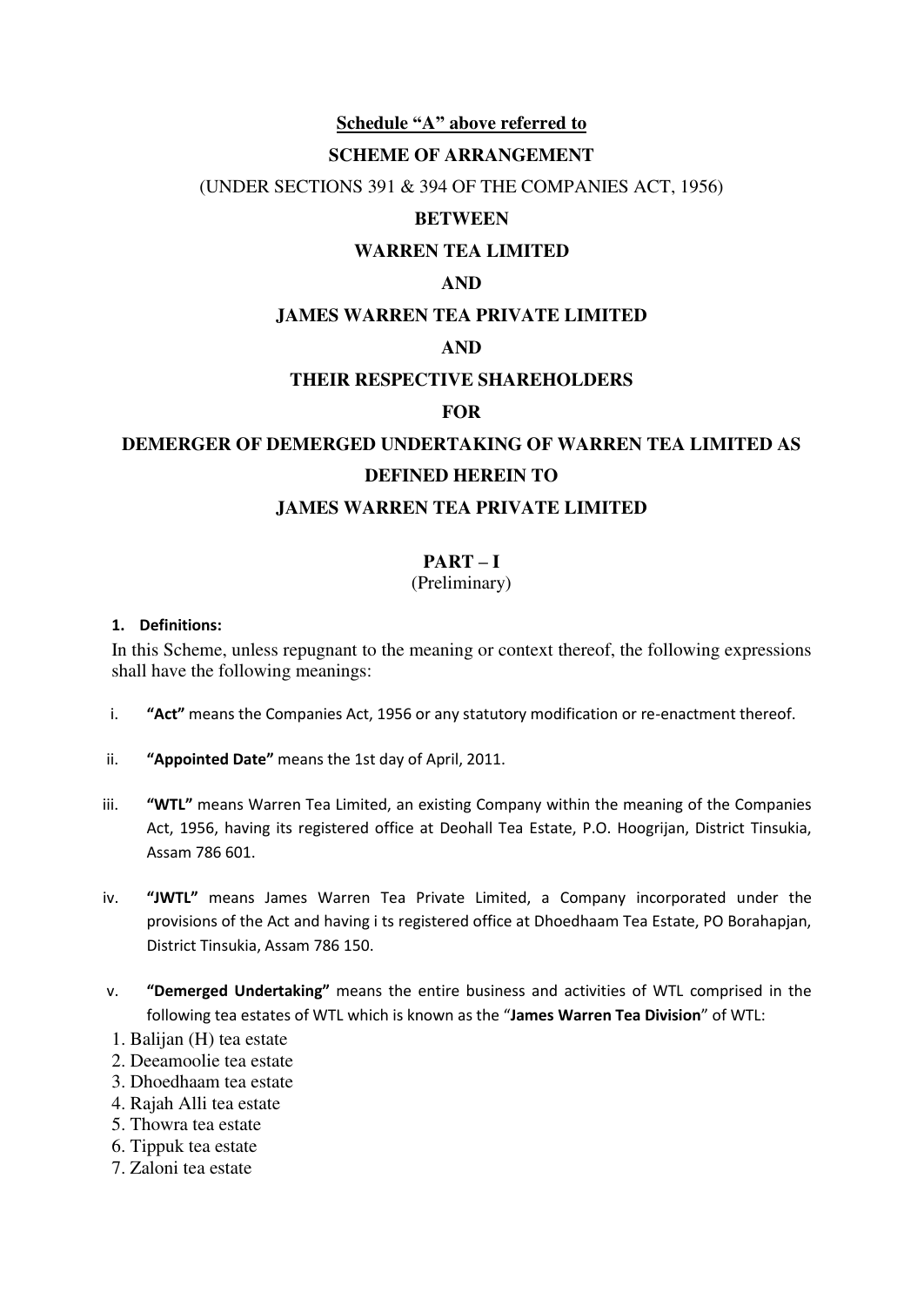**Schedule "A" above referred to**

**SCHEME OF ARRANGEMENT**

(UNDER SECTIONS 391 & 394 OF THE COMPANIES ACT, 1956)

**BETWEEN**

**WARREN TEA LIMITED**

**AND**

**JAMES WARREN TEA PRIVATE LIMITED**

**AND**

**THEIR RESPECTIVE SHAREHOLDERS**

**FOR**

**DEMERGER OF DEMERGED UNDERTAKING OF WARREN TEA LIMITED AS DEFINED HEREIN TO**

**JAMES WARREN TEA PRIVATE LIMITED**

## PART – I
(Preliminary)

**1. Definitions:**

In this Scheme, unless repugnant to the meaning or context thereof, the following expressions shall have the following meanings:

i. **"Act"** means the Companies Act, 1956 or any statutory modification or re-enactment thereof.

ii. **"Appointed Date"** means the 1st day of April, 2011.

iii. **"WTL"** means Warren Tea Limited, an existing Company within the meaning of the Companies Act, 1956, having its registered office at Deohall Tea Estate, P.O. Hoogrijan, District Tinsukia, Assam 786 601.

iv. **"JWTL"** means James Warren Tea Private Limited, a Company incorporated under the provisions of the Act and having i ts registered office at Dhoedhaam Tea Estate, PO Borahapjan, District Tinsukia, Assam 786 150.

v. **"Demerged Undertaking"** means the entire business and activities of WTL comprised in the following tea estates of WTL which is known as the "**James Warren Tea Division**" of WTL:

1. Balijan (H) tea estate
2. Deeamoolie tea estate
3. Dhoedhaam tea estate
4. Rajah Alli tea estate
5. Thowra tea estate
6. Tippuk tea estate
7. Zaloni tea estate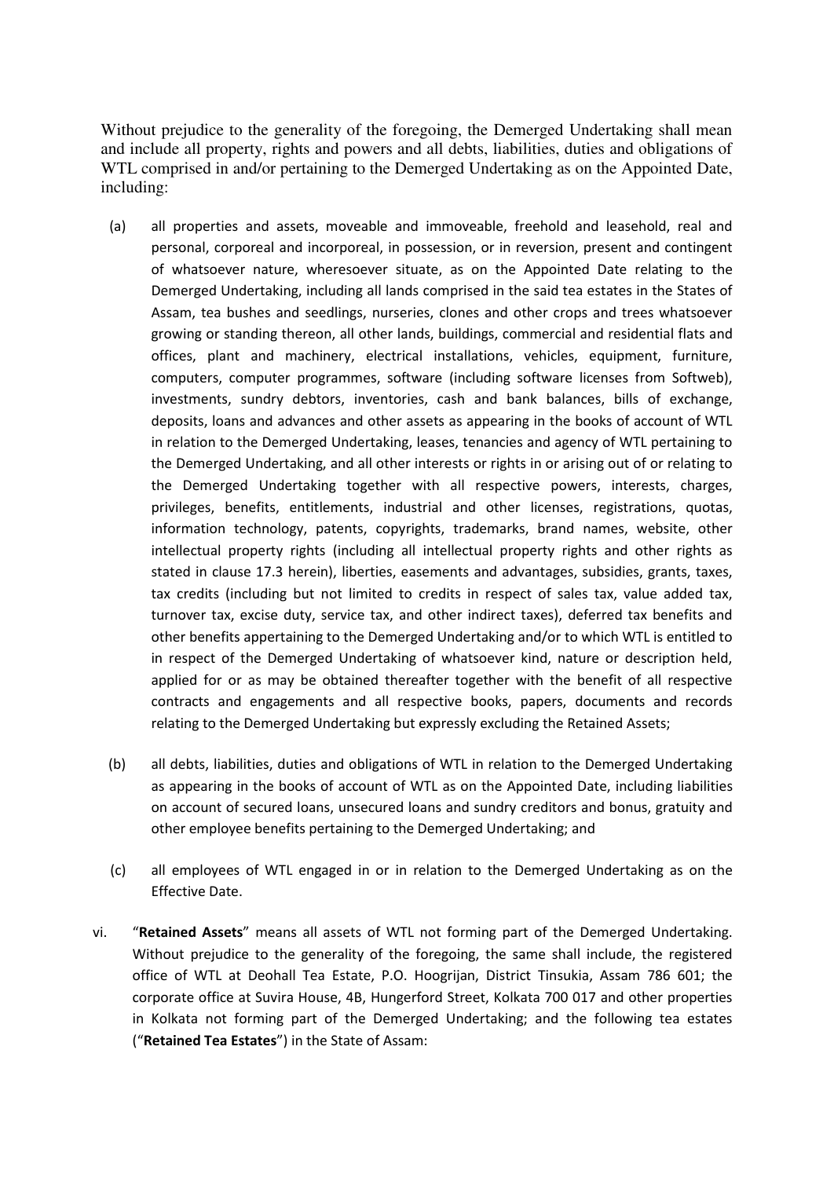Without prejudice to the generality of the foregoing, the Demerged Undertaking shall mean and include all property, rights and powers and all debts, liabilities, duties and obligations of WTL comprised in and/or pertaining to the Demerged Undertaking as on the Appointed Date, including:

(a) all properties and assets, moveable and immoveable, freehold and leasehold, real and personal, corporeal and incorporeal, in possession, or in reversion, present and contingent of whatsoever nature, wheresoever situate, as on the Appointed Date relating to the Demerged Undertaking, including all lands comprised in the said tea estates in the States of Assam, tea bushes and seedlings, nurseries, clones and other crops and trees whatsoever growing or standing thereon, all other lands, buildings, commercial and residential flats and offices, plant and machinery, electrical installations, vehicles, equipment, furniture, computers, computer programmes, software (including software licenses from Softweb), investments, sundry debtors, inventories, cash and bank balances, bills of exchange, deposits, loans and advances and other assets as appearing in the books of account of WTL in relation to the Demerged Undertaking, leases, tenancies and agency of WTL pertaining to the Demerged Undertaking, and all other interests or rights in or arising out of or relating to the Demerged Undertaking together with all respective powers, interests, charges, privileges, benefits, entitlements, industrial and other licenses, registrations, quotas, information technology, patents, copyrights, trademarks, brand names, website, other intellectual property rights (including all intellectual property rights and other rights as stated in clause 17.3 herein), liberties, easements and advantages, subsidies, grants, taxes, tax credits (including but not limited to credits in respect of sales tax, value added tax, turnover tax, excise duty, service tax, and other indirect taxes), deferred tax benefits and other benefits appertaining to the Demerged Undertaking and/or to which WTL is entitled to in respect of the Demerged Undertaking of whatsoever kind, nature or description held, applied for or as may be obtained thereafter together with the benefit of all respective contracts and engagements and all respective books, papers, documents and records relating to the Demerged Undertaking but expressly excluding the Retained Assets;

(b) all debts, liabilities, duties and obligations of WTL in relation to the Demerged Undertaking as appearing in the books of account of WTL as on the Appointed Date, including liabilities on account of secured loans, unsecured loans and sundry creditors and bonus, gratuity and other employee benefits pertaining to the Demerged Undertaking; and

(c) all employees of WTL engaged in or in relation to the Demerged Undertaking as on the Effective Date.

vi. "**Retained Assets**" means all assets of WTL not forming part of the Demerged Undertaking. Without prejudice to the generality of the foregoing, the same shall include, the registered office of WTL at Deohall Tea Estate, P.O. Hoogrijan, District Tinsukia, Assam 786 601; the corporate office at Suvira House, 4B, Hungerford Street, Kolkata 700 017 and other properties in Kolkata not forming part of the Demerged Undertaking; and the following tea estates ("**Retained Tea Estates**") in the State of Assam: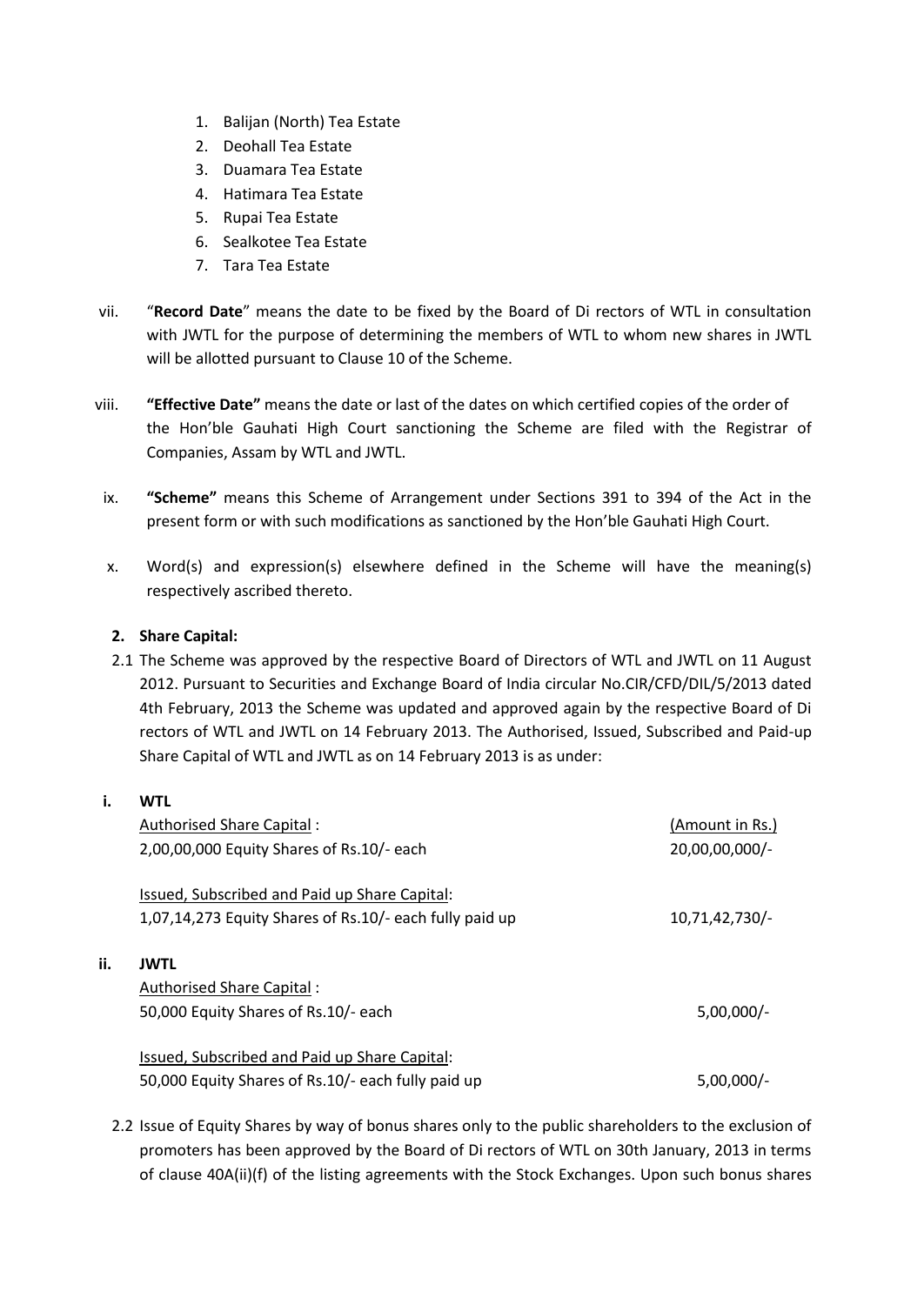1. Balijan (North) Tea Estate
2. Deohall Tea Estate
3. Duamara Tea Estate
4. Hatimara Tea Estate
5. Rupai Tea Estate
6. Sealkotee Tea Estate
7. Tara Tea Estate

vii. "**Record Date**" means the date to be fixed by the Board of Di rectors of WTL in consultation with JWTL for the purpose of determining the members of WTL to whom new shares in JWTL will be allotted pursuant to Clause 10 of the Scheme.

viii. **"Effective Date"** means the date or last of the dates on which certified copies of the order of the Hon'ble Gauhati High Court sanctioning the Scheme are filed with the Registrar of Companies, Assam by WTL and JWTL.

ix. **"Scheme"** means this Scheme of Arrangement under Sections 391 to 394 of the Act in the present form or with such modifications as sanctioned by the Hon'ble Gauhati High Court.

x. Word(s) and expression(s) elsewhere defined in the Scheme will have the meaning(s) respectively ascribed thereto.

**2. Share Capital:**

2.1 The Scheme was approved by the respective Board of Directors of WTL and JWTL on 11 August 2012. Pursuant to Securities and Exchange Board of India circular No.CIR/CFD/DIL/5/2013 dated 4th February, 2013 the Scheme was updated and approved again by the respective Board of Di rectors of WTL and JWTL on 14 February 2013. The Authorised, Issued, Subscribed and Paid-up Share Capital of WTL and JWTL as on 14 February 2013 is as under:

**i. WTL**

| | |
|---|---|
| Authorised Share Capital : | (Amount in Rs.) |
| 2,00,00,000 Equity Shares of Rs.10/- each | 20,00,00,000/- |
| Issued, Subscribed and Paid up Share Capital: | |
| 1,07,14,273 Equity Shares of Rs.10/- each fully paid up | 10,71,42,730/- |

**ii. JWTL**

| | |
|---|---|
| Authorised Share Capital : | |
| 50,000 Equity Shares of Rs.10/- each | 5,00,000/- |
| Issued, Subscribed and Paid up Share Capital: | |
| 50,000 Equity Shares of Rs.10/- each fully paid up | 5,00,000/- |

2.2 Issue of Equity Shares by way of bonus shares only to the public shareholders to the exclusion of promoters has been approved by the Board of Di rectors of WTL on 30th January, 2013 in terms of clause 40A(ii)(f) of the listing agreements with the Stock Exchanges. Upon such bonus shares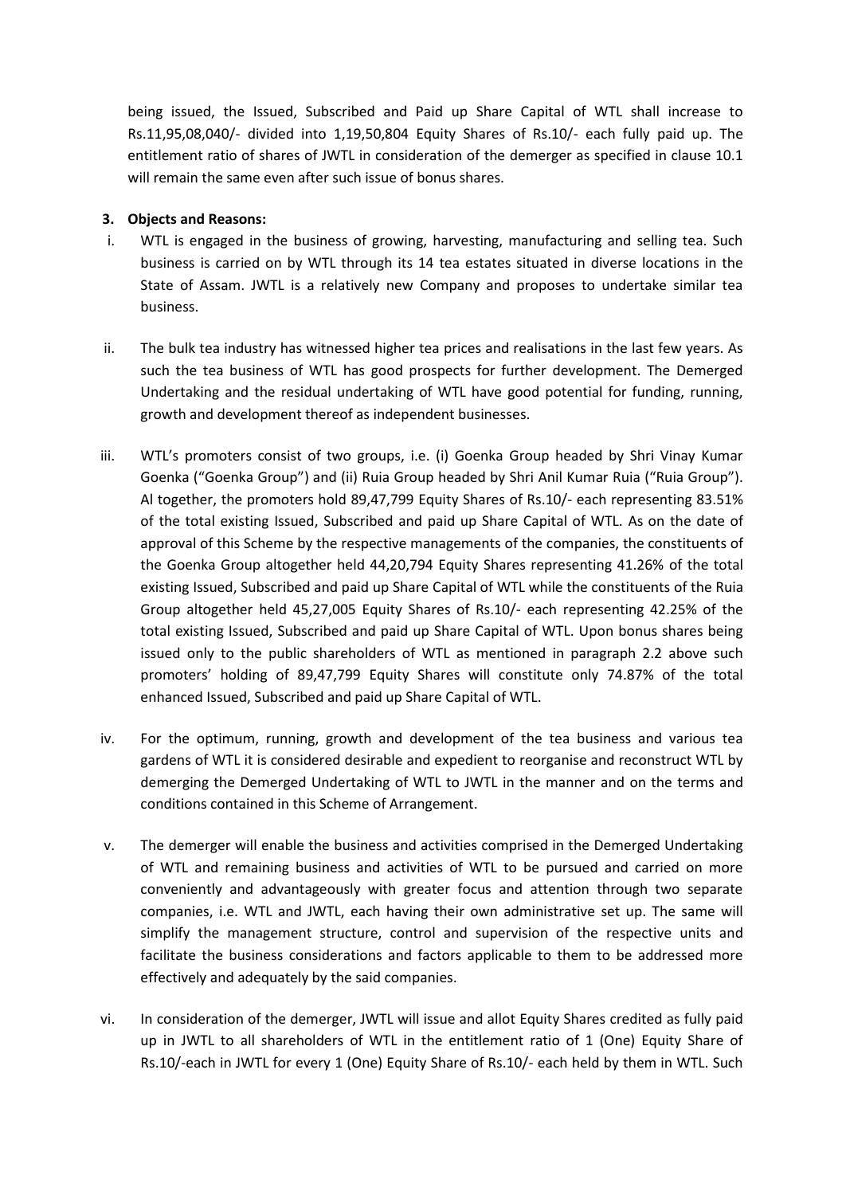being issued, the Issued, Subscribed and Paid up Share Capital of WTL shall increase to Rs.11,95,08,040/- divided into 1,19,50,804 Equity Shares of Rs.10/- each fully paid up. The entitlement ratio of shares of JWTL in consideration of the demerger as specified in clause 10.1 will remain the same even after such issue of bonus shares.

**3. Objects and Reasons:**

i. WTL is engaged in the business of growing, harvesting, manufacturing and selling tea. Such business is carried on by WTL through its 14 tea estates situated in diverse locations in the State of Assam. JWTL is a relatively new Company and proposes to undertake similar tea business.

ii. The bulk tea industry has witnessed higher tea prices and realisations in the last few years. As such the tea business of WTL has good prospects for further development. The Demerged Undertaking and the residual undertaking of WTL have good potential for funding, running, growth and development thereof as independent businesses.

iii. WTL's promoters consist of two groups, i.e. (i) Goenka Group headed by Shri Vinay Kumar Goenka ("Goenka Group") and (ii) Ruia Group headed by Shri Anil Kumar Ruia ("Ruia Group"). Al together, the promoters hold 89,47,799 Equity Shares of Rs.10/- each representing 83.51% of the total existing Issued, Subscribed and paid up Share Capital of WTL. As on the date of approval of this Scheme by the respective managements of the companies, the constituents of the Goenka Group altogether held 44,20,794 Equity Shares representing 41.26% of the total existing Issued, Subscribed and paid up Share Capital of WTL while the constituents of the Ruia Group altogether held 45,27,005 Equity Shares of Rs.10/- each representing 42.25% of the total existing Issued, Subscribed and paid up Share Capital of WTL. Upon bonus shares being issued only to the public shareholders of WTL as mentioned in paragraph 2.2 above such promoters' holding of 89,47,799 Equity Shares will constitute only 74.87% of the total enhanced Issued, Subscribed and paid up Share Capital of WTL.

iv. For the optimum, running, growth and development of the tea business and various tea gardens of WTL it is considered desirable and expedient to reorganise and reconstruct WTL by demerging the Demerged Undertaking of WTL to JWTL in the manner and on the terms and conditions contained in this Scheme of Arrangement.

v. The demerger will enable the business and activities comprised in the Demerged Undertaking of WTL and remaining business and activities of WTL to be pursued and carried on more conveniently and advantageously with greater focus and attention through two separate companies, i.e. WTL and JWTL, each having their own administrative set up. The same will simplify the management structure, control and supervision of the respective units and facilitate the business considerations and factors applicable to them to be addressed more effectively and adequately by the said companies.

vi. In consideration of the demerger, JWTL will issue and allot Equity Shares credited as fully paid up in JWTL to all shareholders of WTL in the entitlement ratio of 1 (One) Equity Share of Rs.10/-each in JWTL for every 1 (One) Equity Share of Rs.10/- each held by them in WTL. Such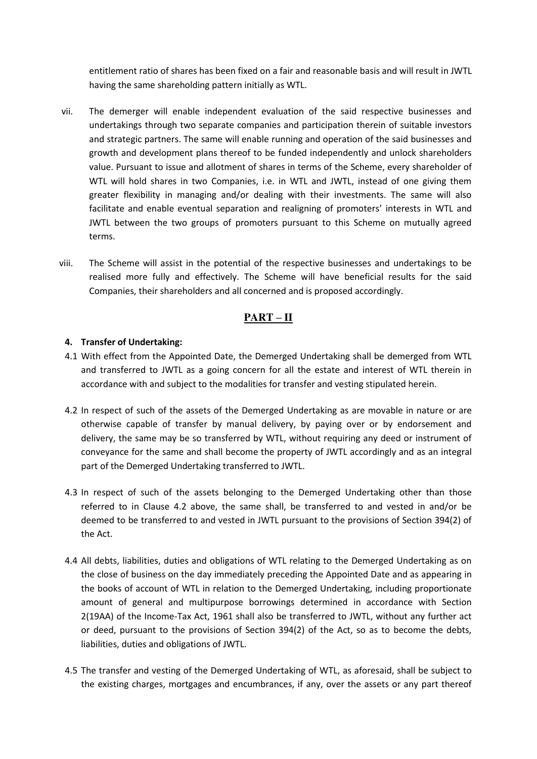entitlement ratio of shares has been fixed on a fair and reasonable basis and will result in JWTL having the same shareholding pattern initially as WTL.

vii. The demerger will enable independent evaluation of the said respective businesses and undertakings through two separate companies and participation therein of suitable investors and strategic partners. The same will enable running and operation of the said businesses and growth and development plans thereof to be funded independently and unlock shareholders value. Pursuant to issue and allotment of shares in terms of the Scheme, every shareholder of WTL will hold shares in two Companies, i.e. in WTL and JWTL, instead of one giving them greater flexibility in managing and/or dealing with their investments. The same will also facilitate and enable eventual separation and realigning of promoters' interests in WTL and JWTL between the two groups of promoters pursuant to this Scheme on mutually agreed terms.

viii. The Scheme will assist in the potential of the respective businesses and undertakings to be realised more fully and effectively. The Scheme will have beneficial results for the said Companies, their shareholders and all concerned and is proposed accordingly.

## PART – II

**4. Transfer of Undertaking:**

4.1 With effect from the Appointed Date, the Demerged Undertaking shall be demerged from WTL and transferred to JWTL as a going concern for all the estate and interest of WTL therein in accordance with and subject to the modalities for transfer and vesting stipulated herein.

4.2 In respect of such of the assets of the Demerged Undertaking as are movable in nature or are otherwise capable of transfer by manual delivery, by paying over or by endorsement and delivery, the same may be so transferred by WTL, without requiring any deed or instrument of conveyance for the same and shall become the property of JWTL accordingly and as an integral part of the Demerged Undertaking transferred to JWTL.

4.3 In respect of such of the assets belonging to the Demerged Undertaking other than those referred to in Clause 4.2 above, the same shall, be transferred to and vested in and/or be deemed to be transferred to and vested in JWTL pursuant to the provisions of Section 394(2) of the Act.

4.4 All debts, liabilities, duties and obligations of WTL relating to the Demerged Undertaking as on the close of business on the day immediately preceding the Appointed Date and as appearing in the books of account of WTL in relation to the Demerged Undertaking, including proportionate amount of general and multipurpose borrowings determined in accordance with Section 2(19AA) of the Income-Tax Act, 1961 shall also be transferred to JWTL, without any further act or deed, pursuant to the provisions of Section 394(2) of the Act, so as to become the debts, liabilities, duties and obligations of JWTL.

4.5 The transfer and vesting of the Demerged Undertaking of WTL, as aforesaid, shall be subject to the existing charges, mortgages and encumbrances, if any, over the assets or any part thereof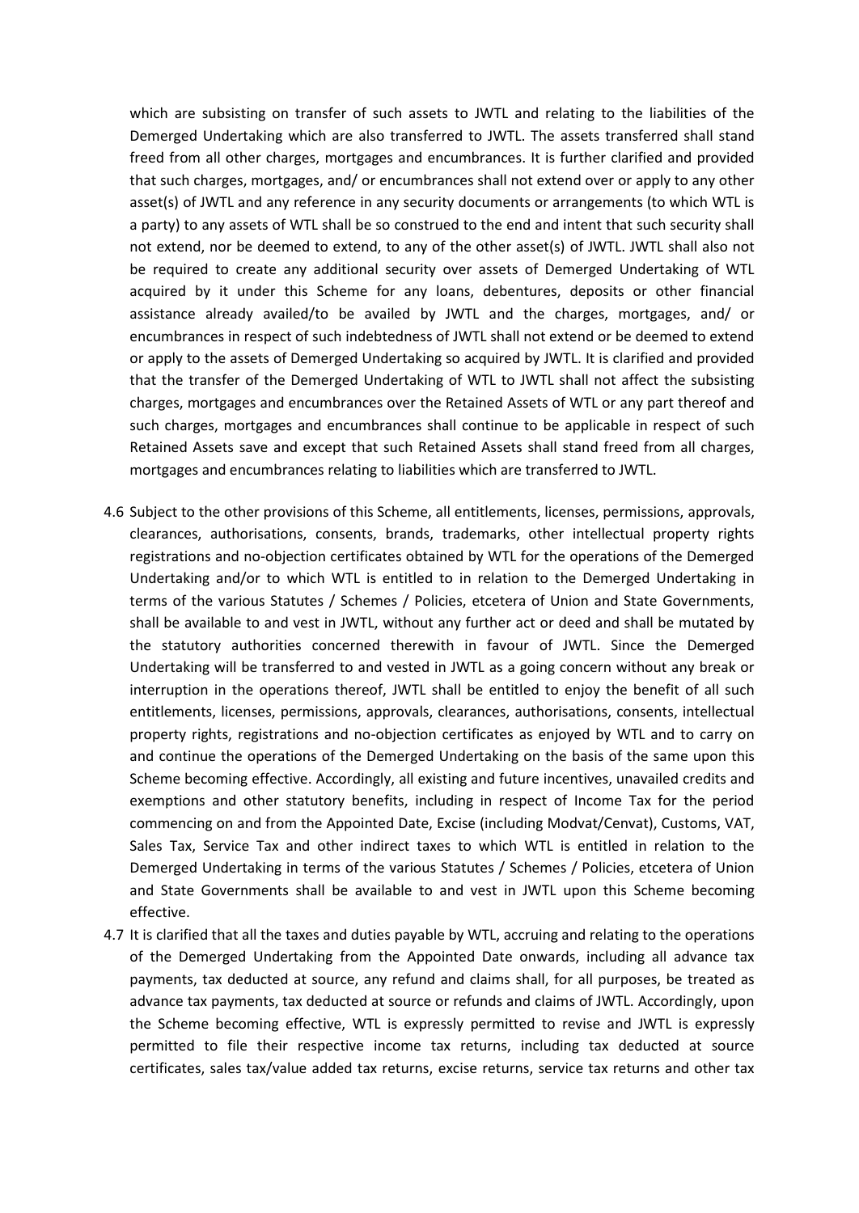which are subsisting on transfer of such assets to JWTL and relating to the liabilities of the Demerged Undertaking which are also transferred to JWTL. The assets transferred shall stand freed from all other charges, mortgages and encumbrances. It is further clarified and provided that such charges, mortgages, and/ or encumbrances shall not extend over or apply to any other asset(s) of JWTL and any reference in any security documents or arrangements (to which WTL is a party) to any assets of WTL shall be so construed to the end and intent that such security shall not extend, nor be deemed to extend, to any of the other asset(s) of JWTL. JWTL shall also not be required to create any additional security over assets of Demerged Undertaking of WTL acquired by it under this Scheme for any loans, debentures, deposits or other financial assistance already availed/to be availed by JWTL and the charges, mortgages, and/ or encumbrances in respect of such indebtedness of JWTL shall not extend or be deemed to extend or apply to the assets of Demerged Undertaking so acquired by JWTL. It is clarified and provided that the transfer of the Demerged Undertaking of WTL to JWTL shall not affect the subsisting charges, mortgages and encumbrances over the Retained Assets of WTL or any part thereof and such charges, mortgages and encumbrances shall continue to be applicable in respect of such Retained Assets save and except that such Retained Assets shall stand freed from all charges, mortgages and encumbrances relating to liabilities which are transferred to JWTL.

4.6 Subject to the other provisions of this Scheme, all entitlements, licenses, permissions, approvals, clearances, authorisations, consents, brands, trademarks, other intellectual property rights registrations and no-objection certificates obtained by WTL for the operations of the Demerged Undertaking and/or to which WTL is entitled to in relation to the Demerged Undertaking in terms of the various Statutes / Schemes / Policies, etcetera of Union and State Governments, shall be available to and vest in JWTL, without any further act or deed and shall be mutated by the statutory authorities concerned therewith in favour of JWTL. Since the Demerged Undertaking will be transferred to and vested in JWTL as a going concern without any break or interruption in the operations thereof, JWTL shall be entitled to enjoy the benefit of all such entitlements, licenses, permissions, approvals, clearances, authorisations, consents, intellectual property rights, registrations and no-objection certificates as enjoyed by WTL and to carry on and continue the operations of the Demerged Undertaking on the basis of the same upon this Scheme becoming effective. Accordingly, all existing and future incentives, unavailed credits and exemptions and other statutory benefits, including in respect of Income Tax for the period commencing on and from the Appointed Date, Excise (including Modvat/Cenvat), Customs, VAT, Sales Tax, Service Tax and other indirect taxes to which WTL is entitled in relation to the Demerged Undertaking in terms of the various Statutes / Schemes / Policies, etcetera of Union and State Governments shall be available to and vest in JWTL upon this Scheme becoming effective.

4.7 It is clarified that all the taxes and duties payable by WTL, accruing and relating to the operations of the Demerged Undertaking from the Appointed Date onwards, including all advance tax payments, tax deducted at source, any refund and claims shall, for all purposes, be treated as advance tax payments, tax deducted at source or refunds and claims of JWTL. Accordingly, upon the Scheme becoming effective, WTL is expressly permitted to revise and JWTL is expressly permitted to file their respective income tax returns, including tax deducted at source certificates, sales tax/value added tax returns, excise returns, service tax returns and other tax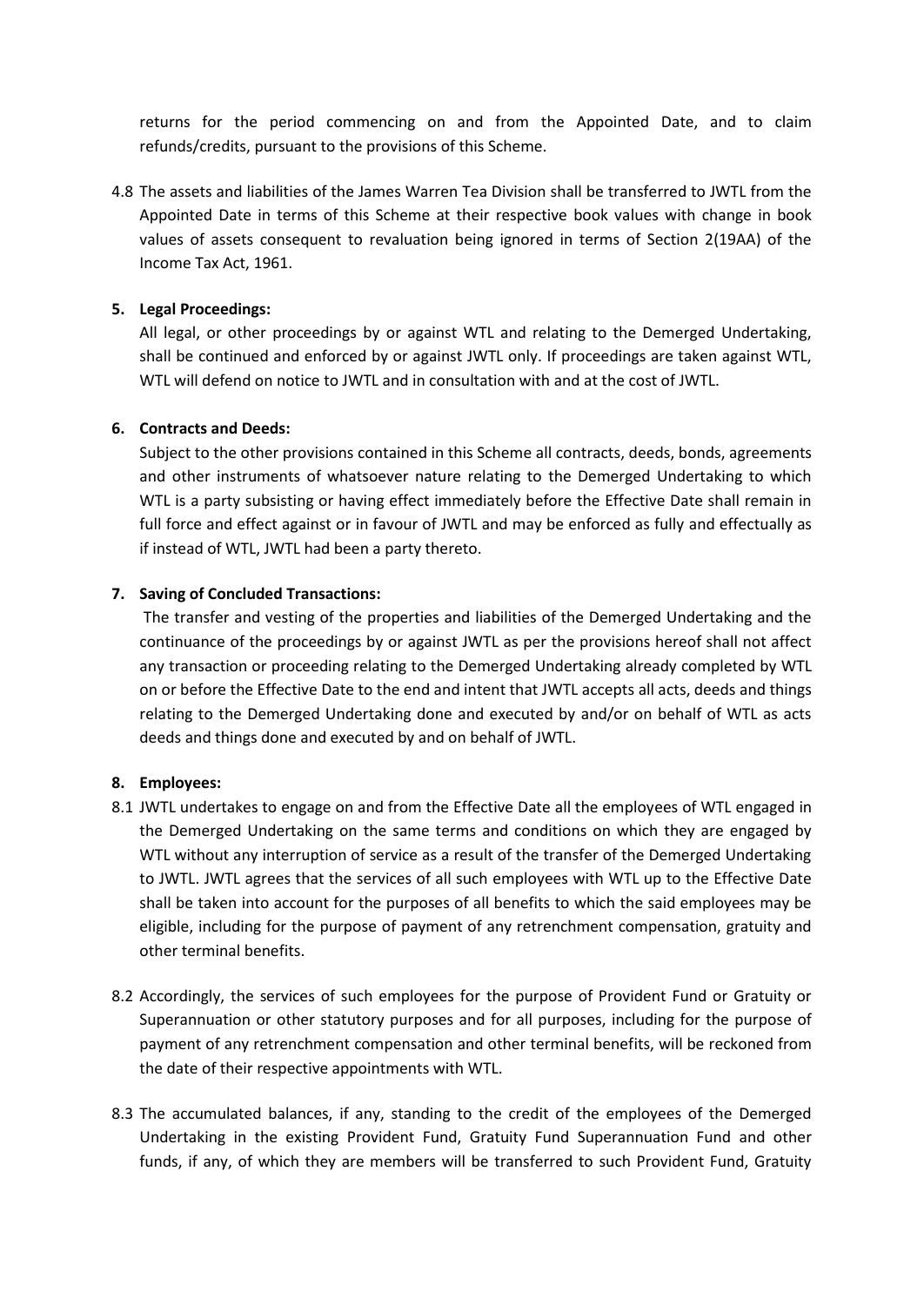returns for the period commencing on and from the Appointed Date, and to claim refunds/credits, pursuant to the provisions of this Scheme.

4.8 The assets and liabilities of the James Warren Tea Division shall be transferred to JWTL from the Appointed Date in terms of this Scheme at their respective book values with change in book values of assets consequent to revaluation being ignored in terms of Section 2(19AA) of the Income Tax Act, 1961.

**5. Legal Proceedings:**

All legal, or other proceedings by or against WTL and relating to the Demerged Undertaking, shall be continued and enforced by or against JWTL only. If proceedings are taken against WTL, WTL will defend on notice to JWTL and in consultation with and at the cost of JWTL.

**6. Contracts and Deeds:**

Subject to the other provisions contained in this Scheme all contracts, deeds, bonds, agreements and other instruments of whatsoever nature relating to the Demerged Undertaking to which WTL is a party subsisting or having effect immediately before the Effective Date shall remain in full force and effect against or in favour of JWTL and may be enforced as fully and effectually as if instead of WTL, JWTL had been a party thereto.

**7. Saving of Concluded Transactions:**

The transfer and vesting of the properties and liabilities of the Demerged Undertaking and the continuance of the proceedings by or against JWTL as per the provisions hereof shall not affect any transaction or proceeding relating to the Demerged Undertaking already completed by WTL on or before the Effective Date to the end and intent that JWTL accepts all acts, deeds and things relating to the Demerged Undertaking done and executed by and/or on behalf of WTL as acts deeds and things done and executed by and on behalf of JWTL.

**8. Employees:**

8.1 JWTL undertakes to engage on and from the Effective Date all the employees of WTL engaged in the Demerged Undertaking on the same terms and conditions on which they are engaged by WTL without any interruption of service as a result of the transfer of the Demerged Undertaking to JWTL. JWTL agrees that the services of all such employees with WTL up to the Effective Date shall be taken into account for the purposes of all benefits to which the said employees may be eligible, including for the purpose of payment of any retrenchment compensation, gratuity and other terminal benefits.

8.2 Accordingly, the services of such employees for the purpose of Provident Fund or Gratuity or Superannuation or other statutory purposes and for all purposes, including for the purpose of payment of any retrenchment compensation and other terminal benefits, will be reckoned from the date of their respective appointments with WTL.

8.3 The accumulated balances, if any, standing to the credit of the employees of the Demerged Undertaking in the existing Provident Fund, Gratuity Fund Superannuation Fund and other funds, if any, of which they are members will be transferred to such Provident Fund, Gratuity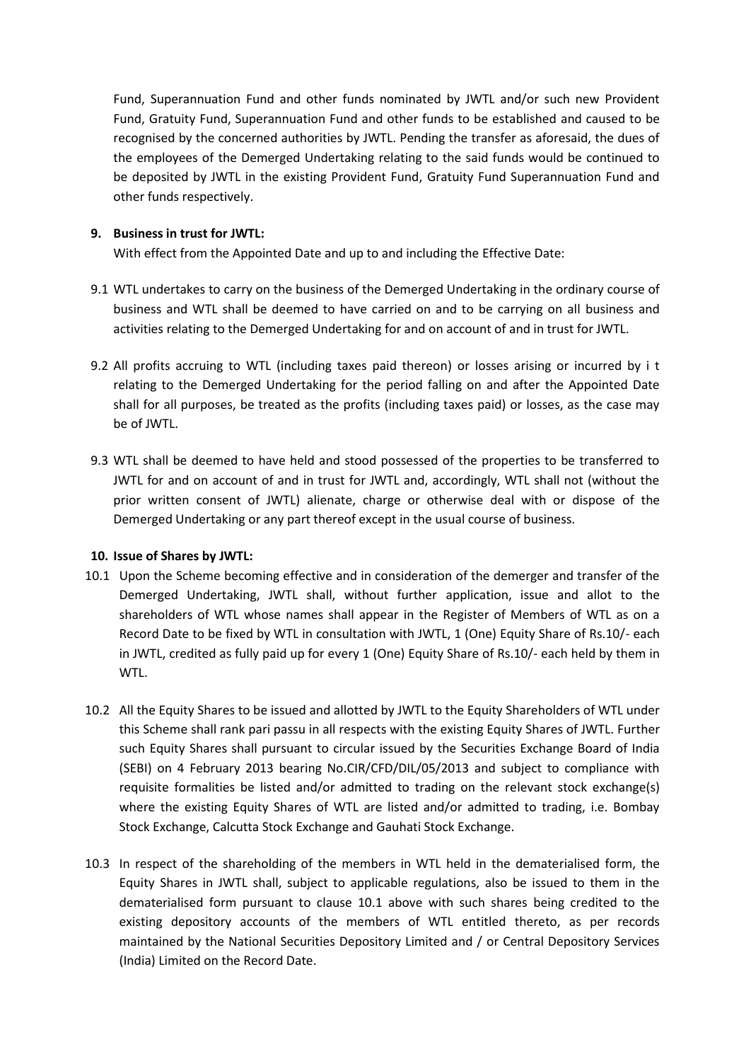Fund, Superannuation Fund and other funds nominated by JWTL and/or such new Provident Fund, Gratuity Fund, Superannuation Fund and other funds to be established and caused to be recognised by the concerned authorities by JWTL. Pending the transfer as aforesaid, the dues of the employees of the Demerged Undertaking relating to the said funds would be continued to be deposited by JWTL in the existing Provident Fund, Gratuity Fund Superannuation Fund and other funds respectively.

**9. Business in trust for JWTL:**

With effect from the Appointed Date and up to and including the Effective Date:

9.1 WTL undertakes to carry on the business of the Demerged Undertaking in the ordinary course of business and WTL shall be deemed to have carried on and to be carrying on all business and activities relating to the Demerged Undertaking for and on account of and in trust for JWTL.

9.2 All profits accruing to WTL (including taxes paid thereon) or losses arising or incurred by i t relating to the Demerged Undertaking for the period falling on and after the Appointed Date shall for all purposes, be treated as the profits (including taxes paid) or losses, as the case may be of JWTL.

9.3 WTL shall be deemed to have held and stood possessed of the properties to be transferred to JWTL for and on account of and in trust for JWTL and, accordingly, WTL shall not (without the prior written consent of JWTL) alienate, charge or otherwise deal with or dispose of the Demerged Undertaking or any part thereof except in the usual course of business.

**10. Issue of Shares by JWTL:**

10.1 Upon the Scheme becoming effective and in consideration of the demerger and transfer of the Demerged Undertaking, JWTL shall, without further application, issue and allot to the shareholders of WTL whose names shall appear in the Register of Members of WTL as on a Record Date to be fixed by WTL in consultation with JWTL, 1 (One) Equity Share of Rs.10/- each in JWTL, credited as fully paid up for every 1 (One) Equity Share of Rs.10/- each held by them in WTL.

10.2 All the Equity Shares to be issued and allotted by JWTL to the Equity Shareholders of WTL under this Scheme shall rank pari passu in all respects with the existing Equity Shares of JWTL. Further such Equity Shares shall pursuant to circular issued by the Securities Exchange Board of India (SEBI) on 4 February 2013 bearing No.CIR/CFD/DIL/05/2013 and subject to compliance with requisite formalities be listed and/or admitted to trading on the relevant stock exchange(s) where the existing Equity Shares of WTL are listed and/or admitted to trading, i.e. Bombay Stock Exchange, Calcutta Stock Exchange and Gauhati Stock Exchange.

10.3 In respect of the shareholding of the members in WTL held in the dematerialised form, the Equity Shares in JWTL shall, subject to applicable regulations, also be issued to them in the dematerialised form pursuant to clause 10.1 above with such shares being credited to the existing depository accounts of the members of WTL entitled thereto, as per records maintained by the National Securities Depository Limited and / or Central Depository Services (India) Limited on the Record Date.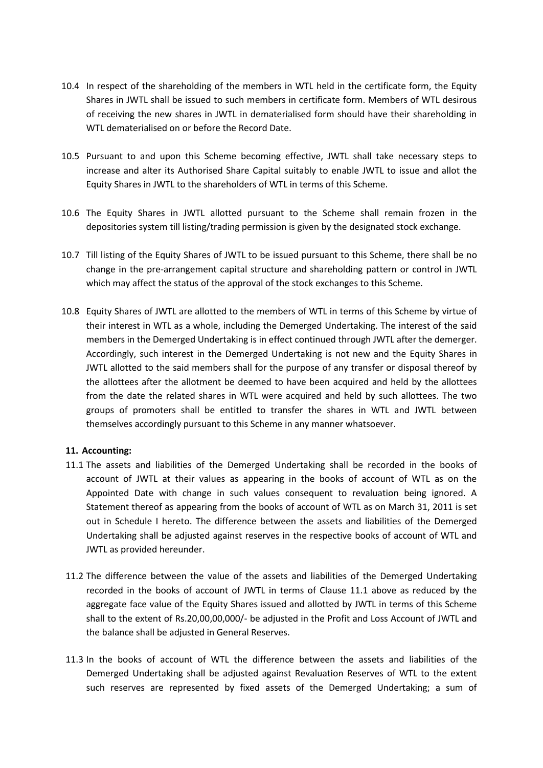10.4 In respect of the shareholding of the members in WTL held in the certificate form, the Equity Shares in JWTL shall be issued to such members in certificate form. Members of WTL desirous of receiving the new shares in JWTL in dematerialised form should have their shareholding in WTL dematerialised on or before the Record Date.

10.5 Pursuant to and upon this Scheme becoming effective, JWTL shall take necessary steps to increase and alter its Authorised Share Capital suitably to enable JWTL to issue and allot the Equity Shares in JWTL to the shareholders of WTL in terms of this Scheme.

10.6 The Equity Shares in JWTL allotted pursuant to the Scheme shall remain frozen in the depositories system till listing/trading permission is given by the designated stock exchange.

10.7 Till listing of the Equity Shares of JWTL to be issued pursuant to this Scheme, there shall be no change in the pre-arrangement capital structure and shareholding pattern or control in JWTL which may affect the status of the approval of the stock exchanges to this Scheme.

10.8 Equity Shares of JWTL are allotted to the members of WTL in terms of this Scheme by virtue of their interest in WTL as a whole, including the Demerged Undertaking. The interest of the said members in the Demerged Undertaking is in effect continued through JWTL after the demerger. Accordingly, such interest in the Demerged Undertaking is not new and the Equity Shares in JWTL allotted to the said members shall for the purpose of any transfer or disposal thereof by the allottees after the allotment be deemed to have been acquired and held by the allottees from the date the related shares in WTL were acquired and held by such allottees. The two groups of promoters shall be entitled to transfer the shares in WTL and JWTL between themselves accordingly pursuant to this Scheme in any manner whatsoever.

**11. Accounting:**

11.1 The assets and liabilities of the Demerged Undertaking shall be recorded in the books of account of JWTL at their values as appearing in the books of account of WTL as on the Appointed Date with change in such values consequent to revaluation being ignored. A Statement thereof as appearing from the books of account of WTL as on March 31, 2011 is set out in Schedule I hereto. The difference between the assets and liabilities of the Demerged Undertaking shall be adjusted against reserves in the respective books of account of WTL and JWTL as provided hereunder.

11.2 The difference between the value of the assets and liabilities of the Demerged Undertaking recorded in the books of account of JWTL in terms of Clause 11.1 above as reduced by the aggregate face value of the Equity Shares issued and allotted by JWTL in terms of this Scheme shall to the extent of Rs.20,00,00,000/- be adjusted in the Profit and Loss Account of JWTL and the balance shall be adjusted in General Reserves.

11.3 In the books of account of WTL the difference between the assets and liabilities of the Demerged Undertaking shall be adjusted against Revaluation Reserves of WTL to the extent such reserves are represented by fixed assets of the Demerged Undertaking; a sum of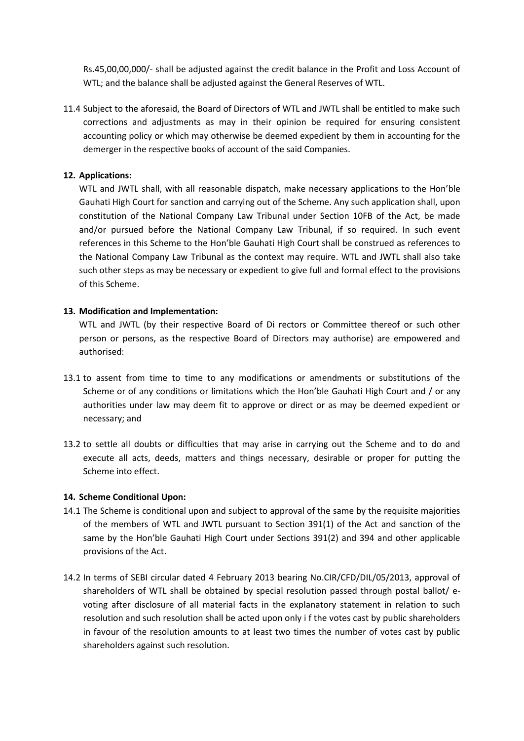Rs.45,00,00,000/- shall be adjusted against the credit balance in the Profit and Loss Account of WTL; and the balance shall be adjusted against the General Reserves of WTL.

11.4 Subject to the aforesaid, the Board of Directors of WTL and JWTL shall be entitled to make such corrections and adjustments as may in their opinion be required for ensuring consistent accounting policy or which may otherwise be deemed expedient by them in accounting for the demerger in the respective books of account of the said Companies.

**12. Applications:**

WTL and JWTL shall, with all reasonable dispatch, make necessary applications to the Hon'ble Gauhati High Court for sanction and carrying out of the Scheme. Any such application shall, upon constitution of the National Company Law Tribunal under Section 10FB of the Act, be made and/or pursued before the National Company Law Tribunal, if so required. In such event references in this Scheme to the Hon'ble Gauhati High Court shall be construed as references to the National Company Law Tribunal as the context may require. WTL and JWTL shall also take such other steps as may be necessary or expedient to give full and formal effect to the provisions of this Scheme.

**13. Modification and Implementation:**

WTL and JWTL (by their respective Board of Di rectors or Committee thereof or such other person or persons, as the respective Board of Directors may authorise) are empowered and authorised:

13.1 to assent from time to time to any modifications or amendments or substitutions of the Scheme or of any conditions or limitations which the Hon'ble Gauhati High Court and / or any authorities under law may deem fit to approve or direct or as may be deemed expedient or necessary; and

13.2 to settle all doubts or difficulties that may arise in carrying out the Scheme and to do and execute all acts, deeds, matters and things necessary, desirable or proper for putting the Scheme into effect.

**14. Scheme Conditional Upon:**

14.1 The Scheme is conditional upon and subject to approval of the same by the requisite majorities of the members of WTL and JWTL pursuant to Section 391(1) of the Act and sanction of the same by the Hon'ble Gauhati High Court under Sections 391(2) and 394 and other applicable provisions of the Act.

14.2 In terms of SEBI circular dated 4 February 2013 bearing No.CIR/CFD/DIL/05/2013, approval of shareholders of WTL shall be obtained by special resolution passed through postal ballot/ e-voting after disclosure of all material facts in the explanatory statement in relation to such resolution and such resolution shall be acted upon only i f the votes cast by public shareholders in favour of the resolution amounts to at least two times the number of votes cast by public shareholders against such resolution.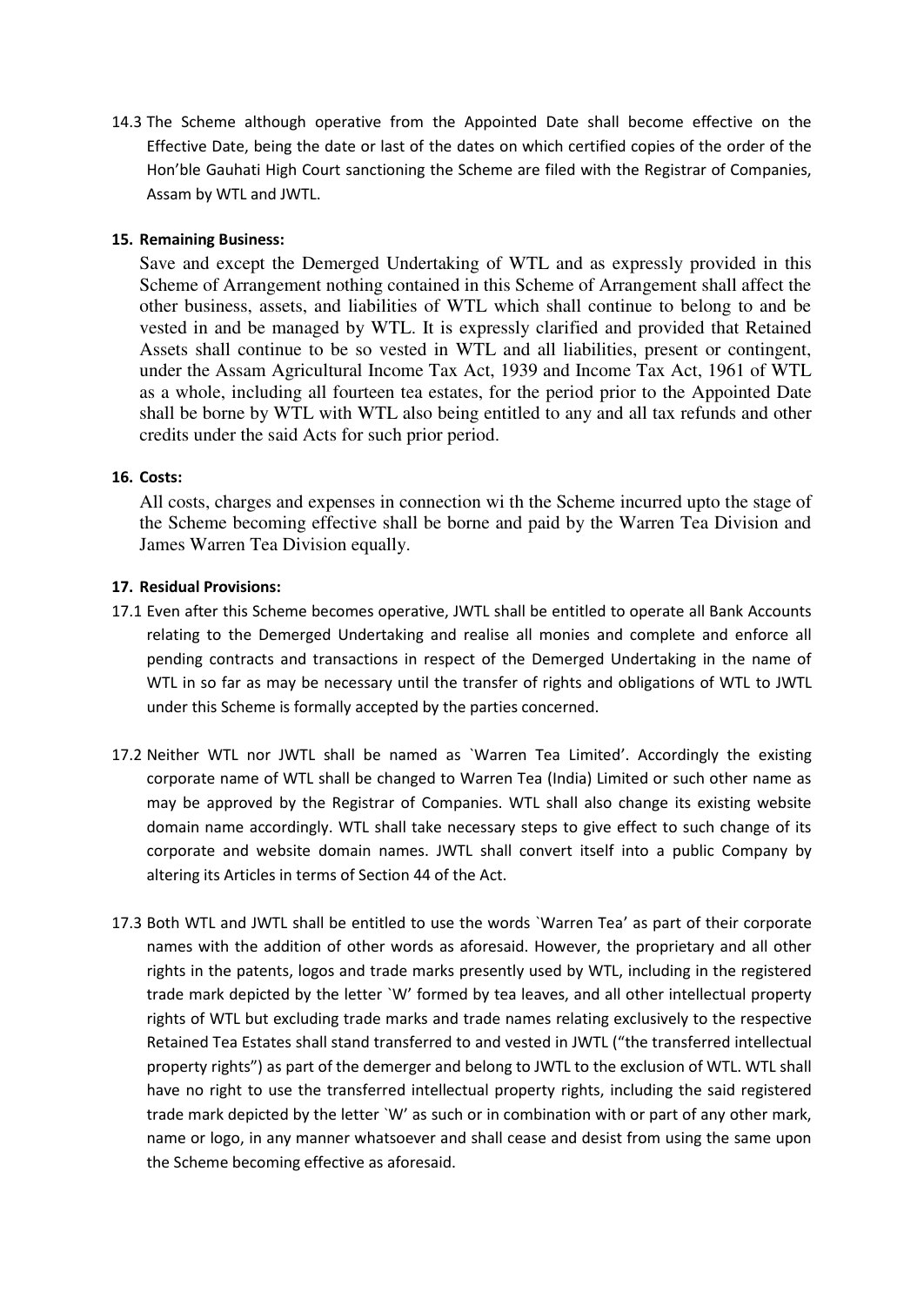14.3 The Scheme although operative from the Appointed Date shall become effective on the Effective Date, being the date or last of the dates on which certified copies of the order of the Hon'ble Gauhati High Court sanctioning the Scheme are filed with the Registrar of Companies, Assam by WTL and JWTL.

**15. Remaining Business:**

Save and except the Demerged Undertaking of WTL and as expressly provided in this Scheme of Arrangement nothing contained in this Scheme of Arrangement shall affect the other business, assets, and liabilities of WTL which shall continue to belong to and be vested in and be managed by WTL. It is expressly clarified and provided that Retained Assets shall continue to be so vested in WTL and all liabilities, present or contingent, under the Assam Agricultural Income Tax Act, 1939 and Income Tax Act, 1961 of WTL as a whole, including all fourteen tea estates, for the period prior to the Appointed Date shall be borne by WTL with WTL also being entitled to any and all tax refunds and other credits under the said Acts for such prior period.

**16. Costs:**

All costs, charges and expenses in connection wi th the Scheme incurred upto the stage of the Scheme becoming effective shall be borne and paid by the Warren Tea Division and James Warren Tea Division equally.

**17. Residual Provisions:**

17.1 Even after this Scheme becomes operative, JWTL shall be entitled to operate all Bank Accounts relating to the Demerged Undertaking and realise all monies and complete and enforce all pending contracts and transactions in respect of the Demerged Undertaking in the name of WTL in so far as may be necessary until the transfer of rights and obligations of WTL to JWTL under this Scheme is formally accepted by the parties concerned.

17.2 Neither WTL nor JWTL shall be named as `Warren Tea Limited'. Accordingly the existing corporate name of WTL shall be changed to Warren Tea (India) Limited or such other name as may be approved by the Registrar of Companies. WTL shall also change its existing website domain name accordingly. WTL shall take necessary steps to give effect to such change of its corporate and website domain names. JWTL shall convert itself into a public Company by altering its Articles in terms of Section 44 of the Act.

17.3 Both WTL and JWTL shall be entitled to use the words `Warren Tea' as part of their corporate names with the addition of other words as aforesaid. However, the proprietary and all other rights in the patents, logos and trade marks presently used by WTL, including in the registered trade mark depicted by the letter `W' formed by tea leaves, and all other intellectual property rights of WTL but excluding trade marks and trade names relating exclusively to the respective Retained Tea Estates shall stand transferred to and vested in JWTL ("the transferred intellectual property rights") as part of the demerger and belong to JWTL to the exclusion of WTL. WTL shall have no right to use the transferred intellectual property rights, including the said registered trade mark depicted by the letter `W' as such or in combination with or part of any other mark, name or logo, in any manner whatsoever and shall cease and desist from using the same upon the Scheme becoming effective as aforesaid.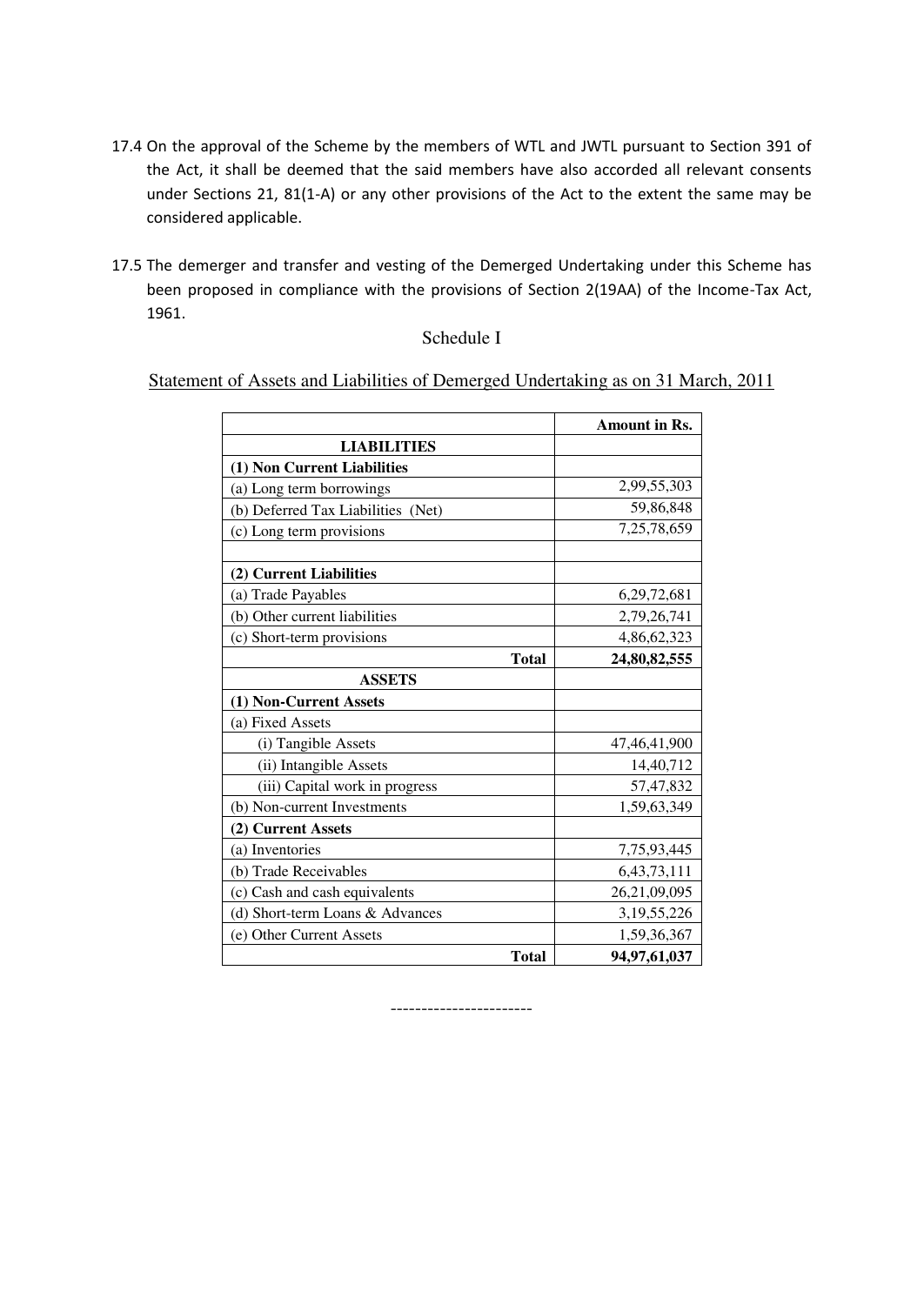17.4 On the approval of the Scheme by the members of WTL and JWTL pursuant to Section 391 of the Act, it shall be deemed that the said members have also accorded all relevant consents under Sections 21, 81(1-A) or any other provisions of the Act to the extent the same may be considered applicable.

17.5 The demerger and transfer and vesting of the Demerged Undertaking under this Scheme has been proposed in compliance with the provisions of Section 2(19AA) of the Income-Tax Act, 1961.

## Schedule I

Statement of Assets and Liabilities of Demerged Undertaking as on 31 March, 2011

| | **Amount in Rs.** |
|---|---:|
| **LIABILITIES** | |
| **(1) Non Current Liabilities** | |
| (a) Long term borrowings | 2,99,55,303 |
| (b) Deferred Tax Liabilities (Net) | 59,86,848 |
| (c) Long term provisions | 7,25,78,659 |
| | |
| **(2) Current Liabilities** | |
| (a) Trade Payables | 6,29,72,681 |
| (b) Other current liabilities | 2,79,26,741 |
| (c) Short-term provisions | 4,86,62,323 |
| **Total** | **24,80,82,555** |
| **ASSETS** | |
| **(1) Non-Current Assets** | |
| (a) Fixed Assets | |
| (i) Tangible Assets | 47,46,41,900 |
| (ii) Intangible Assets | 14,40,712 |
| (iii) Capital work in progress | 57,47,832 |
| (b) Non-current Investments | 1,59,63,349 |
| **(2) Current Assets** | |
| (a) Inventories | 7,75,93,445 |
| (b) Trade Receivables | 6,43,73,111 |
| (c) Cash and cash equivalents | 26,21,09,095 |
| (d) Short-term Loans & Advances | 3,19,55,226 |
| (e) Other Current Assets | 1,59,36,367 |
| **Total** | **94,97,61,037** |

-----------------------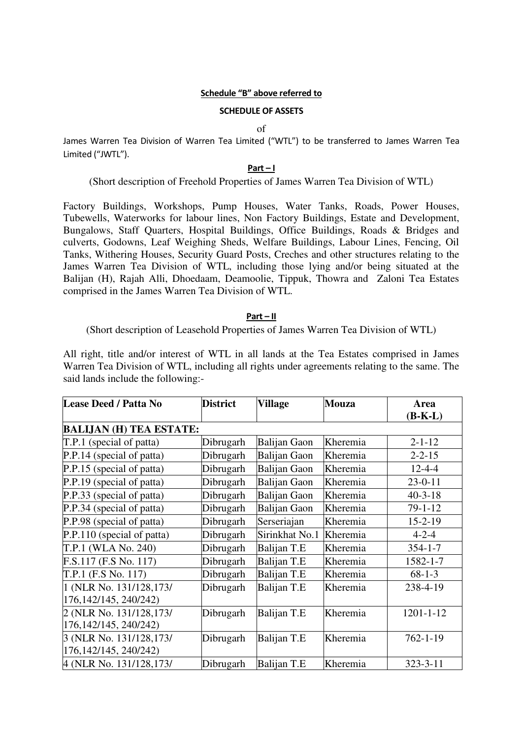**Schedule "B" above referred to**

**SCHEDULE OF ASSETS**

of

James Warren Tea Division of Warren Tea Limited ("WTL") to be transferred to James Warren Tea Limited ("JWTL").

**Part – I**

(Short description of Freehold Properties of James Warren Tea Division of WTL)

Factory Buildings, Workshops, Pump Houses, Water Tanks, Roads, Power Houses, Tubewells, Waterworks for labour lines, Non Factory Buildings, Estate and Development, Bungalows, Staff Quarters, Hospital Buildings, Office Buildings, Roads & Bridges and culverts, Godowns, Leaf Weighing Sheds, Welfare Buildings, Labour Lines, Fencing, Oil Tanks, Withering Houses, Security Guard Posts, Creches and other structures relating to the James Warren Tea Division of WTL, including those lying and/or being situated at the Balijan (H), Rajah Alli, Dhoedaam, Deamoolie, Tippuk, Thowra and Zaloni Tea Estates comprised in the James Warren Tea Division of WTL.

**Part – II**

(Short description of Leasehold Properties of James Warren Tea Division of WTL)

All right, title and/or interest of WTL in all lands at the Tea Estates comprised in James Warren Tea Division of WTL, including all rights under agreements relating to the same. The said lands include the following:-

| Lease Deed / Patta No | District | Village | Mouza | Area (B-K-L) |
|---|---|---|---|---|
| **BALIJAN (H) TEA ESTATE:** | | | | |
| T.P.1 (special of patta) | Dibrugarh | Balijan Gaon | Kheremia | 2-1-12 |
| P.P.14 (special of patta) | Dibrugarh | Balijan Gaon | Kheremia | 2-2-15 |
| P.P.15 (special of patta) | Dibrugarh | Balijan Gaon | Kheremia | 12-4-4 |
| P.P.19 (special of patta) | Dibrugarh | Balijan Gaon | Kheremia | 23-0-11 |
| P.P.33 (special of patta) | Dibrugarh | Balijan Gaon | Kheremia | 40-3-18 |
| P.P.34 (special of patta) | Dibrugarh | Balijan Gaon | Kheremia | 79-1-12 |
| P.P.98 (special of patta) | Dibrugarh | Serseriajan | Kheremia | 15-2-19 |
| P.P.110 (special of patta) | Dibrugarh | Sirinkhat No.1 | Kheremia | 4-2-4 |
| T.P.1 (WLA No. 240) | Dibrugarh | Balijan T.E | Kheremia | 354-1-7 |
| F.S.117 (F.S No. 117) | Dibrugarh | Balijan T.E | Kheremia | 1582-1-7 |
| T.P.1 (F.S No. 117) | Dibrugarh | Balijan T.E | Kheremia | 68-1-3 |
| 1 (NLR No. 131/128,173/ 176,142/145, 240/242) | Dibrugarh | Balijan T.E | Kheremia | 238-4-19 |
| 2 (NLR No. 131/128,173/ 176,142/145, 240/242) | Dibrugarh | Balijan T.E | Kheremia | 1201-1-12 |
| 3 (NLR No. 131/128,173/ 176,142/145, 240/242) | Dibrugarh | Balijan T.E | Kheremia | 762-1-19 |
| 4 (NLR No. 131/128,173/ | Dibrugarh | Balijan T.E | Kheremia | 323-3-11 |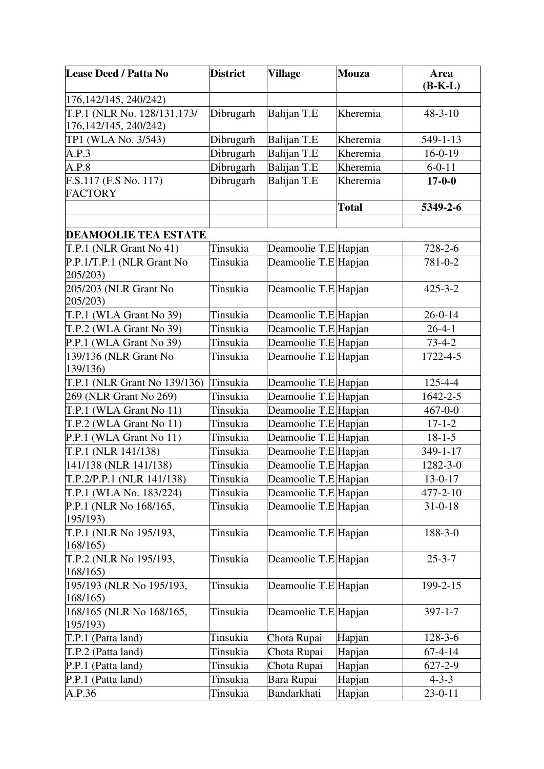| Lease Deed / Patta No | District | Village | Mouza | Area (B-K-L) |
|---|---|---|---|---|
| 176,142/145, 240/242) | | | | |
| T.P.1 (NLR No. 128/131,173/ 176,142/145, 240/242) | Dibrugarh | Balijan T.E | Kheremia | 48-3-10 |
| TP1 (WLA No. 3/543) | Dibrugarh | Balijan T.E | Kheremia | 549-1-13 |
| A.P.3 | Dibrugarh | Balijan T.E | Kheremia | 16-0-19 |
| A.P.8 | Dibrugarh | Balijan T.E | Kheremia | 6-0-11 |
| F.S.117 (F.S No. 117) FACTORY | Dibrugarh | Balijan T.E | Kheremia | **17-0-0** |
| | | | **Total** | **5349-2-6** |
| | | | | |
| **DEAMOOLIE TEA ESTATE** | | | | |
| T.P.1 (NLR Grant No 41) | Tinsukia | Deamoolie T.E | Hapjan | 728-2-6 |
| P.P.1/T.P.1 (NLR Grant No 205/203) | Tinsukia | Deamoolie T.E | Hapjan | 781-0-2 |
| 205/203 (NLR Grant No 205/203) | Tinsukia | Deamoolie T.E | Hapjan | 425-3-2 |
| T.P.1 (WLA Grant No 39) | Tinsukia | Deamoolie T.E | Hapjan | 26-0-14 |
| T.P.2 (WLA Grant No 39) | Tinsukia | Deamoolie T.E | Hapjan | 26-4-1 |
| P.P.1 (WLA Grant No 39) | Tinsukia | Deamoolie T.E | Hapjan | 73-4-2 |
| 139/136 (NLR Grant No 139/136) | Tinsukia | Deamoolie T.E | Hapjan | 1722-4-5 |
| T.P.1 (NLR Grant No 139/136) | Tinsukia | Deamoolie T.E | Hapjan | 125-4-4 |
| 269 (NLR Grant No 269) | Tinsukia | Deamoolie T.E | Hapjan | 1642-2-5 |
| T.P.1 (WLA Grant No 11) | Tinsukia | Deamoolie T.E | Hapjan | 467-0-0 |
| T.P.2 (WLA Grant No 11) | Tinsukia | Deamoolie T.E | Hapjan | 17-1-2 |
| P.P.1 (WLA Grant No 11) | Tinsukia | Deamoolie T.E | Hapjan | 18-1-5 |
| T.P.1 (NLR 141/138) | Tinsukia | Deamoolie T.E | Hapjan | 349-1-17 |
| 141/138 (NLR 141/138) | Tinsukia | Deamoolie T.E | Hapjan | 1282-3-0 |
| T.P.2/P.P.1 (NLR 141/138) | Tinsukia | Deamoolie T.E | Hapjan | 13-0-17 |
| T.P.1 (WLA No. 183/224) | Tinsukia | Deamoolie T.E | Hapjan | 477-2-10 |
| P.P.1 (NLR No 168/165, 195/193) | Tinsukia | Deamoolie T.E | Hapjan | 31-0-18 |
| T.P.1 (NLR No 195/193, 168/165) | Tinsukia | Deamoolie T.E | Hapjan | 188-3-0 |
| T.P.2 (NLR No 195/193, 168/165) | Tinsukia | Deamoolie T.E | Hapjan | 25-3-7 |
| 195/193 (NLR No 195/193, 168/165) | Tinsukia | Deamoolie T.E | Hapjan | 199-2-15 |
| 168/165 (NLR No 168/165, 195/193) | Tinsukia | Deamoolie T.E | Hapjan | 397-1-7 |
| T.P.1 (Patta land) | Tinsukia | Chota Rupai | Hapjan | 128-3-6 |
| T.P.2 (Patta land) | Tinsukia | Chota Rupai | Hapjan | 67-4-14 |
| P.P.1 (Patta land) | Tinsukia | Chota Rupai | Hapjan | 627-2-9 |
| P.P.1 (Patta land) | Tinsukia | Bara Rupai | Hapjan | 4-3-3 |
| A.P.36 | Tinsukia | Bandarkhati | Hapjan | 23-0-11 |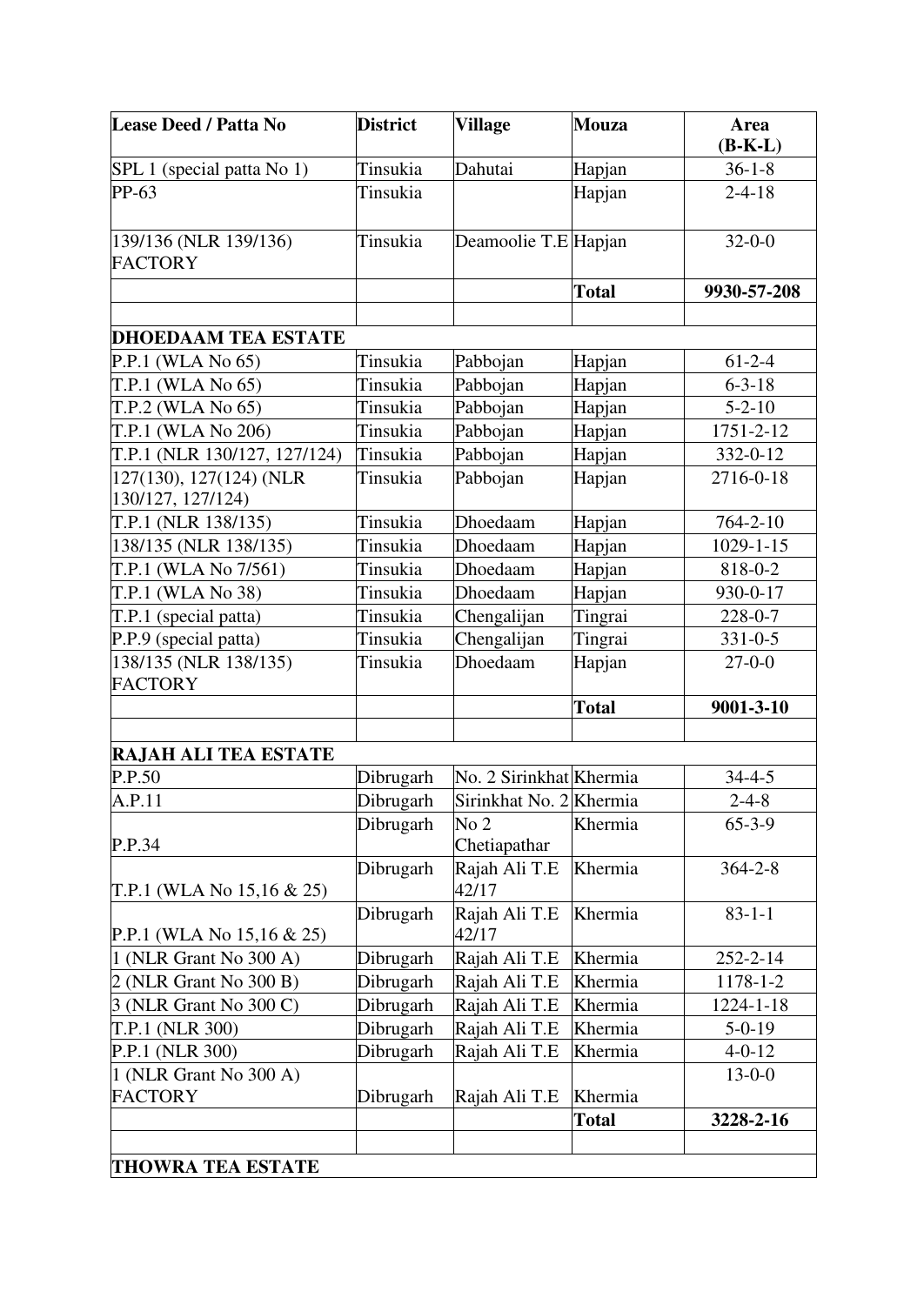| Lease Deed / Patta No | District | Village | Mouza | Area (B-K-L) |
|---|---|---|---|---|
| SPL 1 (special patta No 1) | Tinsukia | Dahutai | Hapjan | 36-1-8 |
| PP-63 | Tinsukia | | Hapjan | 2-4-18 |
| 139/136 (NLR 139/136) FACTORY | Tinsukia | Deamoolie T.E | Hapjan | 32-0-0 |
| | | | **Total** | **9930-57-208** |
| | | | | |
| **DHOEDAAM TEA ESTATE** | | | | |
| P.P.1 (WLA No 65) | Tinsukia | Pabbojan | Hapjan | 61-2-4 |
| T.P.1 (WLA No 65) | Tinsukia | Pabbojan | Hapjan | 6-3-18 |
| T.P.2 (WLA No 65) | Tinsukia | Pabbojan | Hapjan | 5-2-10 |
| T.P.1 (WLA No 206) | Tinsukia | Pabbojan | Hapjan | 1751-2-12 |
| T.P.1 (NLR 130/127, 127/124) | Tinsukia | Pabbojan | Hapjan | 332-0-12 |
| 127(130), 127(124) (NLR 130/127, 127/124) | Tinsukia | Pabbojan | Hapjan | 2716-0-18 |
| T.P.1 (NLR 138/135) | Tinsukia | Dhoedaam | Hapjan | 764-2-10 |
| 138/135 (NLR 138/135) | Tinsukia | Dhoedaam | Hapjan | 1029-1-15 |
| T.P.1 (WLA No 7/561) | Tinsukia | Dhoedaam | Hapjan | 818-0-2 |
| T.P.1 (WLA No 38) | Tinsukia | Dhoedaam | Hapjan | 930-0-17 |
| T.P.1 (special patta) | Tinsukia | Chengalijan | Tingrai | 228-0-7 |
| P.P.9 (special patta) | Tinsukia | Chengalijan | Tingrai | 331-0-5 |
| 138/135 (NLR 138/135) FACTORY | Tinsukia | Dhoedaam | Hapjan | 27-0-0 |
| | | | **Total** | **9001-3-10** |
| | | | | |
| **RAJAH ALI TEA ESTATE** | | | | |
| P.P.50 | Dibrugarh | No. 2 Sirinkhat | Khermia | 34-4-5 |
| A.P.11 | Dibrugarh | Sirinkhat No. 2 | Khermia | 2-4-8 |
| P.P.34 | Dibrugarh | No 2 Chetiapathar | Khermia | 65-3-9 |
| T.P.1 (WLA No 15,16 & 25) | Dibrugarh | Rajah Ali T.E 42/17 | Khermia | 364-2-8 |
| P.P.1 (WLA No 15,16 & 25) | Dibrugarh | Rajah Ali T.E 42/17 | Khermia | 83-1-1 |
| 1 (NLR Grant No 300 A) | Dibrugarh | Rajah Ali T.E | Khermia | 252-2-14 |
| 2 (NLR Grant No 300 B) | Dibrugarh | Rajah Ali T.E | Khermia | 1178-1-2 |
| 3 (NLR Grant No 300 C) | Dibrugarh | Rajah Ali T.E | Khermia | 1224-1-18 |
| T.P.1 (NLR 300) | Dibrugarh | Rajah Ali T.E | Khermia | 5-0-19 |
| P.P.1 (NLR 300) | Dibrugarh | Rajah Ali T.E | Khermia | 4-0-12 |
| 1 (NLR Grant No 300 A) FACTORY | Dibrugarh | Rajah Ali T.E | Khermia | 13-0-0 |
| | | | **Total** | **3228-2-16** |
| | | | | |
| **THOWRA TEA ESTATE** | | | | |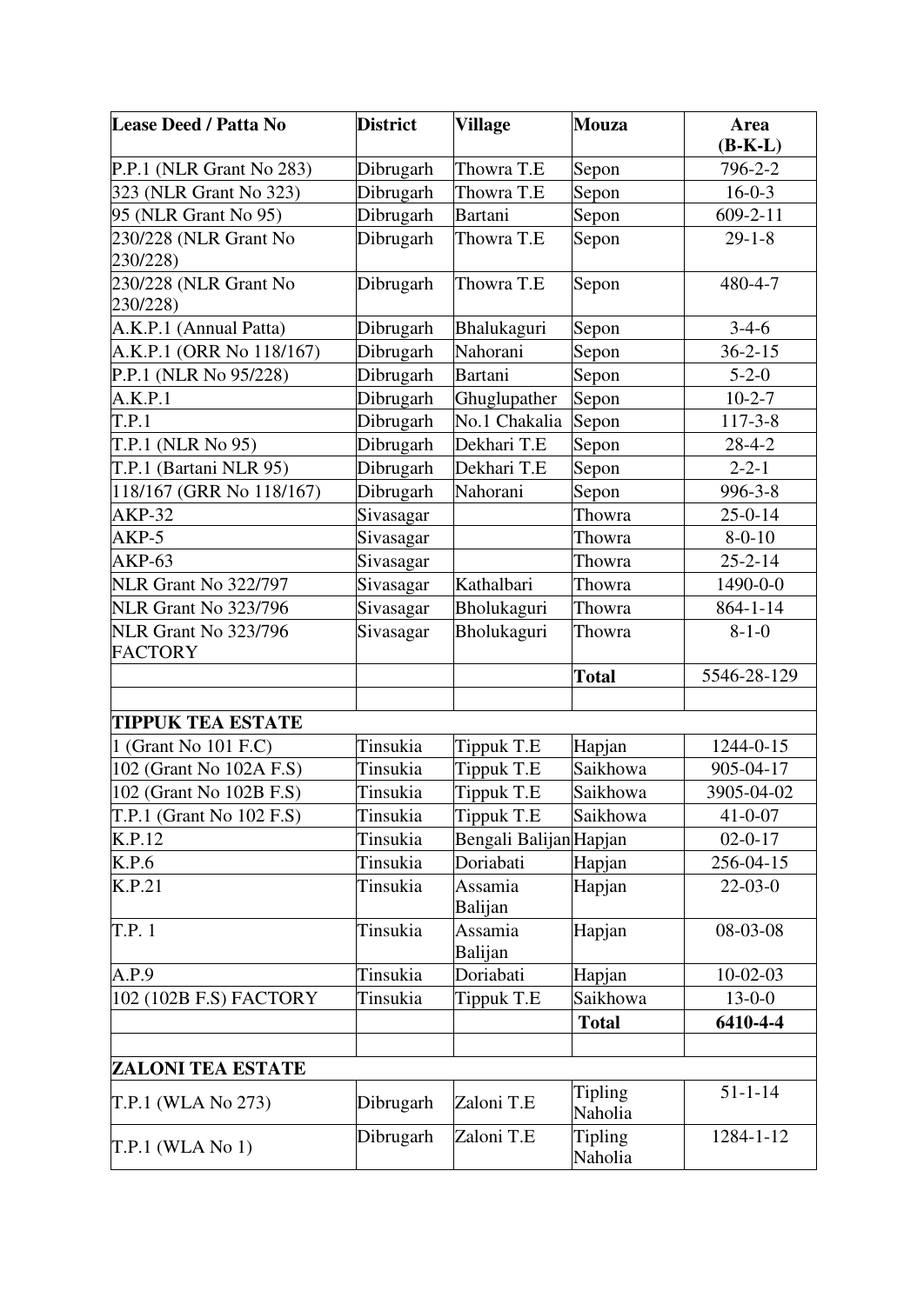| Lease Deed / Patta No | District | Village | Mouza | Area (B-K-L) |
|---|---|---|---|---|
| P.P.1 (NLR Grant No 283) | Dibrugarh | Thowra T.E | Sepon | 796-2-2 |
| 323 (NLR Grant No 323) | Dibrugarh | Thowra T.E | Sepon | 16-0-3 |
| 95 (NLR Grant No 95) | Dibrugarh | Bartani | Sepon | 609-2-11 |
| 230/228 (NLR Grant No 230/228) | Dibrugarh | Thowra T.E | Sepon | 29-1-8 |
| 230/228 (NLR Grant No 230/228) | Dibrugarh | Thowra T.E | Sepon | 480-4-7 |
| A.K.P.1 (Annual Patta) | Dibrugarh | Bhalukaguri | Sepon | 3-4-6 |
| A.K.P.1 (ORR No 118/167) | Dibrugarh | Nahorani | Sepon | 36-2-15 |
| P.P.1 (NLR No 95/228) | Dibrugarh | Bartani | Sepon | 5-2-0 |
| A.K.P.1 | Dibrugarh | Ghuglupather | Sepon | 10-2-7 |
| T.P.1 | Dibrugarh | No.1 Chakalia | Sepon | 117-3-8 |
| T.P.1 (NLR No 95) | Dibrugarh | Dekhari T.E | Sepon | 28-4-2 |
| T.P.1 (Bartani NLR 95) | Dibrugarh | Dekhari T.E | Sepon | 2-2-1 |
| 118/167 (GRR No 118/167) | Dibrugarh | Nahorani | Sepon | 996-3-8 |
| AKP-32 | Sivasagar | | Thowra | 25-0-14 |
| AKP-5 | Sivasagar | | Thowra | 8-0-10 |
| AKP-63 | Sivasagar | | Thowra | 25-2-14 |
| NLR Grant No 322/797 | Sivasagar | Kathalbari | Thowra | 1490-0-0 |
| NLR Grant No 323/796 | Sivasagar | Bholukaguri | Thowra | 864-1-14 |
| NLR Grant No 323/796 FACTORY | Sivasagar | Bholukaguri | Thowra | 8-1-0 |
| | | | **Total** | 5546-28-129 |
| | | | | |
| **TIPPUK TEA ESTATE** | | | | |
| 1 (Grant No 101 F.C) | Tinsukia | Tippuk T.E | Hapjan | 1244-0-15 |
| 102 (Grant No 102A F.S) | Tinsukia | Tippuk T.E | Saikhowa | 905-04-17 |
| 102 (Grant No 102B F.S) | Tinsukia | Tippuk T.E | Saikhowa | 3905-04-02 |
| T.P.1 (Grant No 102 F.S) | Tinsukia | Tippuk T.E | Saikhowa | 41-0-07 |
| K.P.12 | Tinsukia | Bengali Balijan | Hapjan | 02-0-17 |
| K.P.6 | Tinsukia | Doriabati | Hapjan | 256-04-15 |
| K.P.21 | Tinsukia | Assamia Balijan | Hapjan | 22-03-0 |
| T.P. 1 | Tinsukia | Assamia Balijan | Hapjan | 08-03-08 |
| A.P.9 | Tinsukia | Doriabati | Hapjan | 10-02-03 |
| 102 (102B F.S) FACTORY | Tinsukia | Tippuk T.E | Saikhowa | 13-0-0 |
| | | | **Total** | **6410-4-4** |
| | | | | |
| **ZALONI TEA ESTATE** | | | | |
| T.P.1 (WLA No 273) | Dibrugarh | Zaloni T.E | Tipling Naholia | 51-1-14 |
| T.P.1 (WLA No 1) | Dibrugarh | Zaloni T.E | Tipling Naholia | 1284-1-12 |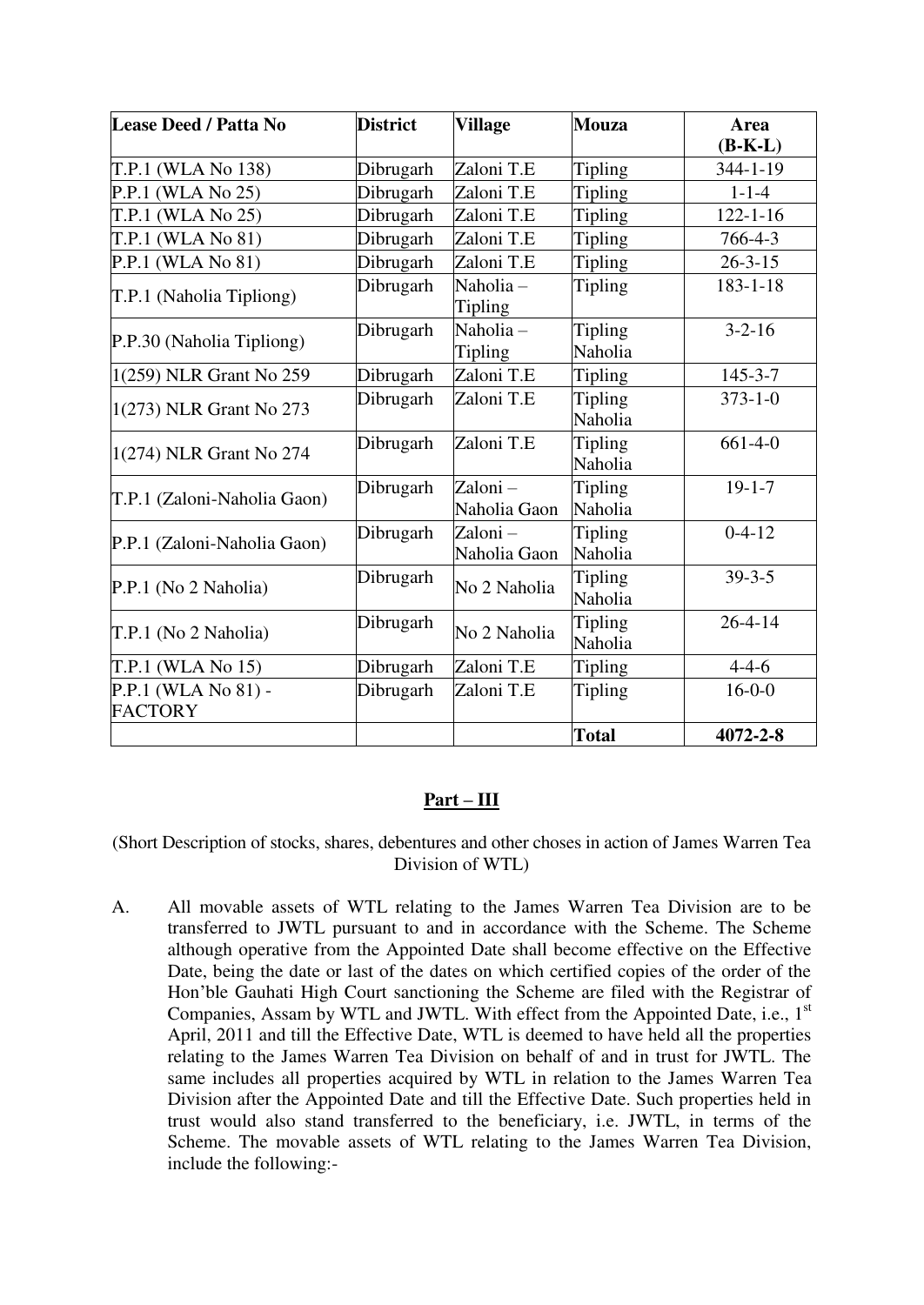| Lease Deed / Patta No | District | Village | Mouza | Area (B-K-L) |
|---|---|---|---|---|
| T.P.1 (WLA No 138) | Dibrugarh | Zaloni T.E | Tipling | 344-1-19 |
| P.P.1 (WLA No 25) | Dibrugarh | Zaloni T.E | Tipling | 1-1-4 |
| T.P.1 (WLA No 25) | Dibrugarh | Zaloni T.E | Tipling | 122-1-16 |
| T.P.1 (WLA No 81) | Dibrugarh | Zaloni T.E | Tipling | 766-4-3 |
| P.P.1 (WLA No 81) | Dibrugarh | Zaloni T.E | Tipling | 26-3-15 |
| T.P.1 (Naholia Tipliong) | Dibrugarh | Naholia – Tipling | Tipling | 183-1-18 |
| P.P.30 (Naholia Tipliong) | Dibrugarh | Naholia – Tipling | Tipling Naholia | 3-2-16 |
| 1(259) NLR Grant No 259 | Dibrugarh | Zaloni T.E | Tipling | 145-3-7 |
| 1(273) NLR Grant No 273 | Dibrugarh | Zaloni T.E | Tipling Naholia | 373-1-0 |
| 1(274) NLR Grant No 274 | Dibrugarh | Zaloni T.E | Tipling Naholia | 661-4-0 |
| T.P.1 (Zaloni-Naholia Gaon) | Dibrugarh | Zaloni – Naholia Gaon | Tipling Naholia | 19-1-7 |
| P.P.1 (Zaloni-Naholia Gaon) | Dibrugarh | Zaloni – Naholia Gaon | Tipling Naholia | 0-4-12 |
| P.P.1 (No 2 Naholia) | Dibrugarh | No 2 Naholia | Tipling Naholia | 39-3-5 |
| T.P.1 (No 2 Naholia) | Dibrugarh | No 2 Naholia | Tipling Naholia | 26-4-14 |
| T.P.1 (WLA No 15) | Dibrugarh | Zaloni T.E | Tipling | 4-4-6 |
| P.P.1 (WLA No 81) - FACTORY | Dibrugarh | Zaloni T.E | Tipling | 16-0-0 |
| | | | **Total** | **4072-2-8** |

## Part – III

(Short Description of stocks, shares, debentures and other choses in action of James Warren Tea Division of WTL)

A. All movable assets of WTL relating to the James Warren Tea Division are to be transferred to JWTL pursuant to and in accordance with the Scheme. The Scheme although operative from the Appointed Date shall become effective on the Effective Date, being the date or last of the dates on which certified copies of the order of the Hon'ble Gauhati High Court sanctioning the Scheme are filed with the Registrar of Companies, Assam by WTL and JWTL. With effect from the Appointed Date, i.e., 1st April, 2011 and till the Effective Date, WTL is deemed to have held all the properties relating to the James Warren Tea Division on behalf of and in trust for JWTL. The same includes all properties acquired by WTL in relation to the James Warren Tea Division after the Appointed Date and till the Effective Date. Such properties held in trust would also stand transferred to the beneficiary, i.e. JWTL, in terms of the Scheme. The movable assets of WTL relating to the James Warren Tea Division, include the following:-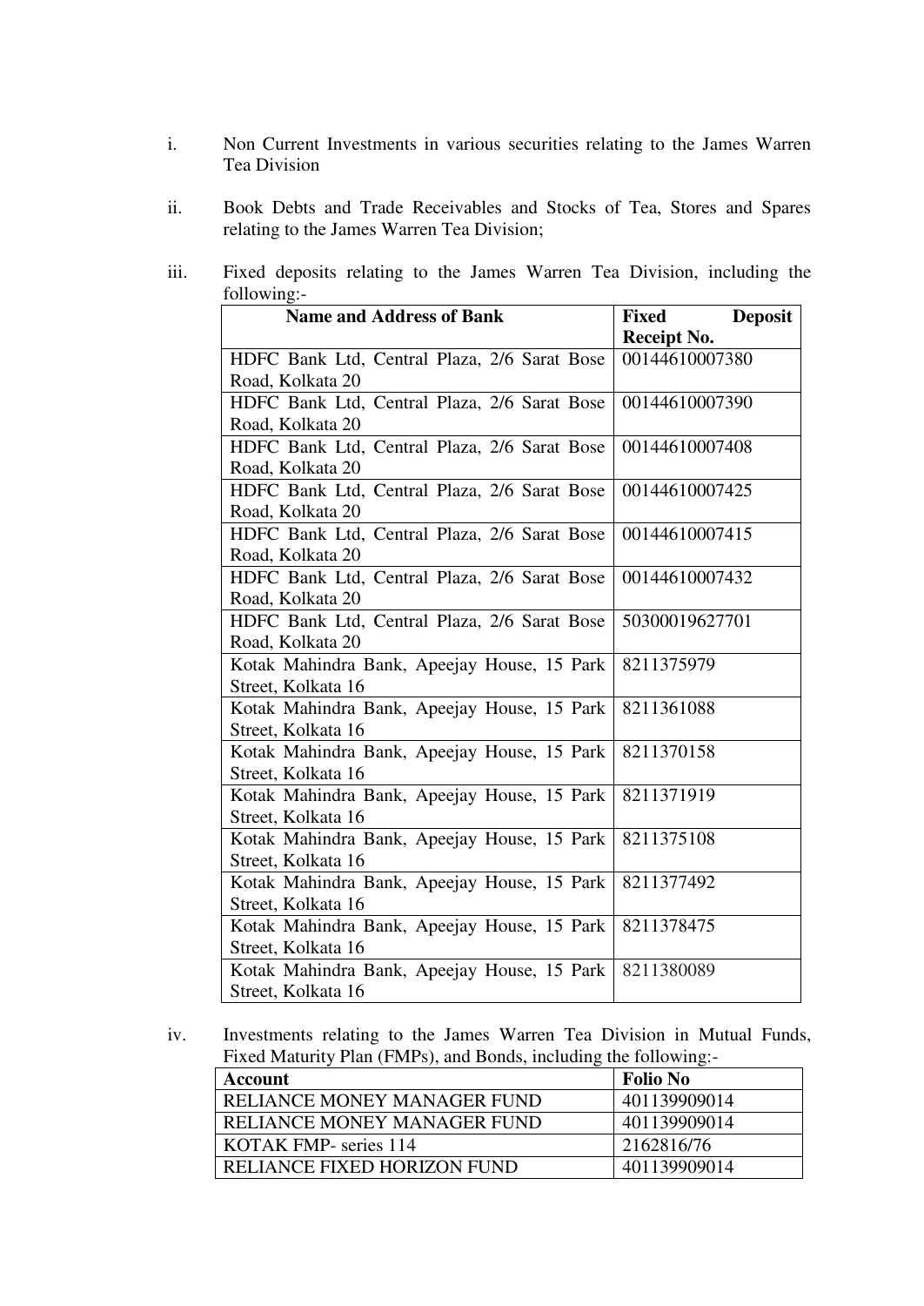i. Non Current Investments in various securities relating to the James Warren Tea Division

ii. Book Debts and Trade Receivables and Stocks of Tea, Stores and Spares relating to the James Warren Tea Division;

iii. Fixed deposits relating to the James Warren Tea Division, including the following:-

| Name and Address of Bank | Fixed Deposit Receipt No. |
|---|---|
| HDFC Bank Ltd, Central Plaza, 2/6 Sarat Bose Road, Kolkata 20 | 00144610007380 |
| HDFC Bank Ltd, Central Plaza, 2/6 Sarat Bose Road, Kolkata 20 | 00144610007390 |
| HDFC Bank Ltd, Central Plaza, 2/6 Sarat Bose Road, Kolkata 20 | 00144610007408 |
| HDFC Bank Ltd, Central Plaza, 2/6 Sarat Bose Road, Kolkata 20 | 00144610007425 |
| HDFC Bank Ltd, Central Plaza, 2/6 Sarat Bose Road, Kolkata 20 | 00144610007415 |
| HDFC Bank Ltd, Central Plaza, 2/6 Sarat Bose Road, Kolkata 20 | 00144610007432 |
| HDFC Bank Ltd, Central Plaza, 2/6 Sarat Bose Road, Kolkata 20 | 50300019627701 |
| Kotak Mahindra Bank, Apeejay House, 15 Park Street, Kolkata 16 | 8211375979 |
| Kotak Mahindra Bank, Apeejay House, 15 Park Street, Kolkata 16 | 8211361088 |
| Kotak Mahindra Bank, Apeejay House, 15 Park Street, Kolkata 16 | 8211370158 |
| Kotak Mahindra Bank, Apeejay House, 15 Park Street, Kolkata 16 | 8211371919 |
| Kotak Mahindra Bank, Apeejay House, 15 Park Street, Kolkata 16 | 8211375108 |
| Kotak Mahindra Bank, Apeejay House, 15 Park Street, Kolkata 16 | 8211377492 |
| Kotak Mahindra Bank, Apeejay House, 15 Park Street, Kolkata 16 | 8211378475 |
| Kotak Mahindra Bank, Apeejay House, 15 Park Street, Kolkata 16 | 8211380089 |

iv. Investments relating to the James Warren Tea Division in Mutual Funds, Fixed Maturity Plan (FMPs), and Bonds, including the following:-

| Account | Folio No |
|---|---|
| RELIANCE MONEY MANAGER FUND | 401139909014 |
| RELIANCE MONEY MANAGER FUND | 401139909014 |
| KOTAK FMP- series 114 | 2162816/76 |
| RELIANCE FIXED HORIZON FUND | 401139909014 |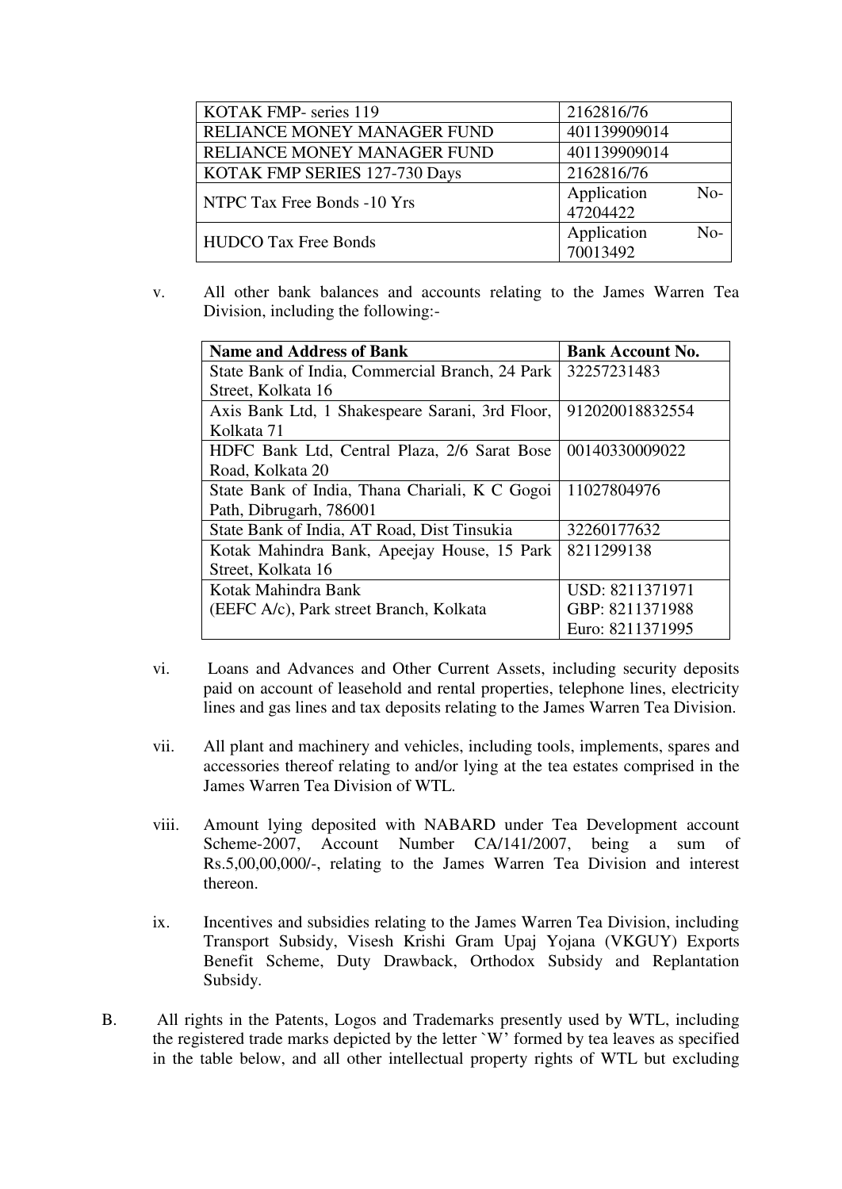| KOTAK FMP- series 119 | 2162816/76 |
|---|---|
| RELIANCE MONEY MANAGER FUND | 401139909014 |
| RELIANCE MONEY MANAGER FUND | 401139909014 |
| KOTAK FMP SERIES 127-730 Days | 2162816/76 |
| NTPC Tax Free Bonds -10 Yrs | Application No- 47204422 |
| HUDCO Tax Free Bonds | Application No- 70013492 |

v. All other bank balances and accounts relating to the James Warren Tea Division, including the following:-

| **Name and Address of Bank** | **Bank Account No.** |
|---|---|
| State Bank of India, Commercial Branch, 24 Park Street, Kolkata 16 | 32257231483 |
| Axis Bank Ltd, 1 Shakespeare Sarani, 3rd Floor, Kolkata 71 | 912020018832554 |
| HDFC Bank Ltd, Central Plaza, 2/6 Sarat Bose Road, Kolkata 20 | 00140330009022 |
| State Bank of India, Thana Chariali, K C Gogoi Path, Dibrugarh, 786001 | 11027804976 |
| State Bank of India, AT Road, Dist Tinsukia | 32260177632 |
| Kotak Mahindra Bank, Apeejay House, 15 Park Street, Kolkata 16 | 8211299138 |
| Kotak Mahindra Bank (EEFC A/c), Park street Branch, Kolkata | USD: 8211371971 GBP: 8211371988 Euro: 8211371995 |

vi. Loans and Advances and Other Current Assets, including security deposits paid on account of leasehold and rental properties, telephone lines, electricity lines and gas lines and tax deposits relating to the James Warren Tea Division.

vii. All plant and machinery and vehicles, including tools, implements, spares and accessories thereof relating to and/or lying at the tea estates comprised in the James Warren Tea Division of WTL.

viii. Amount lying deposited with NABARD under Tea Development account Scheme-2007, Account Number CA/141/2007, being a sum of Rs.5,00,00,000/-, relating to the James Warren Tea Division and interest thereon.

ix. Incentives and subsidies relating to the James Warren Tea Division, including Transport Subsidy, Visesh Krishi Gram Upaj Yojana (VKGUY) Exports Benefit Scheme, Duty Drawback, Orthodox Subsidy and Replantation Subsidy.

B. All rights in the Patents, Logos and Trademarks presently used by WTL, including the registered trade marks depicted by the letter `W' formed by tea leaves as specified in the table below, and all other intellectual property rights of WTL but excluding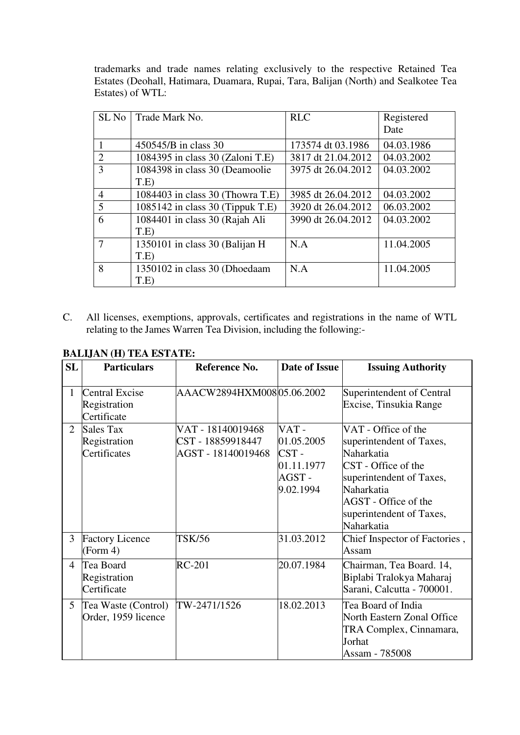trademarks and trade names relating exclusively to the respective Retained Tea Estates (Deohall, Hatimara, Duamara, Rupai, Tara, Balijan (North) and Sealkotee Tea Estates) of WTL:

| SL No | Trade Mark No. | RLC | Registered Date |
|---|---|---|---|
| 1 | 450545/B in class 30 | 173574 dt 03.1986 | 04.03.1986 |
| 2 | 1084395 in class 30 (Zaloni T.E) | 3817 dt 21.04.2012 | 04.03.2002 |
| 3 | 1084398 in class 30 (Deamoolie T.E) | 3975 dt 26.04.2012 | 04.03.2002 |
| 4 | 1084403 in class 30 (Thowra T.E) | 3985 dt 26.04.2012 | 04.03.2002 |
| 5 | 1085142 in class 30 (Tippuk T.E) | 3920 dt 26.04.2012 | 06.03.2002 |
| 6 | 1084401 in class 30 (Rajah Ali T.E) | 3990 dt 26.04.2012 | 04.03.2002 |
| 7 | 1350101 in class 30 (Balijan H T.E) | N.A | 11.04.2005 |
| 8 | 1350102 in class 30 (Dhoedaam T.E) | N.A | 11.04.2005 |

C. All licenses, exemptions, approvals, certificates and registrations in the name of WTL relating to the James Warren Tea Division, including the following:-

**BALIJAN (H) TEA ESTATE:**

| SL | Particulars | Reference No. | Date of Issue | Issuing Authority |
|---|---|---|---|---|
| 1 | Central Excise Registration Certificate | AAACW2894HXM008 | 05.06.2002 | Superintendent of Central Excise, Tinsukia Range |
| 2 | Sales Tax Registration Certificates | VAT - 18140019468<br>CST - 18859918447<br>AGST - 18140019468 | VAT - 01.05.2005<br>CST - 01.11.1977<br>AGST - 9.02.1994 | VAT - Office of the superintendent of Taxes, Naharkatia<br>CST - Office of the superintendent of Taxes, Naharkatia<br>AGST - Office of the superintendent of Taxes, Naharkatia |
| 3 | Factory Licence (Form 4) | TSK/56 | 31.03.2012 | Chief Inspector of Factories , Assam |
| 4 | Tea Board Registration Certificate | RC-201 | 20.07.1984 | Chairman, Tea Board. 14, Biplabi Tralokya Maharaj Sarani, Calcutta - 700001. |
| 5 | Tea Waste (Control) Order, 1959 licence | TW-2471/1526 | 18.02.2013 | Tea Board of India<br>North Eastern Zonal Office<br>TRA Complex, Cinnamara, Jorhat<br>Assam - 785008 |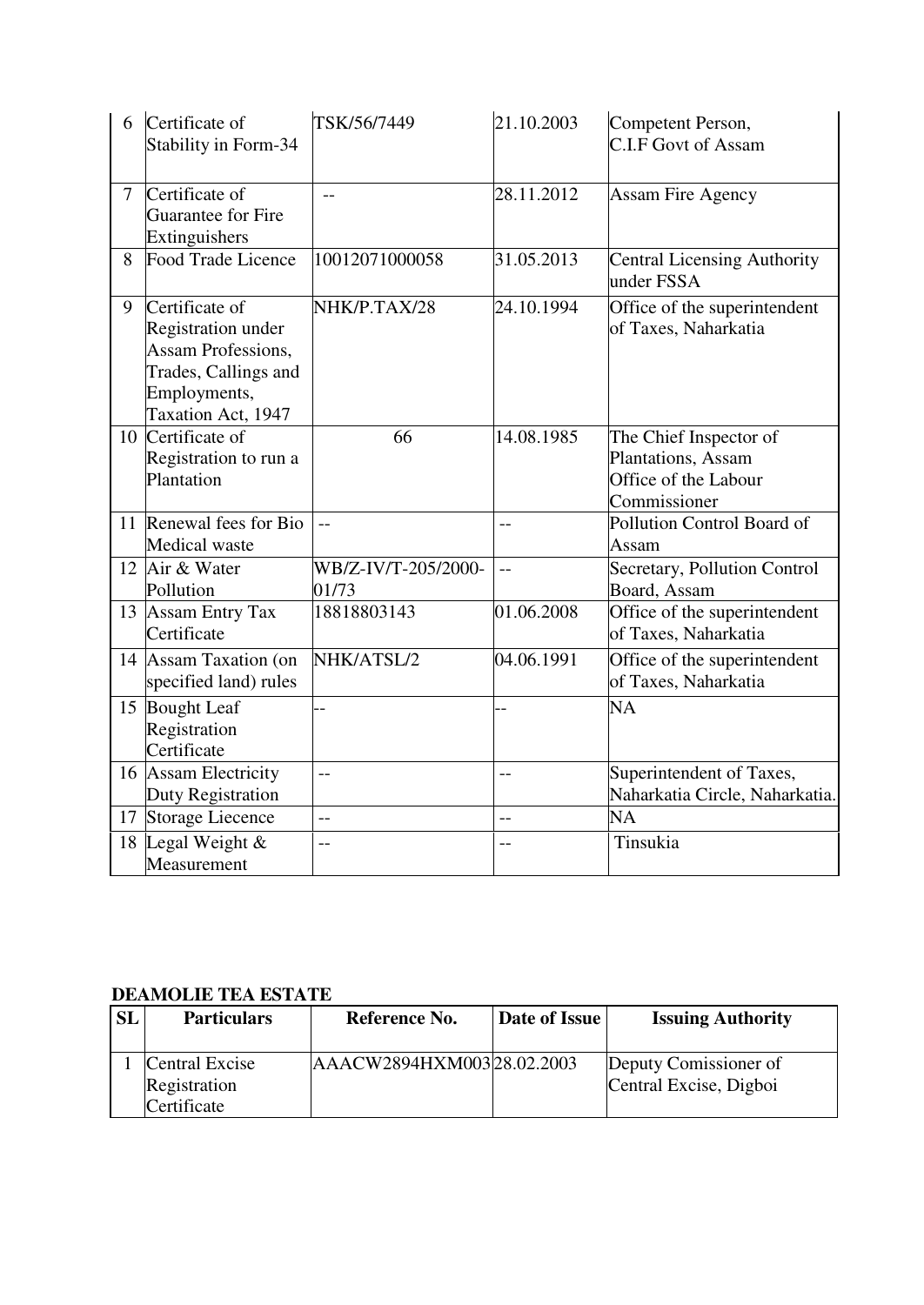| | | | | |
|---|---|---|---|---|
| 6 | Certificate of Stability in Form-34 | TSK/56/7449 | 21.10.2003 | Competent Person, C.I.F Govt of Assam |
| 7 | Certificate of Guarantee for Fire Extinguishers | -- | 28.11.2012 | Assam Fire Agency |
| 8 | Food Trade Licence | 10012071000058 | 31.05.2013 | Central Licensing Authority under FSSA |
| 9 | Certificate of Registration under Assam Professions, Trades, Callings and Employments, Taxation Act, 1947 | NHK/P.TAX/28 | 24.10.1994 | Office of the superintendent of Taxes, Naharkatia |
| 10 | Certificate of Registration to run a Plantation | 66 | 14.08.1985 | The Chief Inspector of Plantations, Assam Office of the Labour Commissioner |
| 11 | Renewal fees for Bio Medical waste | -- | -- | Pollution Control Board of Assam |
| 12 | Air & Water Pollution | WB/Z-IV/T-205/2000-01/73 | -- | Secretary, Pollution Control Board, Assam |
| 13 | Assam Entry Tax Certificate | 18818803143 | 01.06.2008 | Office of the superintendent of Taxes, Naharkatia |
| 14 | Assam Taxation (on specified land) rules | NHK/ATSL/2 | 04.06.1991 | Office of the superintendent of Taxes, Naharkatia |
| 15 | Bought Leaf Registration Certificate | -- | -- | NA |
| 16 | Assam Electricity Duty Registration | -- | -- | Superintendent of Taxes, Naharkatia Circle, Naharkatia. |
| 17 | Storage Liecence | -- | -- | NA |
| 18 | Legal Weight & Measurement | -- | -- | Tinsukia |

**DEAMOLIE TEA ESTATE**

| SL | Particulars | Reference No. | Date of Issue | Issuing Authority |
|---|---|---|---|---|
| 1 | Central Excise Registration Certificate | AAACW2894HXM003 | 28.02.2003 | Deputy Comissioner of Central Excise, Digboi |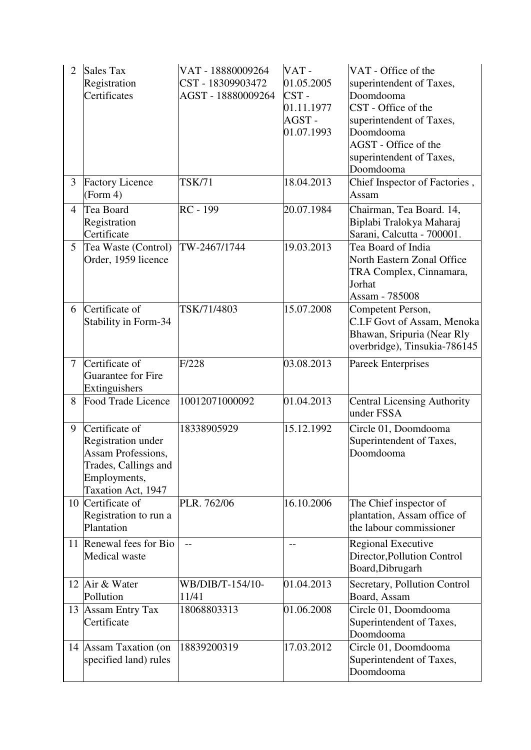| 2 | Sales Tax Registration Certificates | VAT - 18880009264<br>CST - 18309903472<br>AGST - 18880009264 | VAT - 01.05.2005<br>CST - 01.11.1977<br>AGST - 01.07.1993 | VAT - Office of the superintendent of Taxes, Doomdooma<br>CST - Office of the superintendent of Taxes, Doomdooma<br>AGST - Office of the superintendent of Taxes, Doomdooma |
|---|---|---|---|---|
| 3 | Factory Licence (Form 4) | TSK/71 | 18.04.2013 | Chief Inspector of Factories , Assam |
| 4 | Tea Board Registration Certificate | RC - 199 | 20.07.1984 | Chairman, Tea Board. 14, Biplabi Tralokya Maharaj Sarani, Calcutta - 700001. |
| 5 | Tea Waste (Control) Order, 1959 licence | TW-2467/1744 | 19.03.2013 | Tea Board of India<br>North Eastern Zonal Office<br>TRA Complex, Cinnamara, Jorhat<br>Assam - 785008 |
| 6 | Certificate of Stability in Form-34 | TSK/71/4803 | 15.07.2008 | Competent Person,<br>C.I.F Govt of Assam, Menoka Bhawan, Sripuria (Near Rly overbridge), Tinsukia-786145 |
| 7 | Certificate of Guarantee for Fire Extinguishers | F/228 | 03.08.2013 | Pareek Enterprises |
| 8 | Food Trade Licence | 10012071000092 | 01.04.2013 | Central Licensing Authority under FSSA |
| 9 | Certificate of Registration under Assam Professions, Trades, Callings and Employments, Taxation Act, 1947 | 18338905929 | 15.12.1992 | Circle 01, Doomdooma Superintendent of Taxes, Doomdooma |
| 10 | Certificate of Registration to run a Plantation | PLR. 762/06 | 16.10.2006 | The Chief inspector of plantation, Assam office of the labour commissioner |
| 11 | Renewal fees for Bio Medical waste | -- | -- | Regional Executive Director,Pollution Control Board,Dibrugarh |
| 12 | Air & Water Pollution | WB/DIB/T-154/10-11/41 | 01.04.2013 | Secretary, Pollution Control Board, Assam |
| 13 | Assam Entry Tax Certificate | 18068803313 | 01.06.2008 | Circle 01, Doomdooma Superintendent of Taxes, Doomdooma |
| 14 | Assam Taxation (on specified land) rules | 18839200319 | 17.03.2012 | Circle 01, Doomdooma Superintendent of Taxes, Doomdooma |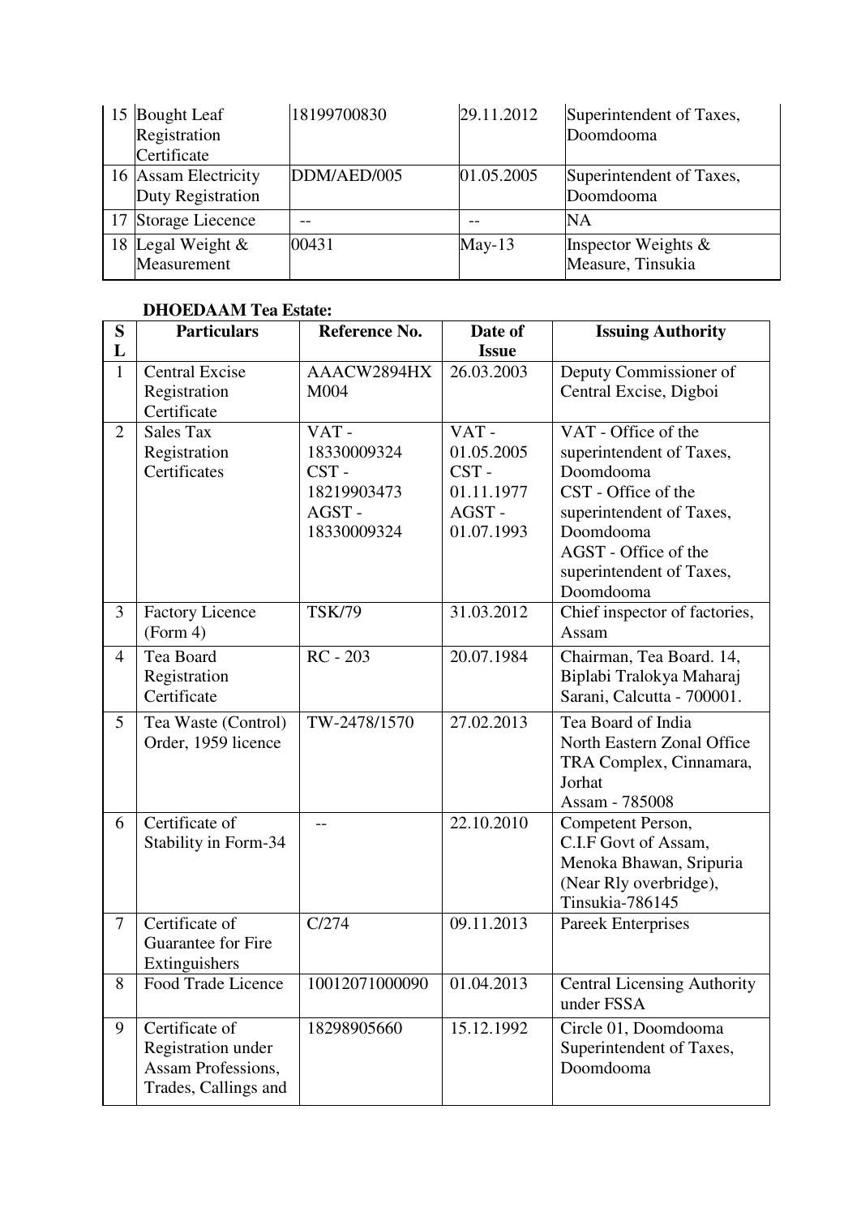| 15 | Bought Leaf Registration Certificate | 18199700830 | 29.11.2012 | Superintendent of Taxes, Doomdooma |
|---|---|---|---|---|
| 16 | Assam Electricity Duty Registration | DDM/AED/005 | 01.05.2005 | Superintendent of Taxes, Doomdooma |
| 17 | Storage Liecence | -- | -- | NA |
| 18 | Legal Weight & Measurement | 00431 | May-13 | Inspector Weights & Measure, Tinsukia |

**DHOEDAAM Tea Estate:**

| SL | Particulars | Reference No. | Date of Issue | Issuing Authority |
|---|---|---|---|---|
| 1 | Central Excise Registration Certificate | AAACW2894HX M004 | 26.03.2003 | Deputy Commissioner of Central Excise, Digboi |
| 2 | Sales Tax Registration Certificates | VAT - 18330009324<br>CST - 18219903473<br>AGST - 18330009324 | VAT - 01.05.2005<br>CST - 01.11.1977<br>AGST - 01.07.1993 | VAT - Office of the superintendent of Taxes, Doomdooma<br>CST - Office of the superintendent of Taxes, Doomdooma<br>AGST - Office of the superintendent of Taxes, Doomdooma |
| 3 | Factory Licence (Form 4) | TSK/79 | 31.03.2012 | Chief inspector of factories, Assam |
| 4 | Tea Board Registration Certificate | RC - 203 | 20.07.1984 | Chairman, Tea Board. 14, Biplabi Tralokya Maharaj Sarani, Calcutta - 700001. |
| 5 | Tea Waste (Control) Order, 1959 licence | TW-2478/1570 | 27.02.2013 | Tea Board of India North Eastern Zonal Office TRA Complex, Cinnamara, Jorhat Assam - 785008 |
| 6 | Certificate of Stability in Form-34 | -- | 22.10.2010 | Competent Person, C.I.F Govt of Assam, Menoka Bhawan, Sripuria (Near Rly overbridge), Tinsukia-786145 |
| 7 | Certificate of Guarantee for Fire Extinguishers | C/274 | 09.11.2013 | Pareek Enterprises |
| 8 | Food Trade Licence | 10012071000090 | 01.04.2013 | Central Licensing Authority under FSSA |
| 9 | Certificate of Registration under Assam Professions, Trades, Callings and | 18298905660 | 15.12.1992 | Circle 01, Doomdooma Superintendent of Taxes, Doomdooma |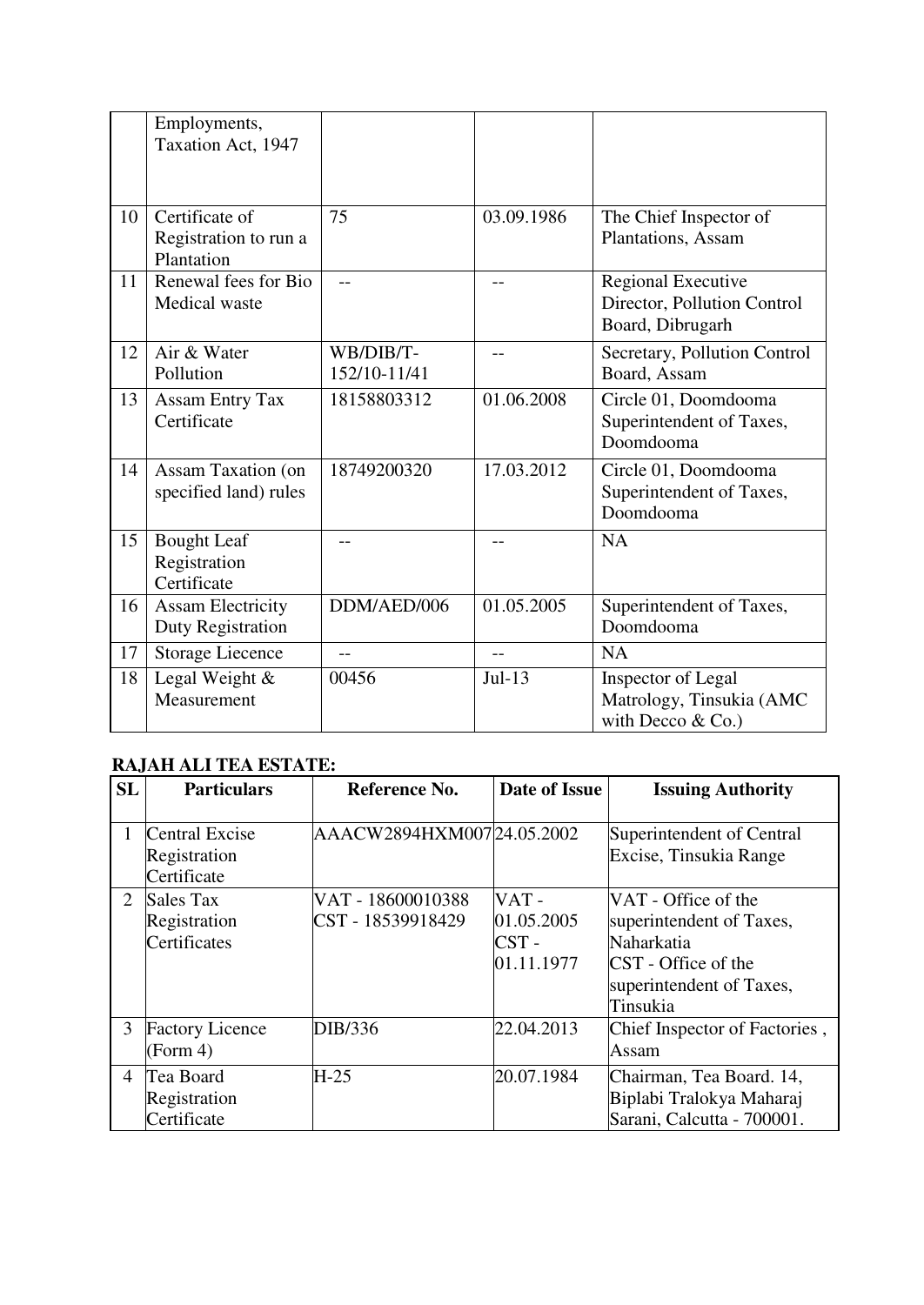| | | | | |
|---|---|---|---|---|
| | Employments, Taxation Act, 1947 | | | |
| 10 | Certificate of Registration to run a Plantation | 75 | 03.09.1986 | The Chief Inspector of Plantations, Assam |
| 11 | Renewal fees for Bio Medical waste | -- | -- | Regional Executive Director, Pollution Control Board, Dibrugarh |
| 12 | Air & Water Pollution | WB/DIB/T-152/10-11/41 | -- | Secretary, Pollution Control Board, Assam |
| 13 | Assam Entry Tax Certificate | 18158803312 | 01.06.2008 | Circle 01, Doomdooma Superintendent of Taxes, Doomdooma |
| 14 | Assam Taxation (on specified land) rules | 18749200320 | 17.03.2012 | Circle 01, Doomdooma Superintendent of Taxes, Doomdooma |
| 15 | Bought Leaf Registration Certificate | -- | -- | NA |
| 16 | Assam Electricity Duty Registration | DDM/AED/006 | 01.05.2005 | Superintendent of Taxes, Doomdooma |
| 17 | Storage Liecence | -- | -- | NA |
| 18 | Legal Weight & Measurement | 00456 | Jul-13 | Inspector of Legal Matrology, Tinsukia (AMC with Decco & Co.) |

**RAJAH ALI TEA ESTATE:**

| SL | Particulars | Reference No. | Date of Issue | Issuing Authority |
|---|---|---|---|---|
| 1 | Central Excise Registration Certificate | AAACW2894HXM007 | 24.05.2002 | Superintendent of Central Excise, Tinsukia Range |
| 2 | Sales Tax Registration Certificates | VAT - 18600010388<br>CST - 18539918429 | VAT - 01.05.2005<br>CST - 01.11.1977 | VAT - Office of the superintendent of Taxes, Naharkatia<br>CST - Office of the superintendent of Taxes, Tinsukia |
| 3 | Factory Licence (Form 4) | DIB/336 | 22.04.2013 | Chief Inspector of Factories , Assam |
| 4 | Tea Board Registration Certificate | H-25 | 20.07.1984 | Chairman, Tea Board. 14, Biplabi Tralokya Maharaj Sarani, Calcutta - 700001. |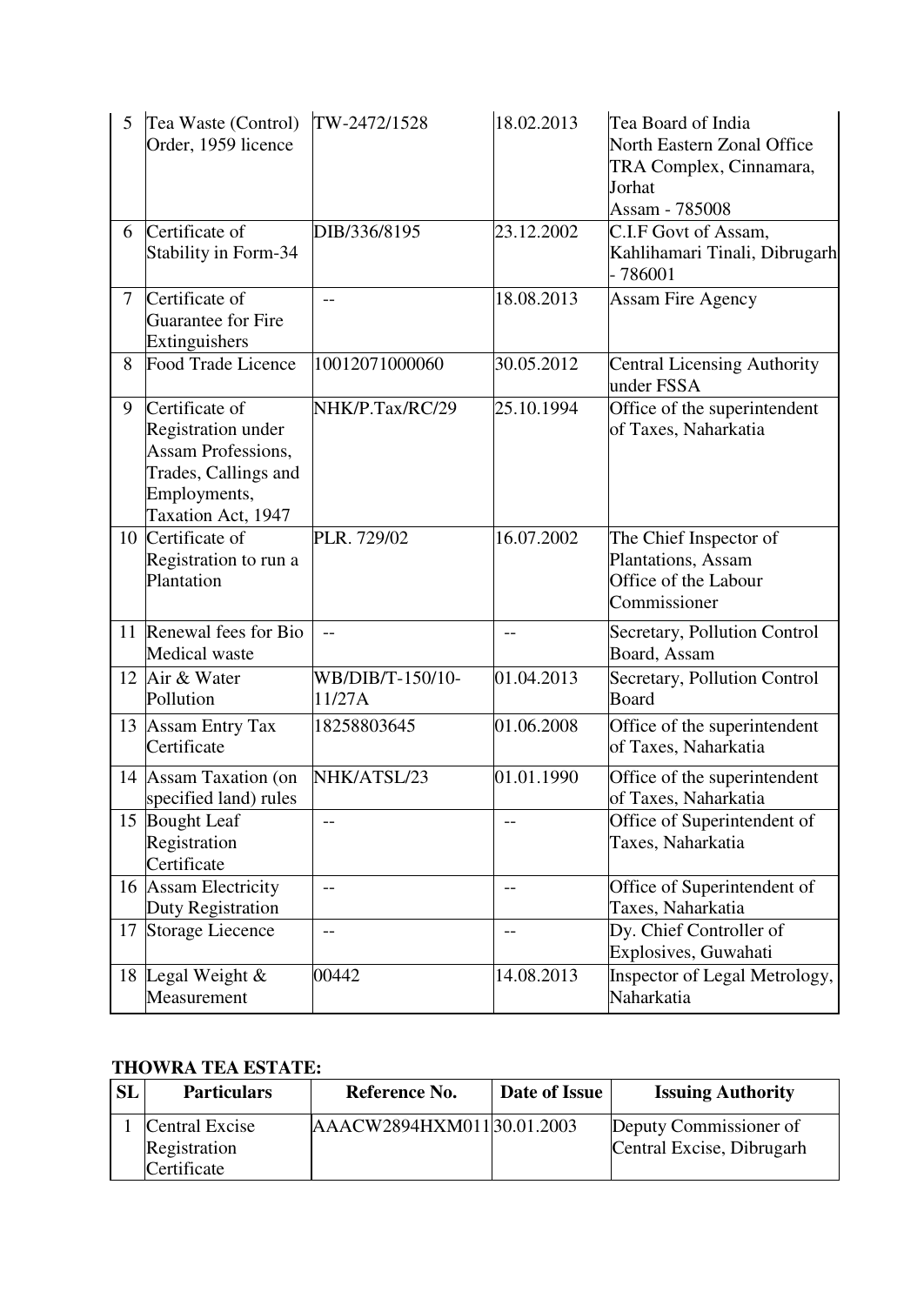| 5 | Tea Waste (Control) Order, 1959 licence | TW-2472/1528 | 18.02.2013 | Tea Board of India North Eastern Zonal Office TRA Complex, Cinnamara, Jorhat Assam - 785008 |
|---|---|---|---|---|
| 6 | Certificate of Stability in Form-34 | DIB/336/8195 | 23.12.2002 | C.I.F Govt of Assam, Kahlihamari Tinali, Dibrugarh - 786001 |
| 7 | Certificate of Guarantee for Fire Extinguishers | -- | 18.08.2013 | Assam Fire Agency |
| 8 | Food Trade Licence | 10012071000060 | 30.05.2012 | Central Licensing Authority under FSSA |
| 9 | Certificate of Registration under Assam Professions, Trades, Callings and Employments, Taxation Act, 1947 | NHK/P.Tax/RC/29 | 25.10.1994 | Office of the superintendent of Taxes, Naharkatia |
| 10 | Certificate of Registration to run a Plantation | PLR. 729/02 | 16.07.2002 | The Chief Inspector of Plantations, Assam Office of the Labour Commissioner |
| 11 | Renewal fees for Bio Medical waste | -- | -- | Secretary, Pollution Control Board, Assam |
| 12 | Air & Water Pollution | WB/DIB/T-150/10-11/27A | 01.04.2013 | Secretary, Pollution Control Board |
| 13 | Assam Entry Tax Certificate | 18258803645 | 01.06.2008 | Office of the superintendent of Taxes, Naharkatia |
| 14 | Assam Taxation (on specified land) rules | NHK/ATSL/23 | 01.01.1990 | Office of the superintendent of Taxes, Naharkatia |
| 15 | Bought Leaf Registration Certificate | -- | -- | Office of Superintendent of Taxes, Naharkatia |
| 16 | Assam Electricity Duty Registration | -- | -- | Office of Superintendent of Taxes, Naharkatia |
| 17 | Storage Liecence | -- | -- | Dy. Chief Controller of Explosives, Guwahati |
| 18 | Legal Weight & Measurement | 00442 | 14.08.2013 | Inspector of Legal Metrology, Naharkatia |

**THOWRA TEA ESTATE:**

| SL | Particulars | Reference No. | Date of Issue | Issuing Authority |
|---|---|---|---|---|
| 1 | Central Excise Registration Certificate | AACW2894HXM011 | 30.01.2003 | Deputy Commissioner of Central Excise, Dibrugarh |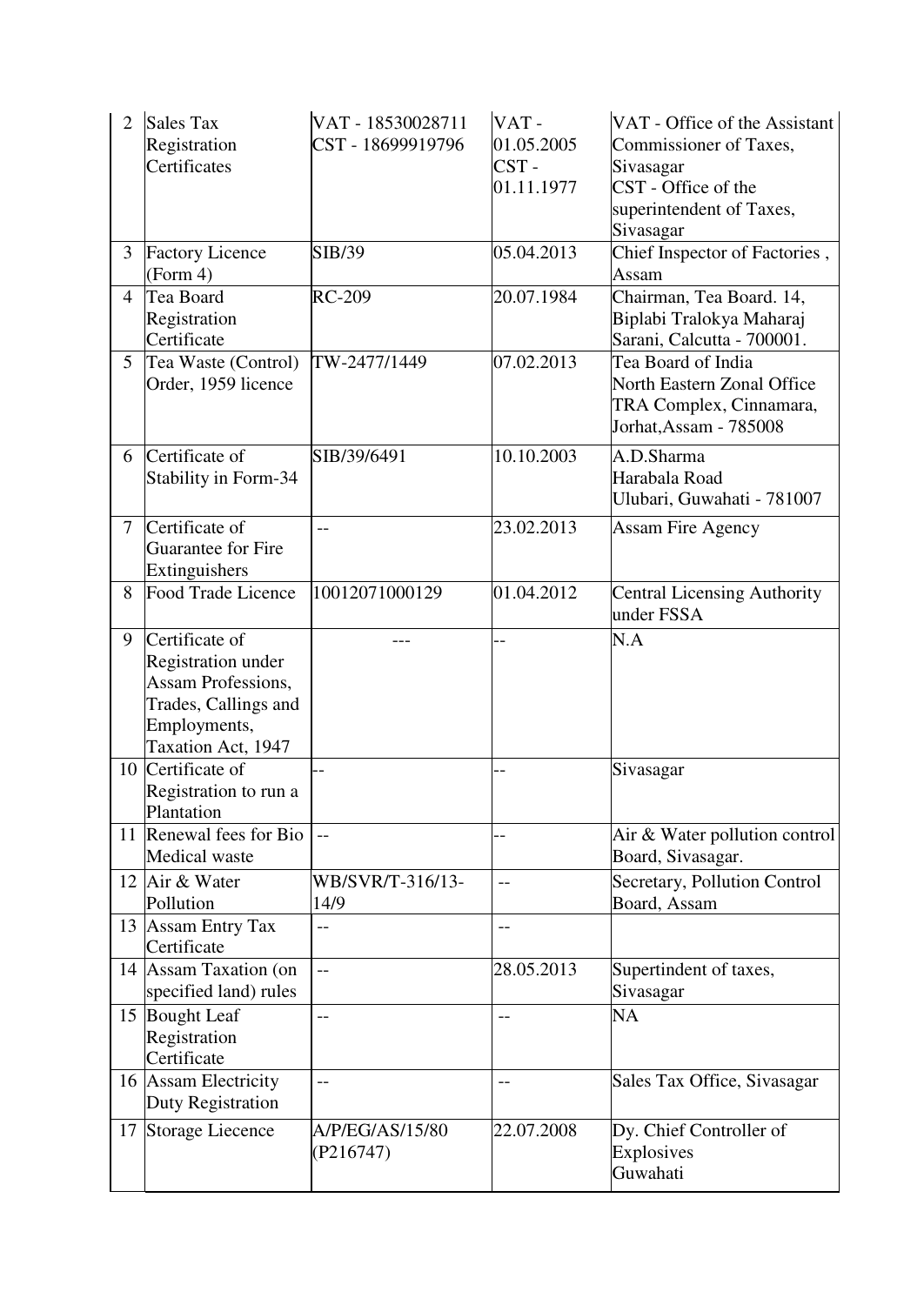| 2 | Sales Tax Registration Certificates | VAT - 18530028711<br>CST - 18699919796 | VAT - 01.05.2005<br>CST - 01.11.1977 | VAT - Office of the Assistant Commissioner of Taxes, Sivasagar<br>CST - Office of the superintendent of Taxes, Sivasagar |
|---|---|---|---|---|
| 3 | Factory Licence (Form 4) | SIB/39 | 05.04.2013 | Chief Inspector of Factories , Assam |
| 4 | Tea Board Registration Certificate | RC-209 | 20.07.1984 | Chairman, Tea Board. 14, Biplabi Tralokya Maharaj Sarani, Calcutta - 700001. |
| 5 | Tea Waste (Control) Order, 1959 licence | TW-2477/1449 | 07.02.2013 | Tea Board of India<br>North Eastern Zonal Office<br>TRA Complex, Cinnamara, Jorhat,Assam - 785008 |
| 6 | Certificate of Stability in Form-34 | SIB/39/6491 | 10.10.2003 | A.D.Sharma<br>Harabala Road<br>Ulubari, Guwahati - 781007 |
| 7 | Certificate of Guarantee for Fire Extinguishers | -- | 23.02.2013 | Assam Fire Agency |
| 8 | Food Trade Licence | 10012071000129 | 01.04.2012 | Central Licensing Authority under FSSA |
| 9 | Certificate of Registration under Assam Professions, Trades, Callings and Employments, Taxation Act, 1947 | --- | -- | N.A |
| 10 | Certificate of Registration to run a Plantation | -- | -- | Sivasagar |
| 11 | Renewal fees for Bio Medical waste | -- | -- | Air & Water pollution control Board, Sivasagar. |
| 12 | Air & Water Pollution | WB/SVR/T-316/13-14/9 | -- | Secretary, Pollution Control Board, Assam |
| 13 | Assam Entry Tax Certificate | -- | -- | |
| 14 | Assam Taxation (on specified land) rules | -- | 28.05.2013 | Supertindent of taxes, Sivasagar |
| 15 | Bought Leaf Registration Certificate | -- | -- | NA |
| 16 | Assam Electricity Duty Registration | -- | -- | Sales Tax Office, Sivasagar |
| 17 | Storage Liecence | A/P/EG/AS/15/80 (P216747) | 22.07.2008 | Dy. Chief Controller of Explosives<br>Guwahati |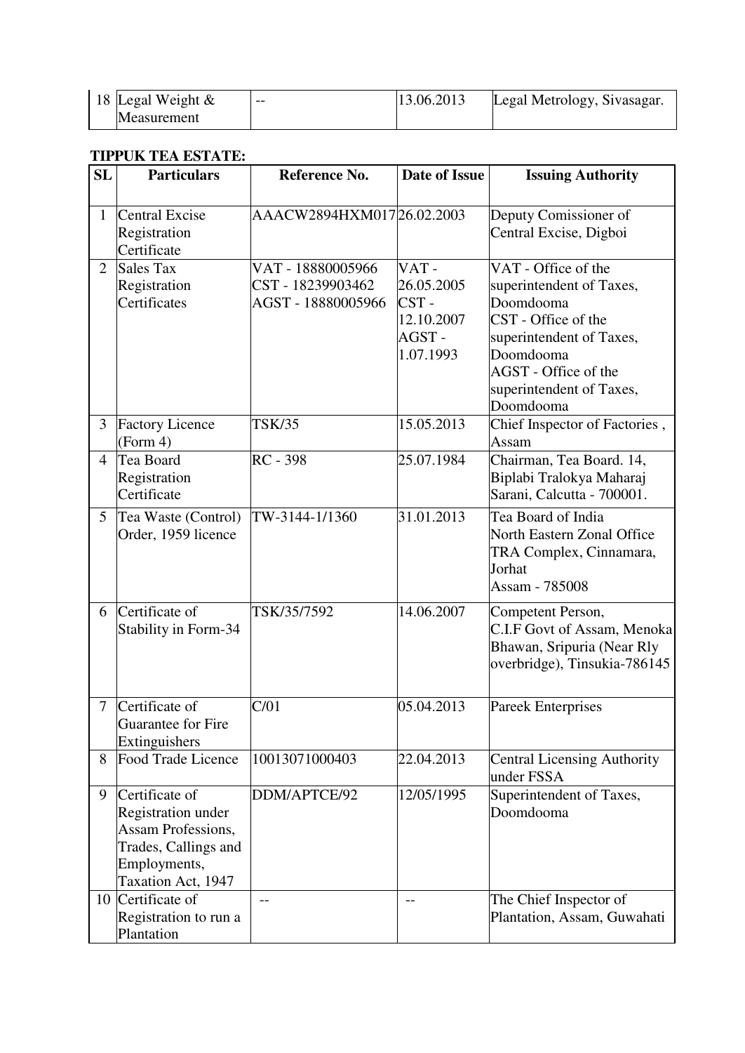| 18 | Legal Weight & Measurement | -- | 13.06.2013 | Legal Metrology, Sivasagar. |
|---|---|---|---|---|

**TIPPUK TEA ESTATE:**

| SL | Particulars | Reference No. | Date of Issue | Issuing Authority |
|---|---|---|---|---|
| 1 | Central Excise Registration Certificate | AACW2894HXM017 | 26.02.2003 | Deputy Comissioner of Central Excise, Digboi |
| 2 | Sales Tax Registration Certificates | VAT - 18880005966<br>CST - 18239903462<br>AGST - 18880005966 | VAT - 26.05.2005<br>CST - 12.10.2007<br>AGST - 1.07.1993 | VAT - Office of the superintendent of Taxes, Doomdooma<br>CST - Office of the superintendent of Taxes, Doomdooma<br>AGST - Office of the superintendent of Taxes, Doomdooma |
| 3 | Factory Licence (Form 4) | TSK/35 | 15.05.2013 | Chief Inspector of Factories , Assam |
| 4 | Tea Board Registration Certificate | RC - 398 | 25.07.1984 | Chairman, Tea Board. 14, Biplabi Tralokya Maharaj Sarani, Calcutta - 700001. |
| 5 | Tea Waste (Control) Order, 1959 licence | TW-3144-1/1360 | 31.01.2013 | Tea Board of India North Eastern Zonal Office TRA Complex, Cinnamara, Jorhat Assam - 785008 |
| 6 | Certificate of Stability in Form-34 | TSK/35/7592 | 14.06.2007 | Competent Person, C.I.F Govt of Assam, Menoka Bhawan, Sripuria (Near Rly overbridge), Tinsukia-786145 |
| 7 | Certificate of Guarantee for Fire Extinguishers | C/01 | 05.04.2013 | Pareek Enterprises |
| 8 | Food Trade Licence | 10013071000403 | 22.04.2013 | Central Licensing Authority under FSSA |
| 9 | Certificate of Registration under Assam Professions, Trades, Callings and Employments, Taxation Act, 1947 | DDM/APTCE/92 | 12/05/1995 | Superintendent of Taxes, Doomdooma |
| 10 | Certificate of Registration to run a Plantation | -- | -- | The Chief Inspector of Plantation, Assam, Guwahati |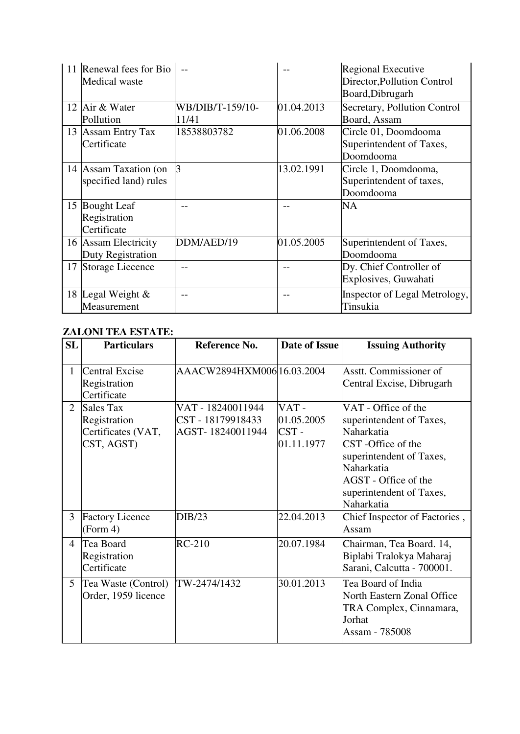| | | | | |
|---|---|---|---|---|
| 11 | Renewal fees for Bio Medical waste | -- | -- | Regional Executive Director,Pollution Control Board,Dibrugarh |
| 12 | Air & Water Pollution | WB/DIB/T-159/10-11/41 | 01.04.2013 | Secretary, Pollution Control Board, Assam |
| 13 | Assam Entry Tax Certificate | 18538803782 | 01.06.2008 | Circle 01, Doomdooma Superintendent of Taxes, Doomdooma |
| 14 | Assam Taxation (on specified land) rules | 3 | 13.02.1991 | Circle 1, Doomdooma, Superintendent of taxes, Doomdooma |
| 15 | Bought Leaf Registration Certificate | -- | -- | NA |
| 16 | Assam Electricity Duty Registration | DDM/AED/19 | 01.05.2005 | Superintendent of Taxes, Doomdooma |
| 17 | Storage Liecence | -- | -- | Dy. Chief Controller of Explosives, Guwahati |
| 18 | Legal Weight & Measurement | -- | -- | Inspector of Legal Metrology, Tinsukia |

**ZALONI TEA ESTATE:**

| SL | Particulars | Reference No. | Date of Issue | Issuing Authority |
|---|---|---|---|---|
| 1 | Central Excise Registration Certificate | AAACW2894HXM006 | 16.03.2004 | Asstt. Commissioner of Central Excise, Dibrugarh |
| 2 | Sales Tax Registration Certificates (VAT, CST, AGST) | VAT - 18240011944<br>CST - 18179918433<br>AGST- 18240011944 | VAT - 01.05.2005<br>CST - 01.11.1977 | VAT - Office of the superintendent of Taxes, Naharkatia<br>CST -Office of the superintendent of Taxes, Naharkatia<br>AGST - Office of the superintendent of Taxes, Naharkatia |
| 3 | Factory Licence (Form 4) | DIB/23 | 22.04.2013 | Chief Inspector of Factories , Assam |
| 4 | Tea Board Registration Certificate | RC-210 | 20.07.1984 | Chairman, Tea Board. 14, Biplabi Tralokya Maharaj Sarani, Calcutta - 700001. |
| 5 | Tea Waste (Control) Order, 1959 licence | TW-2474/1432 | 30.01.2013 | Tea Board of India North Eastern Zonal Office TRA Complex, Cinnamara, Jorhat Assam - 785008 |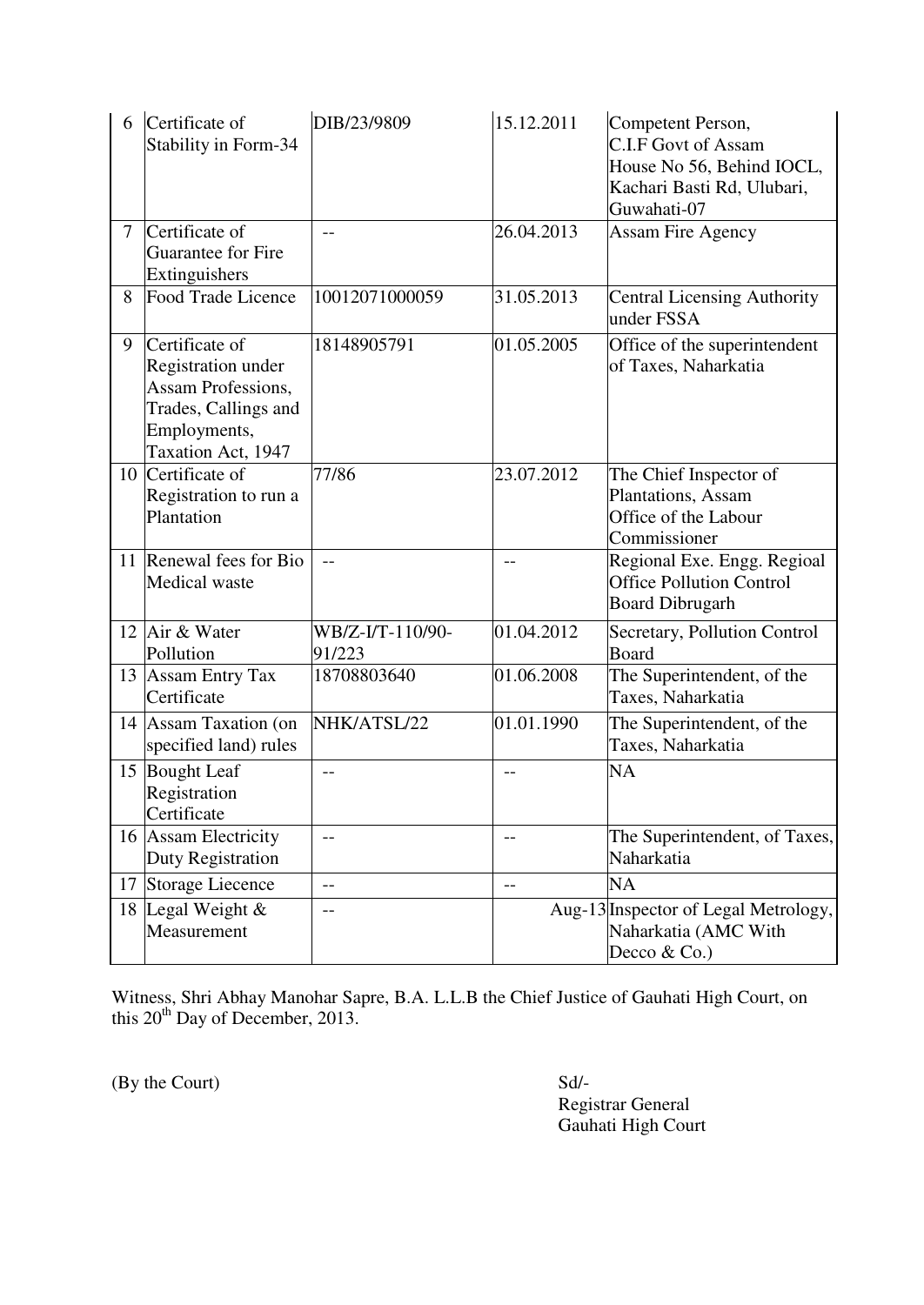| | | | | |
|---|---|---|---|---|
| 6 | Certificate of Stability in Form-34 | DIB/23/9809 | 15.12.2011 | Competent Person, C.I.F Govt of Assam House No 56, Behind IOCL, Kachari Basti Rd, Ulubari, Guwahati-07 |
| 7 | Certificate of Guarantee for Fire Extinguishers | -- | 26.04.2013 | Assam Fire Agency |
| 8 | Food Trade Licence | 10012071000059 | 31.05.2013 | Central Licensing Authority under FSSA |
| 9 | Certificate of Registration under Assam Professions, Trades, Callings and Employments, Taxation Act, 1947 | 18148905791 | 01.05.2005 | Office of the superintendent of Taxes, Naharkatia |
| 10 | Certificate of Registration to run a Plantation | 77/86 | 23.07.2012 | The Chief Inspector of Plantations, Assam Office of the Labour Commissioner |
| 11 | Renewal fees for Bio Medical waste | -- | -- | Regional Exe. Engg. Regioal Office Pollution Control Board Dibrugarh |
| 12 | Air & Water Pollution | WB/Z-I/T-110/90-91/223 | 01.04.2012 | Secretary, Pollution Control Board |
| 13 | Assam Entry Tax Certificate | 18708803640 | 01.06.2008 | The Superintendent, of the Taxes, Naharkatia |
| 14 | Assam Taxation (on specified land) rules | NHK/ATSL/22 | 01.01.1990 | The Superintendent, of the Taxes, Naharkatia |
| 15 | Bought Leaf Registration Certificate | -- | -- | NA |
| 16 | Assam Electricity Duty Registration | -- | -- | The Superintendent, of Taxes, Naharkatia |
| 17 | Storage Liecence | -- | -- | NA |
| 18 | Legal Weight & Measurement | -- | Aug-13 | Inspector of Legal Metrology, Naharkatia (AMC With Decco & Co.) |

Witness, Shri Abhay Manohar Sapre, B.A. L.L.B the Chief Justice of Gauhati High Court, on this 20th Day of December, 2013.

(By the Court)

Sd/-
Registrar General
Gauhati High Court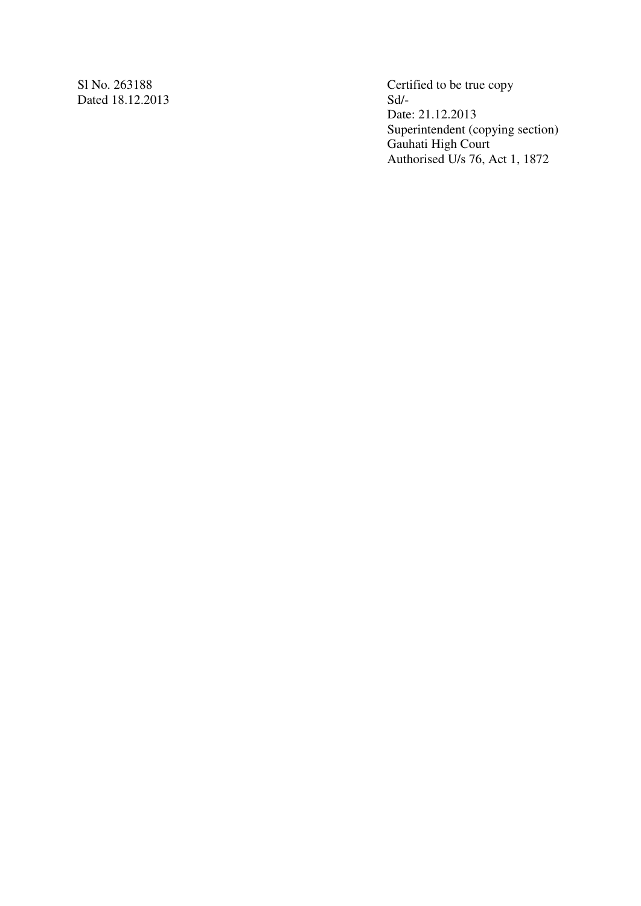Sl No. 263188
Dated 18.12.2013

Certified to be true copy
Sd/-
Date: 21.12.2013
Superintendent (copying section)
Gauhati High Court
Authorised U/s 76, Act 1, 1872